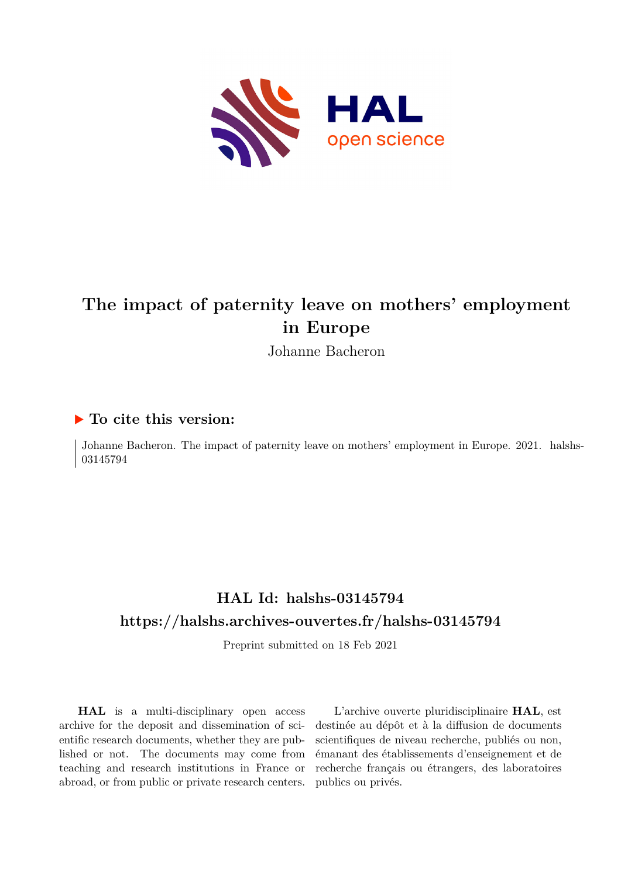# The impact of paternity leave on mothers' employment in Europe

Johanne Bacheron

## ▶ To cite this version:

Johanne Bacheron. The impact of paternity leave on mothers' employment in Europe. 2021. halshs-03145794

## HAL Id: halshs-03145794

## https://halshs.archives-ouvertes.fr/halshs-03145794

Preprint submitted on 18 Feb 2021

**HAL** is a multi-disciplinary open access archive for the deposit and dissemination of scientific research documents, whether they are published or not. The documents may come from teaching and research institutions in France or abroad, or from public or private research centers.

L'archive ouverte pluridisciplinaire **HAL**, est destinée au dépôt et à la diffusion de documents scientifiques de niveau recherche, publiés ou non, émanant des établissements d'enseignement et de recherche français ou étrangers, des laboratoires publics ou privés.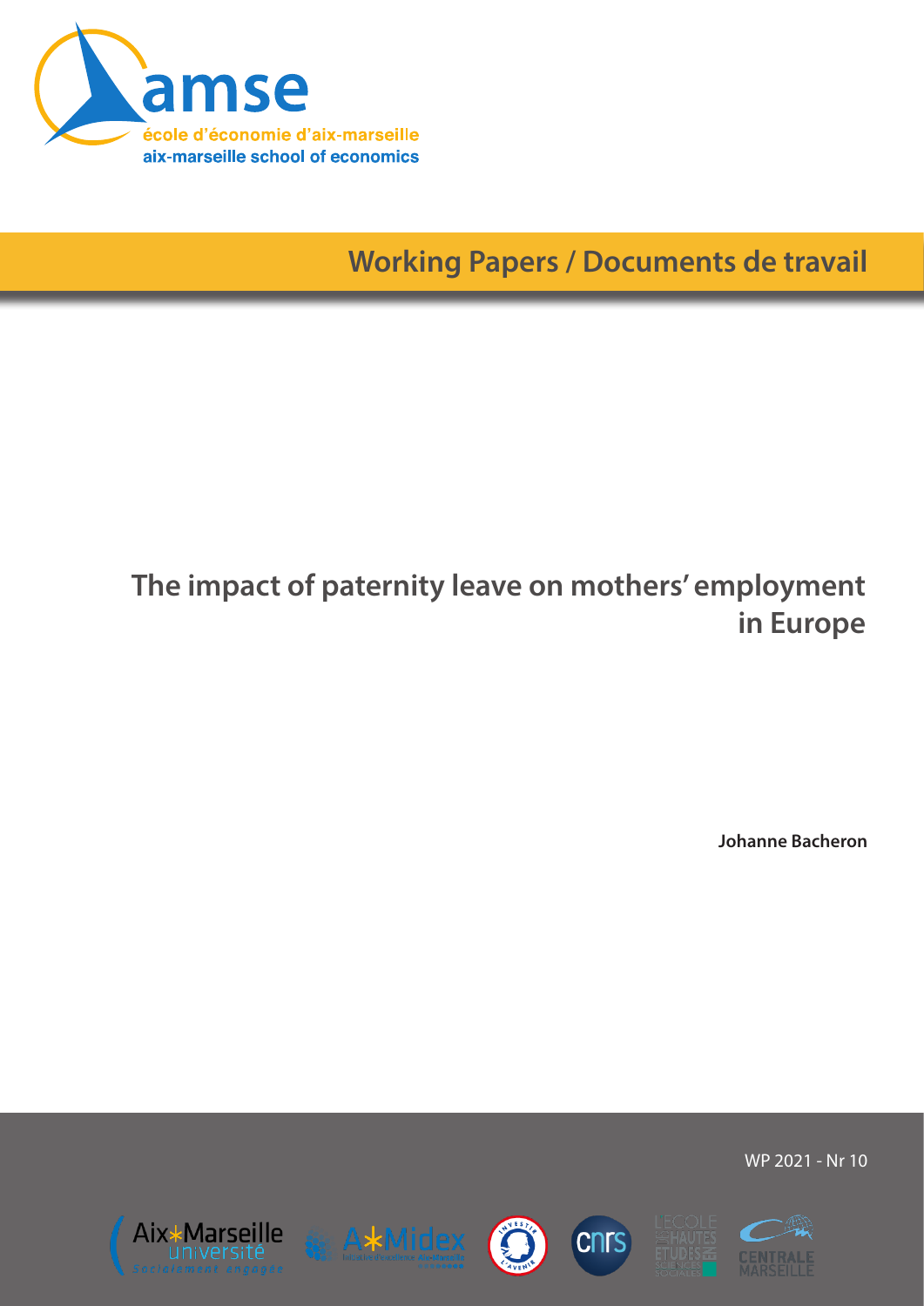Working Papers / Documents de travail

# The impact of paternity leave on mothers' employment in Europe

**Johanne Bacheron**

WP 2021 - Nr 10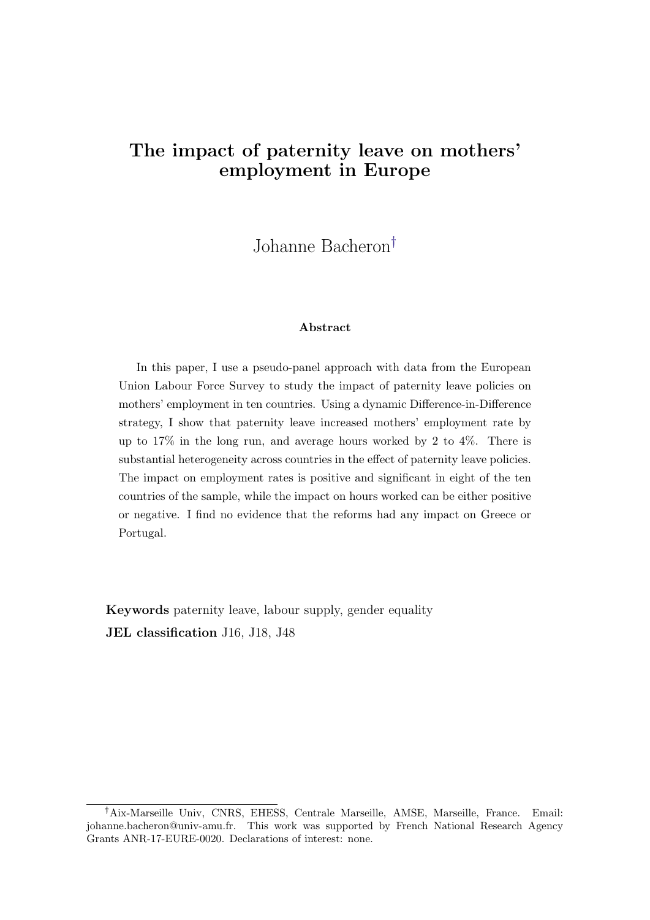# The impact of paternity leave on mothers' employment in Europe

Johanne Bacheron[†]

**Abstract**

In this paper, I use a pseudo-panel approach with data from the European Union Labour Force Survey to study the impact of paternity leave policies on mothers' employment in ten countries. Using a dynamic Difference-in-Difference strategy, I show that paternity leave increased mothers' employment rate by up to 17% in the long run, and average hours worked by 2 to 4%. There is substantial heterogeneity across countries in the effect of paternity leave policies. The impact on employment rates is positive and significant in eight of the ten countries of the sample, while the impact on hours worked can be either positive or negative. I find no evidence that the reforms had any impact on Greece or Portugal.

**Keywords** paternity leave, labour supply, gender equality

**JEL classification** J16, J18, J48

[†]Aix-Marseille Univ, CNRS, EHESS, Centrale Marseille, AMSE, Marseille, France. Email: johanne.bacheron@univ-amu.fr. This work was supported by French National Research Agency Grants ANR-17-EURE-0020. Declarations of interest: none.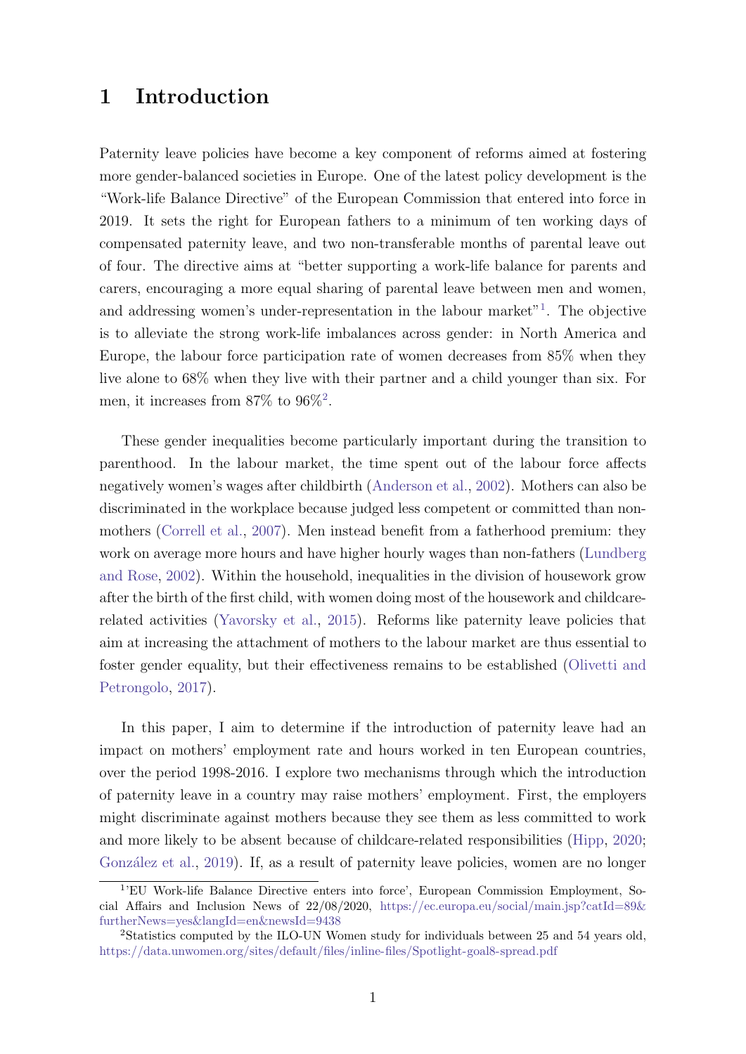# 1 Introduction

Paternity leave policies have become a key component of reforms aimed at fostering more gender-balanced societies in Europe. One of the latest policy development is the "Work-life Balance Directive" of the European Commission that entered into force in 2019. It sets the right for European fathers to a minimum of ten working days of compensated paternity leave, and two non-transferable months of parental leave out of four. The directive aims at "better supporting a work-life balance for parents and carers, encouraging a more equal sharing of parental leave between men and women, and addressing women's under-representation in the labour market"[1]. The objective is to alleviate the strong work-life imbalances across gender: in North America and Europe, the labour force participation rate of women decreases from 85% when they live alone to 68% when they live with their partner and a child younger than six. For men, it increases from 87% to 96%[2].

These gender inequalities become particularly important during the transition to parenthood. In the labour market, the time spent out of the labour force affects negatively women's wages after childbirth (Anderson et al., 2002). Mothers can also be discriminated in the workplace because judged less competent or committed than non-mothers (Correll et al., 2007). Men instead benefit from a fatherhood premium: they work on average more hours and have higher hourly wages than non-fathers (Lundberg and Rose, 2002). Within the household, inequalities in the division of housework grow after the birth of the first child, with women doing most of the housework and childcare-related activities (Yavorsky et al., 2015). Reforms like paternity leave policies that aim at increasing the attachment of mothers to the labour market are thus essential to foster gender equality, but their effectiveness remains to be established (Olivetti and Petrongolo, 2017).

In this paper, I aim to determine if the introduction of paternity leave had an impact on mothers' employment rate and hours worked in ten European countries, over the period 1998-2016. I explore two mechanisms through which the introduction of paternity leave in a country may raise mothers' employment. First, the employers might discriminate against mothers because they see them as less committed to work and more likely to be absent because of childcare-related responsibilities (Hipp, 2020; González et al., 2019). If, as a result of paternity leave policies, women are no longer

[1] 'EU Work-life Balance Directive enters into force', European Commission Employment, Social Affairs and Inclusion News of 22/08/2020, https://ec.europa.eu/social/main.jsp?catId=89&furtherNews=yes&langId=en&newsId=9438

[2] Statistics computed by the ILO-UN Women study for individuals between 25 and 54 years old, https://data.unwomen.org/sites/default/files/inline-files/Spotlight-goal8-spread.pdf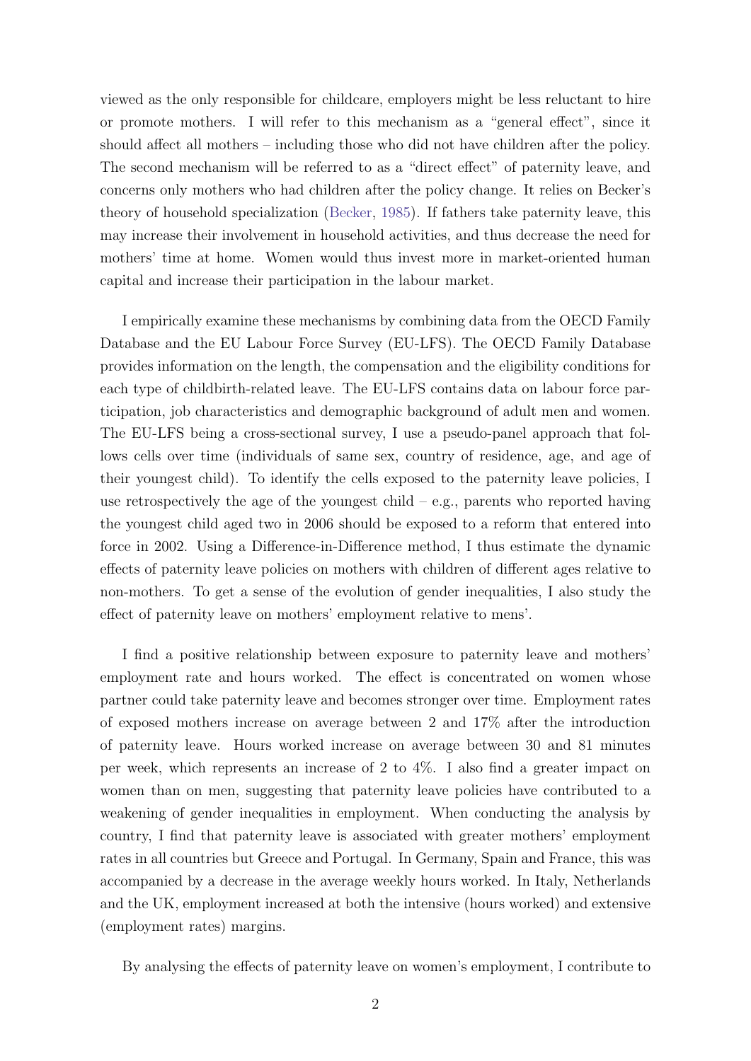viewed as the only responsible for childcare, employers might be less reluctant to hire or promote mothers. I will refer to this mechanism as a "general effect", since it should affect all mothers – including those who did not have children after the policy. The second mechanism will be referred to as a "direct effect" of paternity leave, and concerns only mothers who had children after the policy change. It relies on Becker's theory of household specialization (Becker, 1985). If fathers take paternity leave, this may increase their involvement in household activities, and thus decrease the need for mothers' time at home. Women would thus invest more in market-oriented human capital and increase their participation in the labour market.

I empirically examine these mechanisms by combining data from the OECD Family Database and the EU Labour Force Survey (EU-LFS). The OECD Family Database provides information on the length, the compensation and the eligibility conditions for each type of childbirth-related leave. The EU-LFS contains data on labour force participation, job characteristics and demographic background of adult men and women. The EU-LFS being a cross-sectional survey, I use a pseudo-panel approach that follows cells over time (individuals of same sex, country of residence, age, and age of their youngest child). To identify the cells exposed to the paternity leave policies, I use retrospectively the age of the youngest child – e.g., parents who reported having the youngest child aged two in 2006 should be exposed to a reform that entered into force in 2002. Using a Difference-in-Difference method, I thus estimate the dynamic effects of paternity leave policies on mothers with children of different ages relative to non-mothers. To get a sense of the evolution of gender inequalities, I also study the effect of paternity leave on mothers' employment relative to mens'.

I find a positive relationship between exposure to paternity leave and mothers' employment rate and hours worked. The effect is concentrated on women whose partner could take paternity leave and becomes stronger over time. Employment rates of exposed mothers increase on average between 2 and 17% after the introduction of paternity leave. Hours worked increase on average between 30 and 81 minutes per week, which represents an increase of 2 to 4%. I also find a greater impact on women than on men, suggesting that paternity leave policies have contributed to a weakening of gender inequalities in employment. When conducting the analysis by country, I find that paternity leave is associated with greater mothers' employment rates in all countries but Greece and Portugal. In Germany, Spain and France, this was accompanied by a decrease in the average weekly hours worked. In Italy, Netherlands and the UK, employment increased at both the intensive (hours worked) and extensive (employment rates) margins.

By analysing the effects of paternity leave on women's employment, I contribute to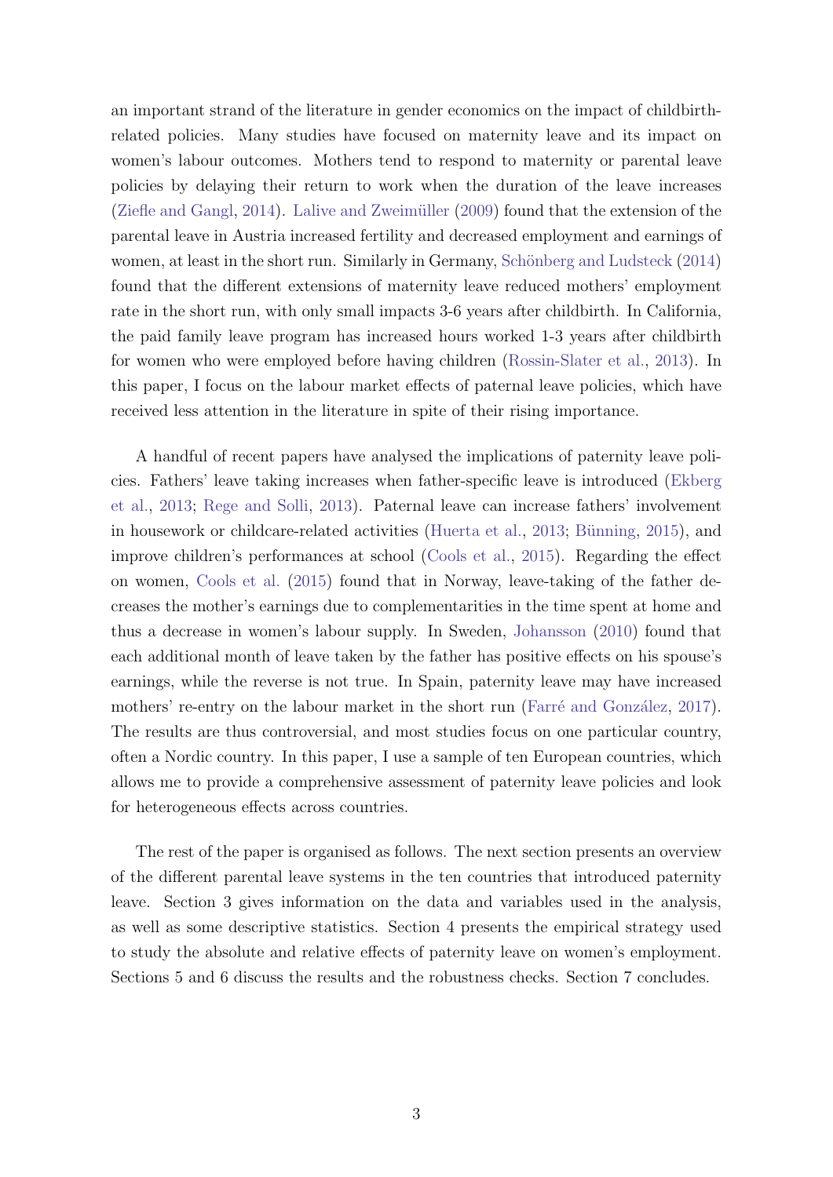an important strand of the literature in gender economics on the impact of childbirth-related policies. Many studies have focused on maternity leave and its impact on women's labour outcomes. Mothers tend to respond to maternity or parental leave policies by delaying their return to work when the duration of the leave increases (Ziefle and Gangl, 2014). Lalive and Zweimüller (2009) found that the extension of the parental leave in Austria increased fertility and decreased employment and earnings of women, at least in the short run. Similarly in Germany, Schönberg and Ludsteck (2014) found that the different extensions of maternity leave reduced mothers' employment rate in the short run, with only small impacts 3-6 years after childbirth. In California, the paid family leave program has increased hours worked 1-3 years after childbirth for women who were employed before having children (Rossin-Slater et al., 2013). In this paper, I focus on the labour market effects of paternal leave policies, which have received less attention in the literature in spite of their rising importance.

A handful of recent papers have analysed the implications of paternity leave policies. Fathers' leave taking increases when father-specific leave is introduced (Ekberg et al., 2013; Rege and Solli, 2013). Paternal leave can increase fathers' involvement in housework or childcare-related activities (Huerta et al., 2013; Bünning, 2015), and improve children's performances at school (Cools et al., 2015). Regarding the effect on women, Cools et al. (2015) found that in Norway, leave-taking of the father decreases the mother's earnings due to complementarities in the time spent at home and thus a decrease in women's labour supply. In Sweden, Johansson (2010) found that each additional month of leave taken by the father has positive effects on his spouse's earnings, while the reverse is not true. In Spain, paternity leave may have increased mothers' re-entry on the labour market in the short run (Farré and González, 2017). The results are thus controversial, and most studies focus on one particular country, often a Nordic country. In this paper, I use a sample of ten European countries, which allows me to provide a comprehensive assessment of paternity leave policies and look for heterogeneous effects across countries.

The rest of the paper is organised as follows. The next section presents an overview of the different parental leave systems in the ten countries that introduced paternity leave. Section 3 gives information on the data and variables used in the analysis, as well as some descriptive statistics. Section 4 presents the empirical strategy used to study the absolute and relative effects of paternity leave on women's employment. Sections 5 and 6 discuss the results and the robustness checks. Section 7 concludes.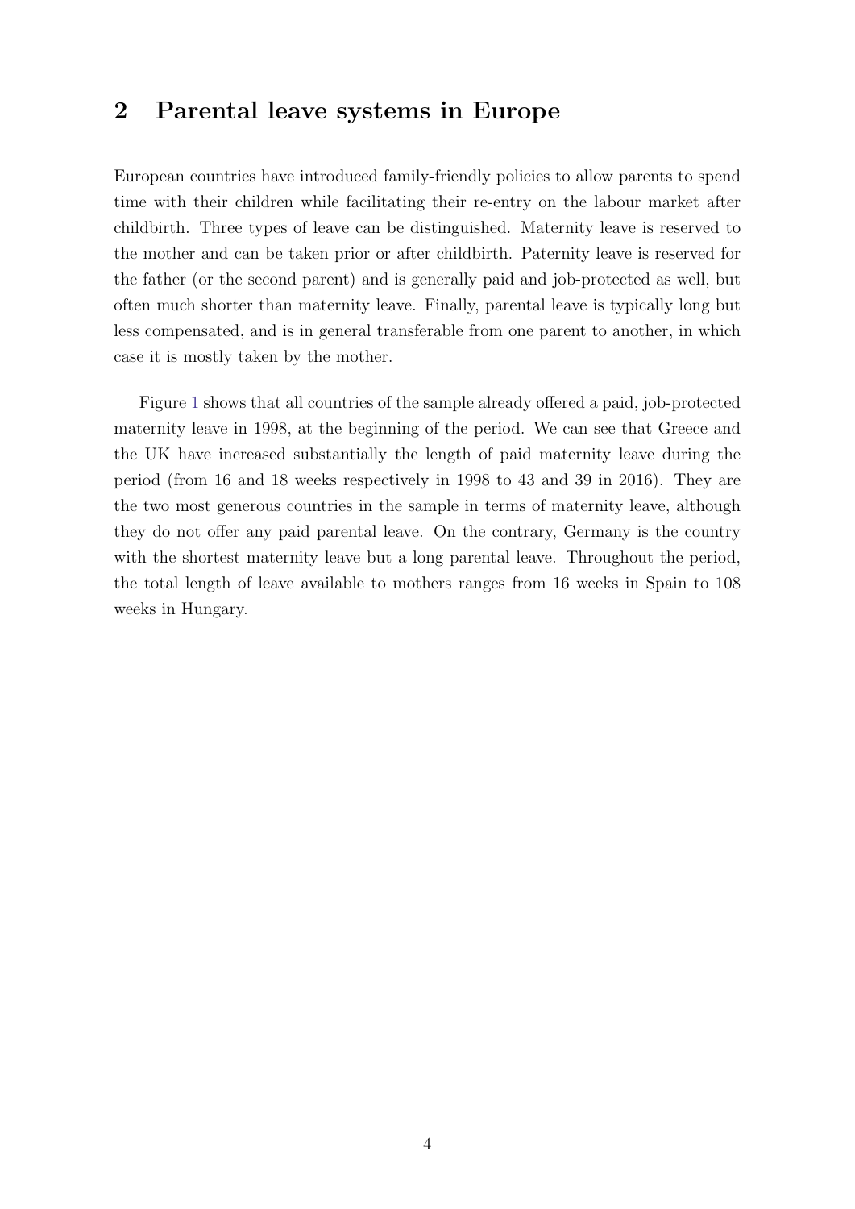## 2 Parental leave systems in Europe

European countries have introduced family-friendly policies to allow parents to spend time with their children while facilitating their re-entry on the labour market after childbirth. Three types of leave can be distinguished. Maternity leave is reserved to the mother and can be taken prior or after childbirth. Paternity leave is reserved for the father (or the second parent) and is generally paid and job-protected as well, but often much shorter than maternity leave. Finally, parental leave is typically long but less compensated, and is in general transferable from one parent to another, in which case it is mostly taken by the mother.

Figure 1 shows that all countries of the sample already offered a paid, job-protected maternity leave in 1998, at the beginning of the period. We can see that Greece and the UK have increased substantially the length of paid maternity leave during the period (from 16 and 18 weeks respectively in 1998 to 43 and 39 in 2016). They are the two most generous countries in the sample in terms of maternity leave, although they do not offer any paid parental leave. On the contrary, Germany is the country with the shortest maternity leave but a long parental leave. Throughout the period, the total length of leave available to mothers ranges from 16 weeks in Spain to 108 weeks in Hungary.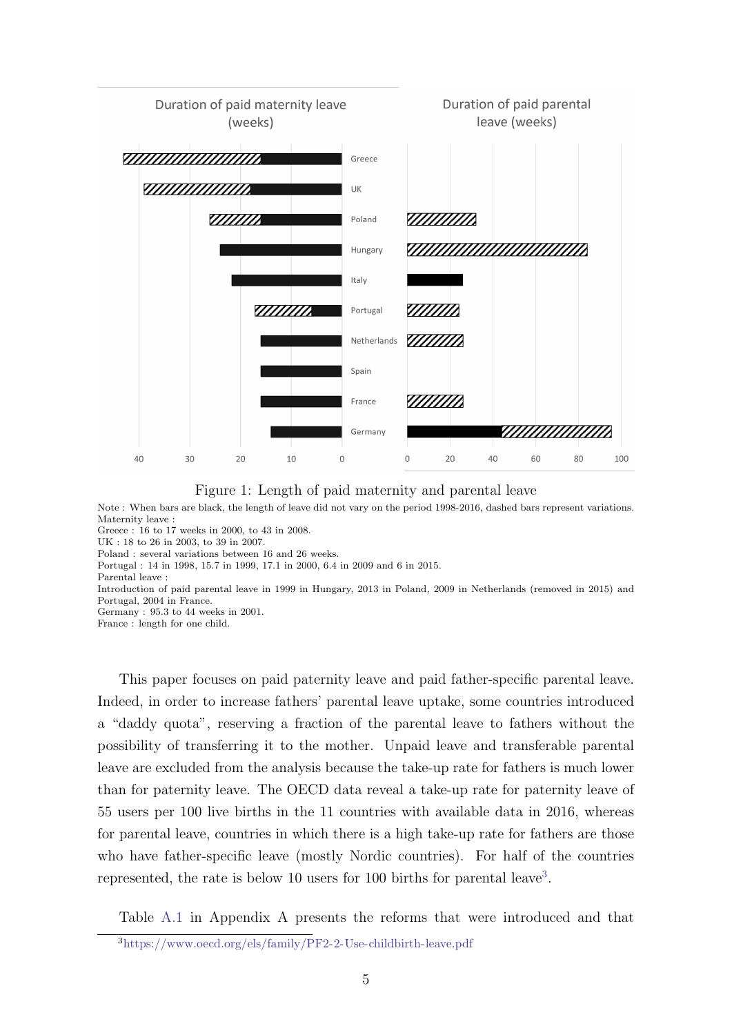Duration of paid maternity leave (weeks)

Duration of paid parental leave (weeks)

Greece

UK

Poland

Hungary

Italy

Portugal

Netherlands

Spain

France

Germany

40 30 20 10 0

0 20 40 60 80 100

Figure 1: Length of paid maternity and parental leave

Note : When bars are black, the length of leave did not vary on the period 1998-2016, dashed bars represent variations.
Maternity leave :
Greece : 16 to 17 weeks in 2000, to 43 in 2008.
UK : 18 to 26 in 2003, to 39 in 2007.
Poland : several variations between 16 and 26 weeks.
Portugal : 14 in 1998, 15.7 in 1999, 17.1 in 2000, 6.4 in 2009 and 6 in 2015.
Parental leave :
Introduction of paid parental leave in 1999 in Hungary, 2013 in Poland, 2009 in Netherlands (removed in 2015) and Portugal, 2004 in France.
Germany : 95.3 to 44 weeks in 2001.
France : length for one child.

This paper focuses on paid paternity leave and paid father-specific parental leave. Indeed, in order to increase fathers' parental leave uptake, some countries introduced a "daddy quota", reserving a fraction of the parental leave to fathers without the possibility of transferring it to the mother. Unpaid leave and transferable parental leave are excluded from the analysis because the take-up rate for fathers is much lower than for paternity leave. The OECD data reveal a take-up rate for paternity leave of 55 users per 100 live births in the 11 countries with available data in 2016, whereas for parental leave, countries in which there is a high take-up rate for fathers are those who have father-specific leave (mostly Nordic countries). For half of the countries represented, the rate is below 10 users for 100 births for parental leave[3].

Table A.1 in Appendix A presents the reforms that were introduced and that

[3] https://www.oecd.org/els/family/PF2-2-Use-childbirth-leave.pdf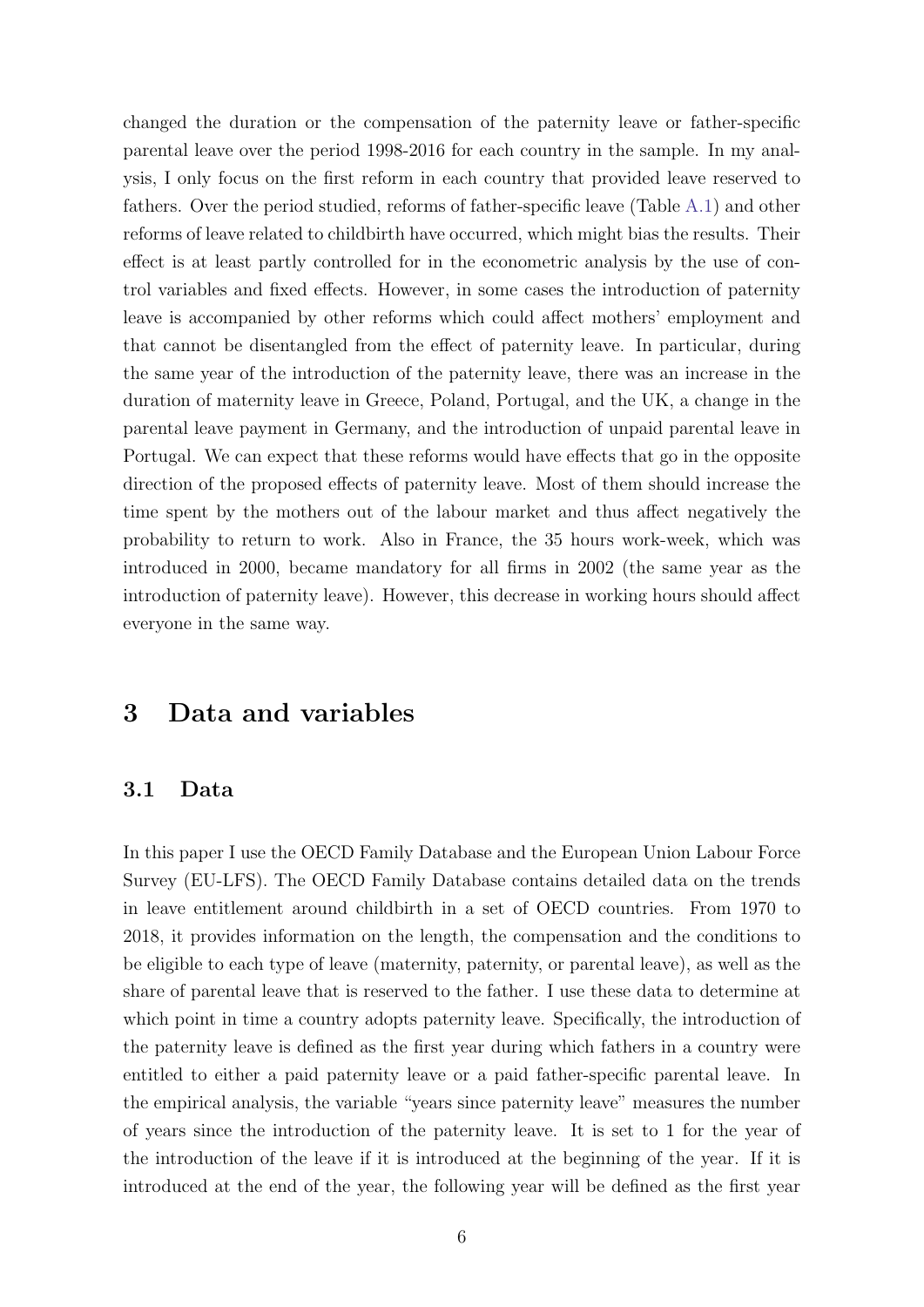changed the duration or the compensation of the paternity leave or father-specific parental leave over the period 1998-2016 for each country in the sample. In my analysis, I only focus on the first reform in each country that provided leave reserved to fathers. Over the period studied, reforms of father-specific leave (Table A.1) and other reforms of leave related to childbirth have occurred, which might bias the results. Their effect is at least partly controlled for in the econometric analysis by the use of control variables and fixed effects. However, in some cases the introduction of paternity leave is accompanied by other reforms which could affect mothers' employment and that cannot be disentangled from the effect of paternity leave. In particular, during the same year of the introduction of the paternity leave, there was an increase in the duration of maternity leave in Greece, Poland, Portugal, and the UK, a change in the parental leave payment in Germany, and the introduction of unpaid parental leave in Portugal. We can expect that these reforms would have effects that go in the opposite direction of the proposed effects of paternity leave. Most of them should increase the time spent by the mothers out of the labour market and thus affect negatively the probability to return to work. Also in France, the 35 hours work-week, which was introduced in 2000, became mandatory for all firms in 2002 (the same year as the introduction of paternity leave). However, this decrease in working hours should affect everyone in the same way.

# 3 Data and variables

## 3.1 Data

In this paper I use the OECD Family Database and the European Union Labour Force Survey (EU-LFS). The OECD Family Database contains detailed data on the trends in leave entitlement around childbirth in a set of OECD countries. From 1970 to 2018, it provides information on the length, the compensation and the conditions to be eligible to each type of leave (maternity, paternity, or parental leave), as well as the share of parental leave that is reserved to the father. I use these data to determine at which point in time a country adopts paternity leave. Specifically, the introduction of the paternity leave is defined as the first year during which fathers in a country were entitled to either a paid paternity leave or a paid father-specific parental leave. In the empirical analysis, the variable "years since paternity leave" measures the number of years since the introduction of the paternity leave. It is set to 1 for the year of the introduction of the leave if it is introduced at the beginning of the year. If it is introduced at the end of the year, the following year will be defined as the first year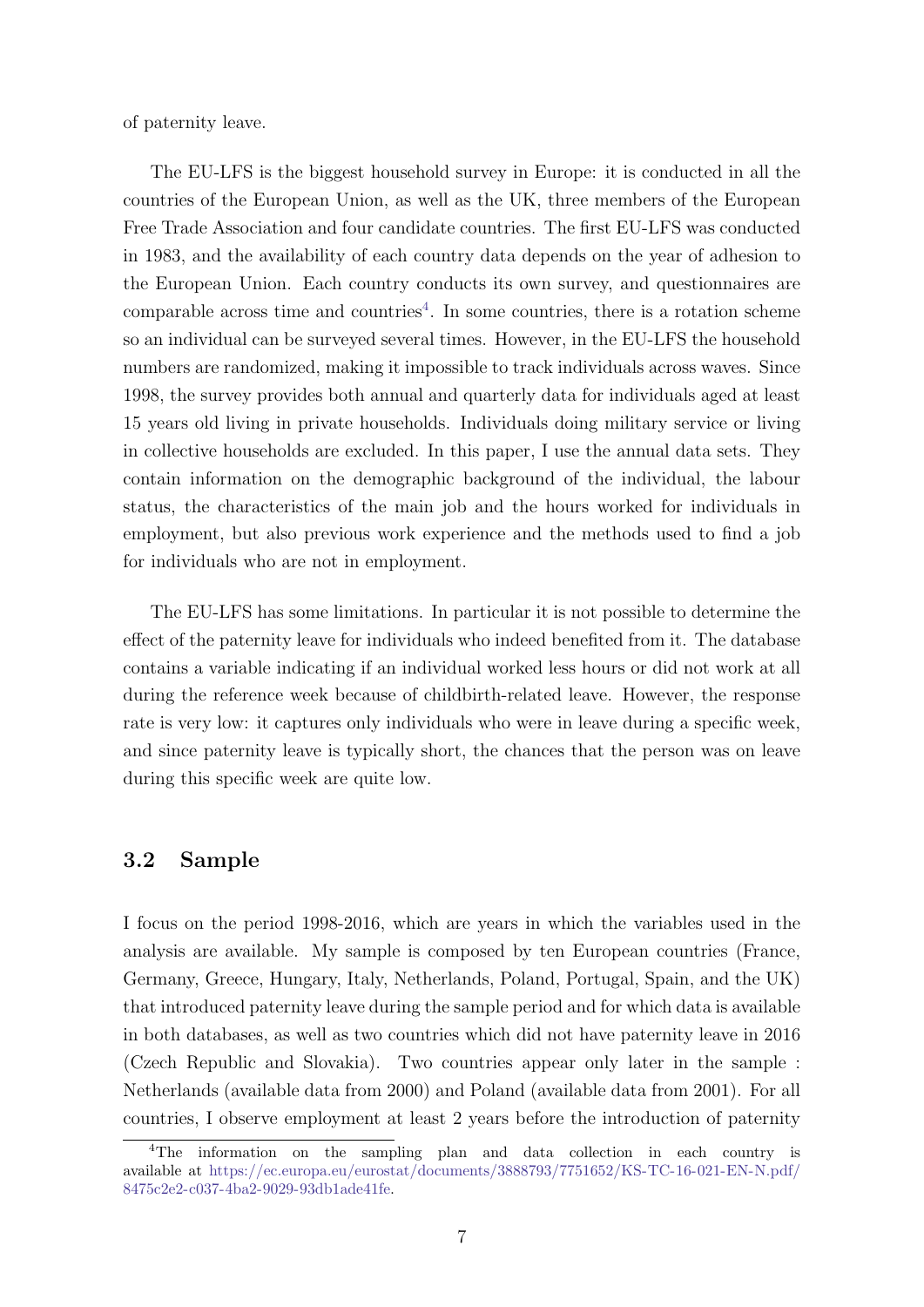of paternity leave.

The EU-LFS is the biggest household survey in Europe: it is conducted in all the countries of the European Union, as well as the UK, three members of the European Free Trade Association and four candidate countries. The first EU-LFS was conducted in 1983, and the availability of each country data depends on the year of adhesion to the European Union. Each country conducts its own survey, and questionnaires are comparable across time and countries[4]. In some countries, there is a rotation scheme so an individual can be surveyed several times. However, in the EU-LFS the household numbers are randomized, making it impossible to track individuals across waves. Since 1998, the survey provides both annual and quarterly data for individuals aged at least 15 years old living in private households. Individuals doing military service or living in collective households are excluded. In this paper, I use the annual data sets. They contain information on the demographic background of the individual, the labour status, the characteristics of the main job and the hours worked for individuals in employment, but also previous work experience and the methods used to find a job for individuals who are not in employment.

The EU-LFS has some limitations. In particular it is not possible to determine the effect of the paternity leave for individuals who indeed benefited from it. The database contains a variable indicating if an individual worked less hours or did not work at all during the reference week because of childbirth-related leave. However, the response rate is very low: it captures only individuals who were in leave during a specific week, and since paternity leave is typically short, the chances that the person was on leave during this specific week are quite low.

## 3.2 Sample

I focus on the period 1998-2016, which are years in which the variables used in the analysis are available. My sample is composed by ten European countries (France, Germany, Greece, Hungary, Italy, Netherlands, Poland, Portugal, Spain, and the UK) that introduced paternity leave during the sample period and for which data is available in both databases, as well as two countries which did not have paternity leave in 2016 (Czech Republic and Slovakia). Two countries appear only later in the sample : Netherlands (available data from 2000) and Poland (available data from 2001). For all countries, I observe employment at least 2 years before the introduction of paternity

[4] The information on the sampling plan and data collection in each country is available at https://ec.europa.eu/eurostat/documents/3888793/7751652/KS-TC-16-021-EN-N.pdf/8475c2e2-c037-4ba2-9029-93db1ade41fe.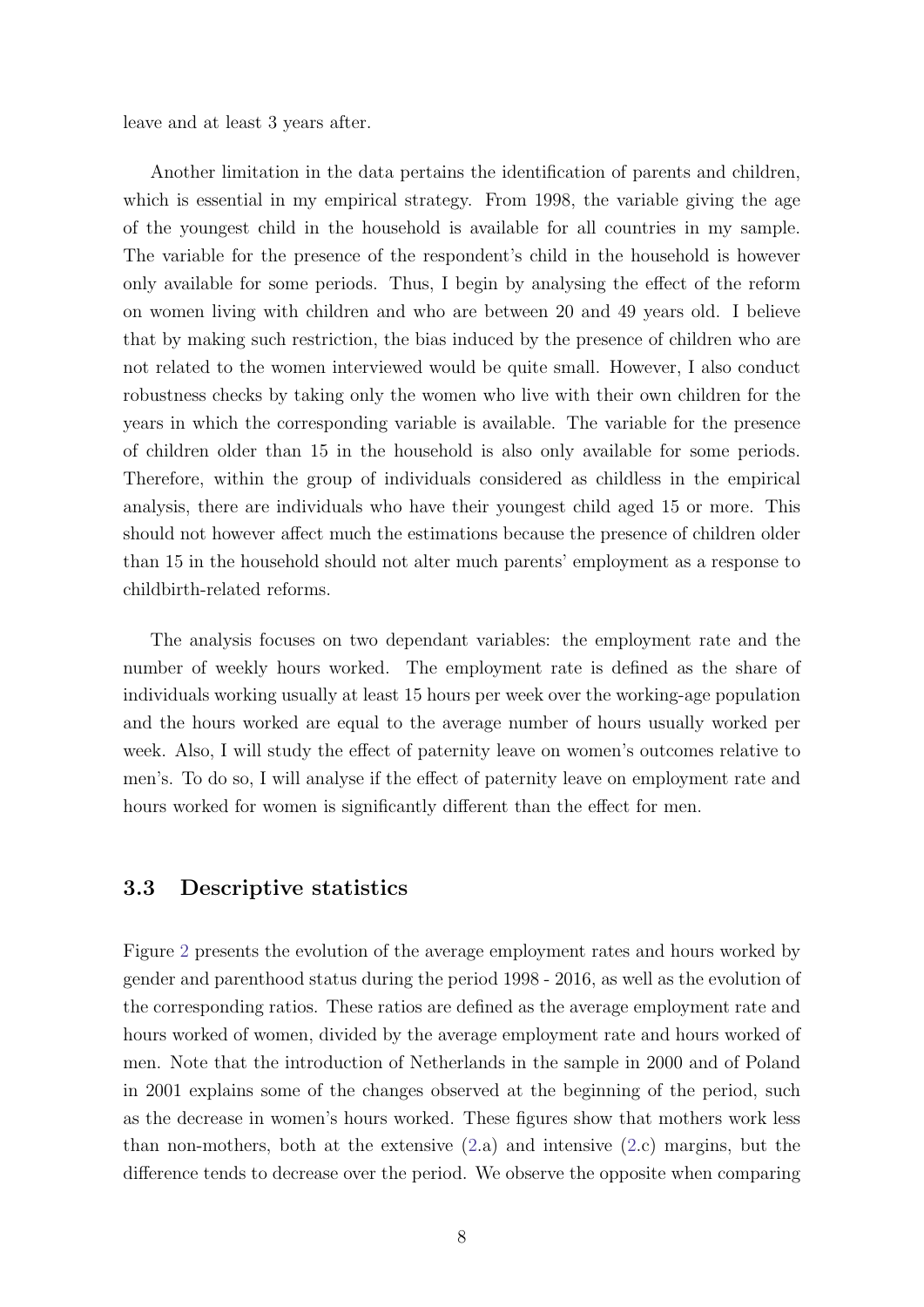leave and at least 3 years after.

Another limitation in the data pertains the identification of parents and children, which is essential in my empirical strategy. From 1998, the variable giving the age of the youngest child in the household is available for all countries in my sample. The variable for the presence of the respondent's child in the household is however only available for some periods. Thus, I begin by analysing the effect of the reform on women living with children and who are between 20 and 49 years old. I believe that by making such restriction, the bias induced by the presence of children who are not related to the women interviewed would be quite small. However, I also conduct robustness checks by taking only the women who live with their own children for the years in which the corresponding variable is available. The variable for the presence of children older than 15 in the household is also only available for some periods. Therefore, within the group of individuals considered as childless in the empirical analysis, there are individuals who have their youngest child aged 15 or more. This should not however affect much the estimations because the presence of children older than 15 in the household should not alter much parents' employment as a response to childbirth-related reforms.

The analysis focuses on two dependant variables: the employment rate and the number of weekly hours worked. The employment rate is defined as the share of individuals working usually at least 15 hours per week over the working-age population and the hours worked are equal to the average number of hours usually worked per week. Also, I will study the effect of paternity leave on women's outcomes relative to men's. To do so, I will analyse if the effect of paternity leave on employment rate and hours worked for women is significantly different than the effect for men.

### 3.3 Descriptive statistics

Figure 2 presents the evolution of the average employment rates and hours worked by gender and parenthood status during the period 1998 - 2016, as well as the evolution of the corresponding ratios. These ratios are defined as the average employment rate and hours worked of women, divided by the average employment rate and hours worked of men. Note that the introduction of Netherlands in the sample in 2000 and of Poland in 2001 explains some of the changes observed at the beginning of the period, such as the decrease in women's hours worked. These figures show that mothers work less than non-mothers, both at the extensive (2.a) and intensive (2.c) margins, but the difference tends to decrease over the period. We observe the opposite when comparing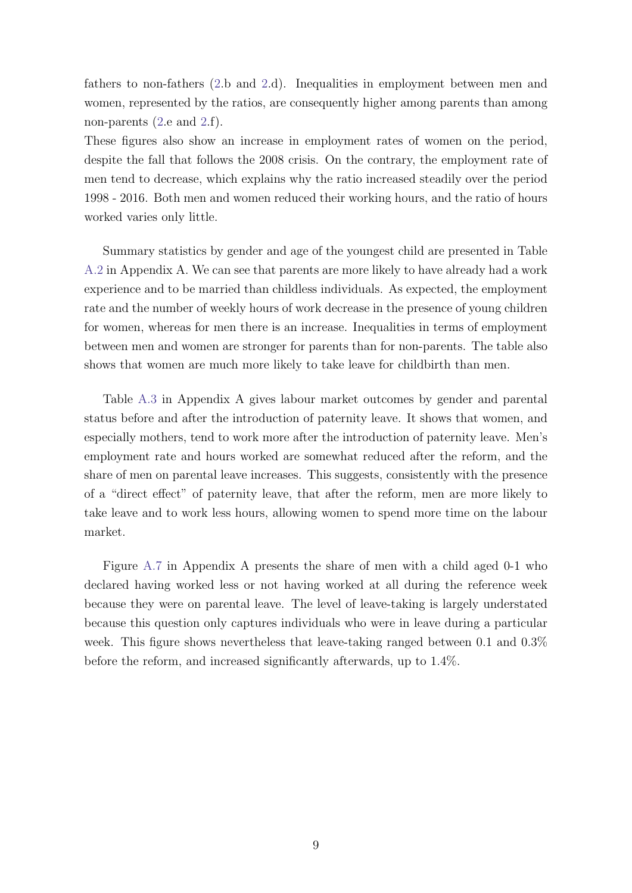fathers to non-fathers (2.b and 2.d). Inequalities in employment between men and women, represented by the ratios, are consequently higher among parents than among non-parents (2.e and 2.f).

These figures also show an increase in employment rates of women on the period, despite the fall that follows the 2008 crisis. On the contrary, the employment rate of men tend to decrease, which explains why the ratio increased steadily over the period 1998 - 2016. Both men and women reduced their working hours, and the ratio of hours worked varies only little.

Summary statistics by gender and age of the youngest child are presented in Table A.2 in Appendix A. We can see that parents are more likely to have already had a work experience and to be married than childless individuals. As expected, the employment rate and the number of weekly hours of work decrease in the presence of young children for women, whereas for men there is an increase. Inequalities in terms of employment between men and women are stronger for parents than for non-parents. The table also shows that women are much more likely to take leave for childbirth than men.

Table A.3 in Appendix A gives labour market outcomes by gender and parental status before and after the introduction of paternity leave. It shows that women, and especially mothers, tend to work more after the introduction of paternity leave. Men's employment rate and hours worked are somewhat reduced after the reform, and the share of men on parental leave increases. This suggests, consistently with the presence of a "direct effect" of paternity leave, that after the reform, men are more likely to take leave and to work less hours, allowing women to spend more time on the labour market.

Figure A.7 in Appendix A presents the share of men with a child aged 0-1 who declared having worked less or not having worked at all during the reference week because they were on parental leave. The level of leave-taking is largely understated because this question only captures individuals who were in leave during a particular week. This figure shows nevertheless that leave-taking ranged between 0.1 and 0.3% before the reform, and increased significantly afterwards, up to 1.4%.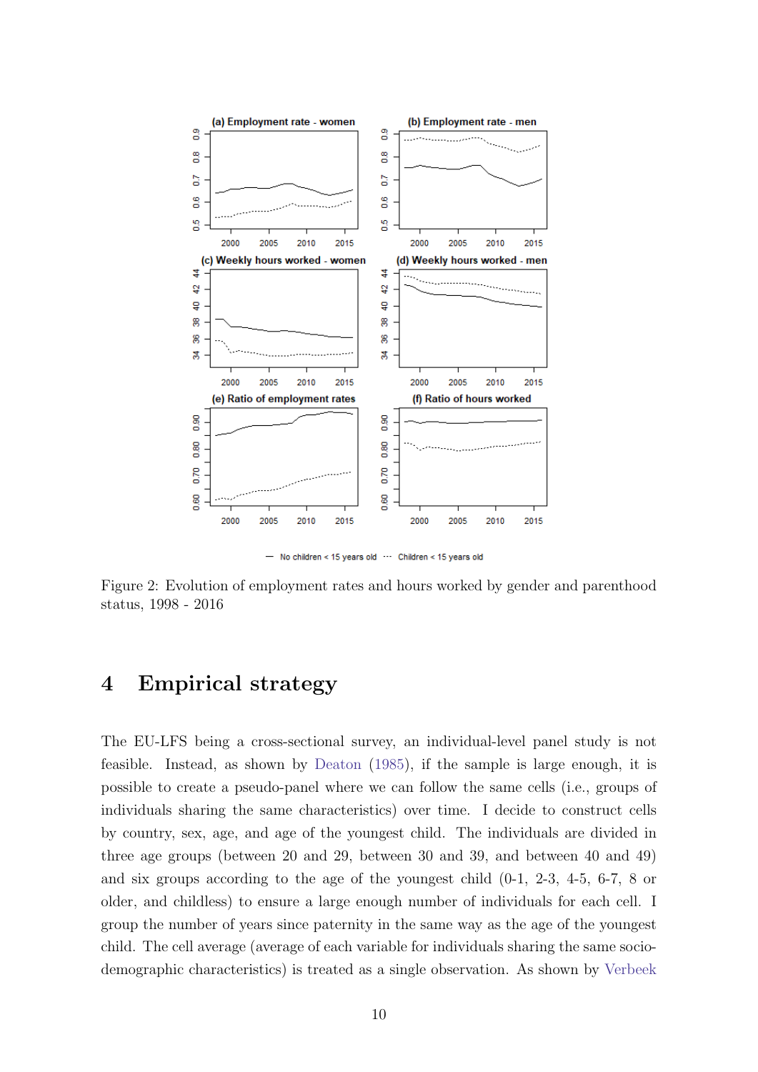(a) Employment rate - women

0.5 0.6 0.7 0.8 0.9

2000 2005 2010 2015

(b) Employment rate - men

0.5 0.6 0.7 0.8 0.9

2000 2005 2010 2015

(c) Weekly hours worked - women

34 36 38 40 42 44

2000 2005 2010 2015

(d) Weekly hours worked - men

34 36 38 40 42 44

2000 2005 2010 2015

(e) Ratio of employment rates

0.60 0.70 0.80 0.90

2000 2005 2010 2015

(f) Ratio of hours worked

0.60 0.70 0.80 0.90

2000 2005 2010 2015

— No children < 15 years old ··· Children < 15 years old

Figure 2: Evolution of employment rates and hours worked by gender and parenthood status, 1998 - 2016

# 4 Empirical strategy

The EU-LFS being a cross-sectional survey, an individual-level panel study is not feasible. Instead, as shown by Deaton (1985), if the sample is large enough, it is possible to create a pseudo-panel where we can follow the same cells (i.e., groups of individuals sharing the same characteristics) over time. I decide to construct cells by country, sex, age, and age of the youngest child. The individuals are divided in three age groups (between 20 and 29, between 30 and 39, and between 40 and 49) and six groups according to the age of the youngest child (0-1, 2-3, 4-5, 6-7, 8 or older, and childless) to ensure a large enough number of individuals for each cell. I group the number of years since paternity in the same way as the age of the youngest child. The cell average (average of each variable for individuals sharing the same socio-demographic characteristics) is treated as a single observation. As shown by Verbeek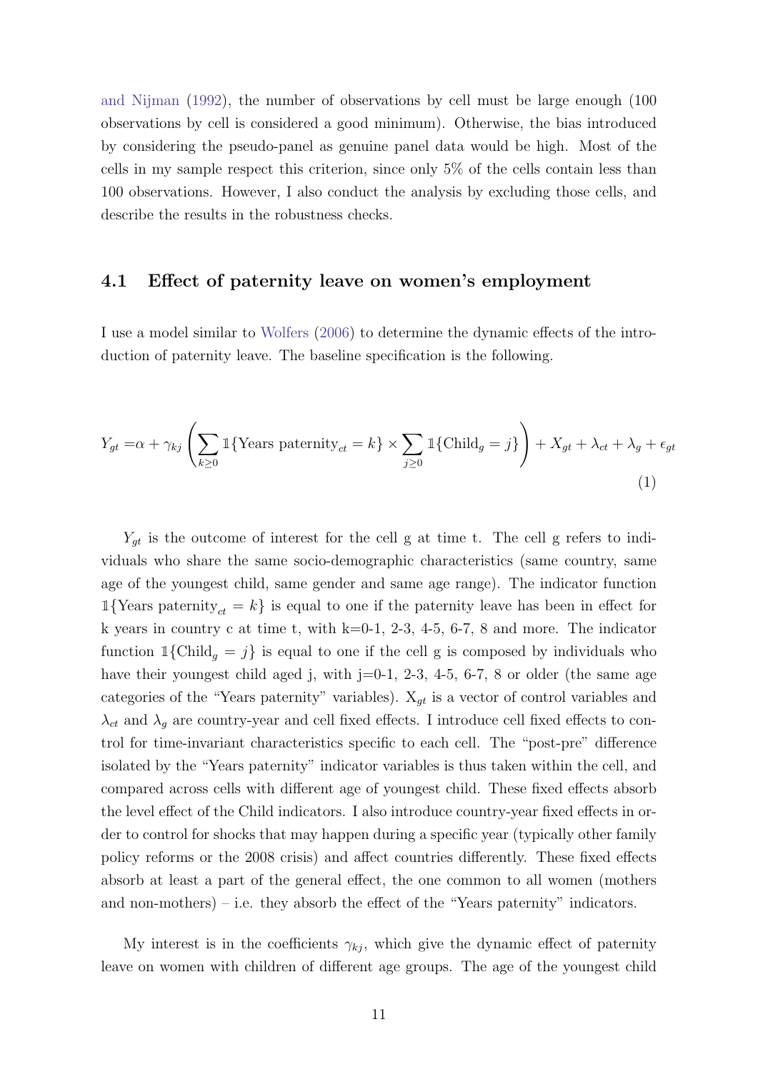and Nijman (1992), the number of observations by cell must be large enough (100 observations by cell is considered a good minimum). Otherwise, the bias introduced by considering the pseudo-panel as genuine panel data would be high. Most of the cells in my sample respect this criterion, since only 5% of the cells contain less than 100 observations. However, I also conduct the analysis by excluding those cells, and describe the results in the robustness checks.

### 4.1 Effect of paternity leave on women's employment

I use a model similar to Wolfers (2006) to determine the dynamic effects of the introduction of paternity leave. The baseline specification is the following.

$$Y_{gt} = \alpha + \gamma_{kj} \left( \sum_{k \geq 0} \mathbb{1}\{\text{Years paternity}_{ct} = k\} \times \sum_{j \geq 0} \mathbb{1}\{\text{Child}_g = j\} \right) + X_{gt} + \lambda_{ct} + \lambda_g + \epsilon_{gt} \tag{1}$$

$Y_{gt}$ is the outcome of interest for the cell g at time t. The cell g refers to individuals who share the same socio-demographic characteristics (same country, same age of the youngest child, same gender and same age range). The indicator function $\mathbb{1}\{\text{Years paternity}_{ct} = k\}$ is equal to one if the paternity leave has been in effect for k years in country c at time t, with k=0-1, 2-3, 4-5, 6-7, 8 and more. The indicator function $\mathbb{1}\{\text{Child}_g = j\}$ is equal to one if the cell g is composed by individuals who have their youngest child aged j, with j=0-1, 2-3, 4-5, 6-7, 8 or older (the same age categories of the "Years paternity" variables). $X_{gt}$ is a vector of control variables and $\lambda_{ct}$ and $\lambda_g$ are country-year and cell fixed effects. I introduce cell fixed effects to control for time-invariant characteristics specific to each cell. The "post-pre" difference isolated by the "Years paternity" indicator variables is thus taken within the cell, and compared across cells with different age of youngest child. These fixed effects absorb the level effect of the Child indicators. I also introduce country-year fixed effects in order to control for shocks that may happen during a specific year (typically other family policy reforms or the 2008 crisis) and affect countries differently. These fixed effects absorb at least a part of the general effect, the one common to all women (mothers and non-mothers) – i.e. they absorb the effect of the "Years paternity" indicators.

My interest is in the coefficients $\gamma_{kj}$, which give the dynamic effect of paternity leave on women with children of different age groups. The age of the youngest child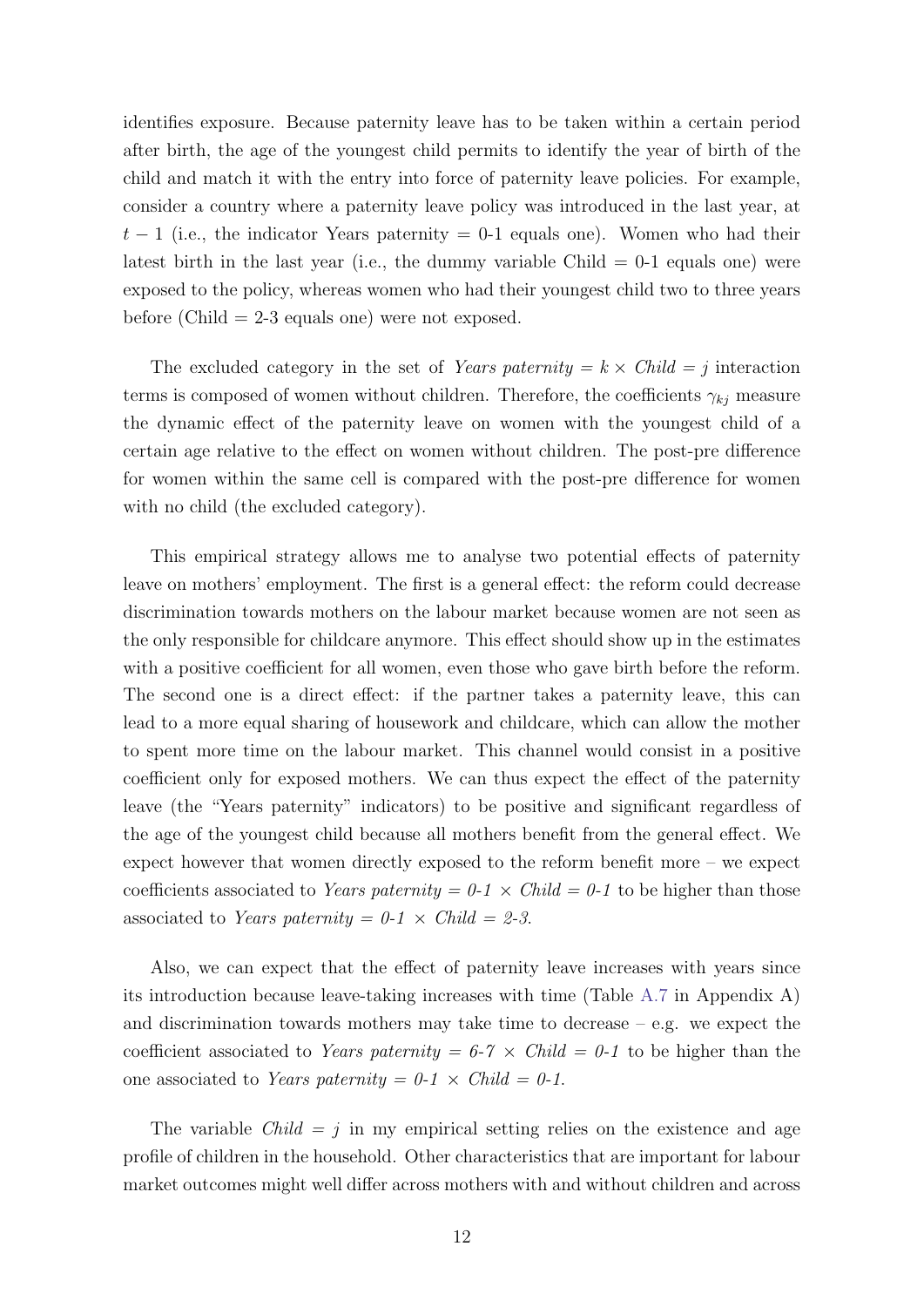identifies exposure. Because paternity leave has to be taken within a certain period after birth, the age of the youngest child permits to identify the year of birth of the child and match it with the entry into force of paternity leave policies. For example, consider a country where a paternity leave policy was introduced in the last year, at $t-1$ (i.e., the indicator Years paternity = 0-1 equals one). Women who had their latest birth in the last year (i.e., the dummy variable Child = 0-1 equals one) were exposed to the policy, whereas women who had their youngest child two to three years before (Child = 2-3 equals one) were not exposed.

The excluded category in the set of *Years paternity = k* $\times$ *Child = j* interaction terms is composed of women without children. Therefore, the coefficients $\gamma_{kj}$ measure the dynamic effect of the paternity leave on women with the youngest child of a certain age relative to the effect on women without children. The post-pre difference for women within the same cell is compared with the post-pre difference for women with no child (the excluded category).

This empirical strategy allows me to analyse two potential effects of paternity leave on mothers' employment. The first is a general effect: the reform could decrease discrimination towards mothers on the labour market because women are not seen as the only responsible for childcare anymore. This effect should show up in the estimates with a positive coefficient for all women, even those who gave birth before the reform. The second one is a direct effect: if the partner takes a paternity leave, this can lead to a more equal sharing of housework and childcare, which can allow the mother to spent more time on the labour market. This channel would consist in a positive coefficient only for exposed mothers. We can thus expect the effect of the paternity leave (the "Years paternity" indicators) to be positive and significant regardless of the age of the youngest child because all mothers benefit from the general effect. We expect however that women directly exposed to the reform benefit more – we expect coefficients associated to *Years paternity = 0-1* $\times$ *Child = 0-1* to be higher than those associated to *Years paternity = 0-1* $\times$ *Child = 2-3*.

Also, we can expect that the effect of paternity leave increases with years since its introduction because leave-taking increases with time (Table A.7 in Appendix A) and discrimination towards mothers may take time to decrease – e.g. we expect the coefficient associated to *Years paternity = 6-7* $\times$ *Child = 0-1* to be higher than the one associated to *Years paternity = 0-1* $\times$ *Child = 0-1*.

The variable *Child = j* in my empirical setting relies on the existence and age profile of children in the household. Other characteristics that are important for labour market outcomes might well differ across mothers with and without children and across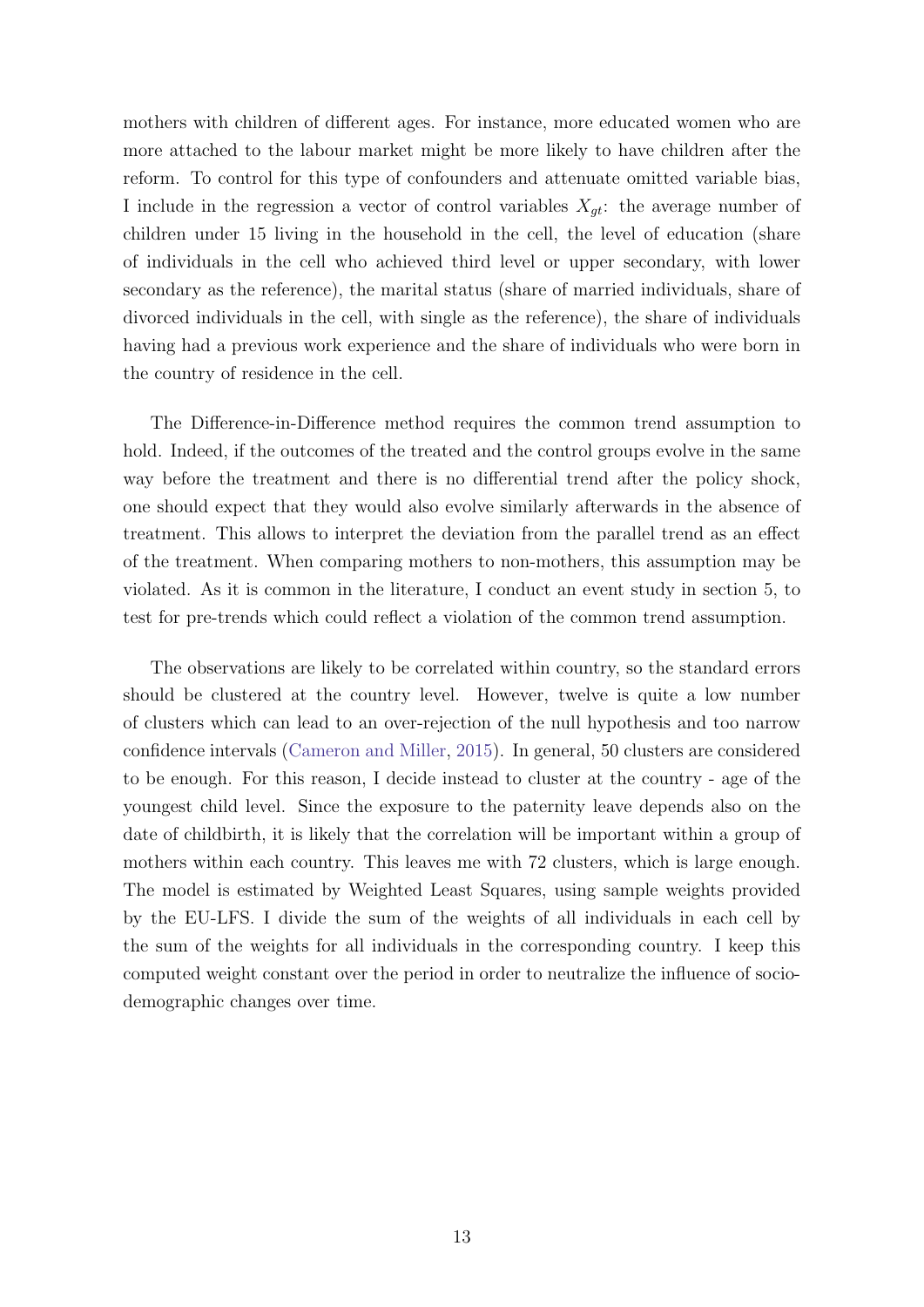mothers with children of different ages. For instance, more educated women who are more attached to the labour market might be more likely to have children after the reform. To control for this type of confounders and attenuate omitted variable bias, I include in the regression a vector of control variables $X_{gt}$: the average number of children under 15 living in the household in the cell, the level of education (share of individuals in the cell who achieved third level or upper secondary, with lower secondary as the reference), the marital status (share of married individuals, share of divorced individuals in the cell, with single as the reference), the share of individuals having had a previous work experience and the share of individuals who were born in the country of residence in the cell.

The Difference-in-Difference method requires the common trend assumption to hold. Indeed, if the outcomes of the treated and the control groups evolve in the same way before the treatment and there is no differential trend after the policy shock, one should expect that they would also evolve similarly afterwards in the absence of treatment. This allows to interpret the deviation from the parallel trend as an effect of the treatment. When comparing mothers to non-mothers, this assumption may be violated. As it is common in the literature, I conduct an event study in section 5, to test for pre-trends which could reflect a violation of the common trend assumption.

The observations are likely to be correlated within country, so the standard errors should be clustered at the country level. However, twelve is quite a low number of clusters which can lead to an over-rejection of the null hypothesis and too narrow confidence intervals (Cameron and Miller, 2015). In general, 50 clusters are considered to be enough. For this reason, I decide instead to cluster at the country - age of the youngest child level. Since the exposure to the paternity leave depends also on the date of childbirth, it is likely that the correlation will be important within a group of mothers within each country. This leaves me with 72 clusters, which is large enough. The model is estimated by Weighted Least Squares, using sample weights provided by the EU-LFS. I divide the sum of the weights of all individuals in each cell by the sum of the weights for all individuals in the corresponding country. I keep this computed weight constant over the period in order to neutralize the influence of socio-demographic changes over time.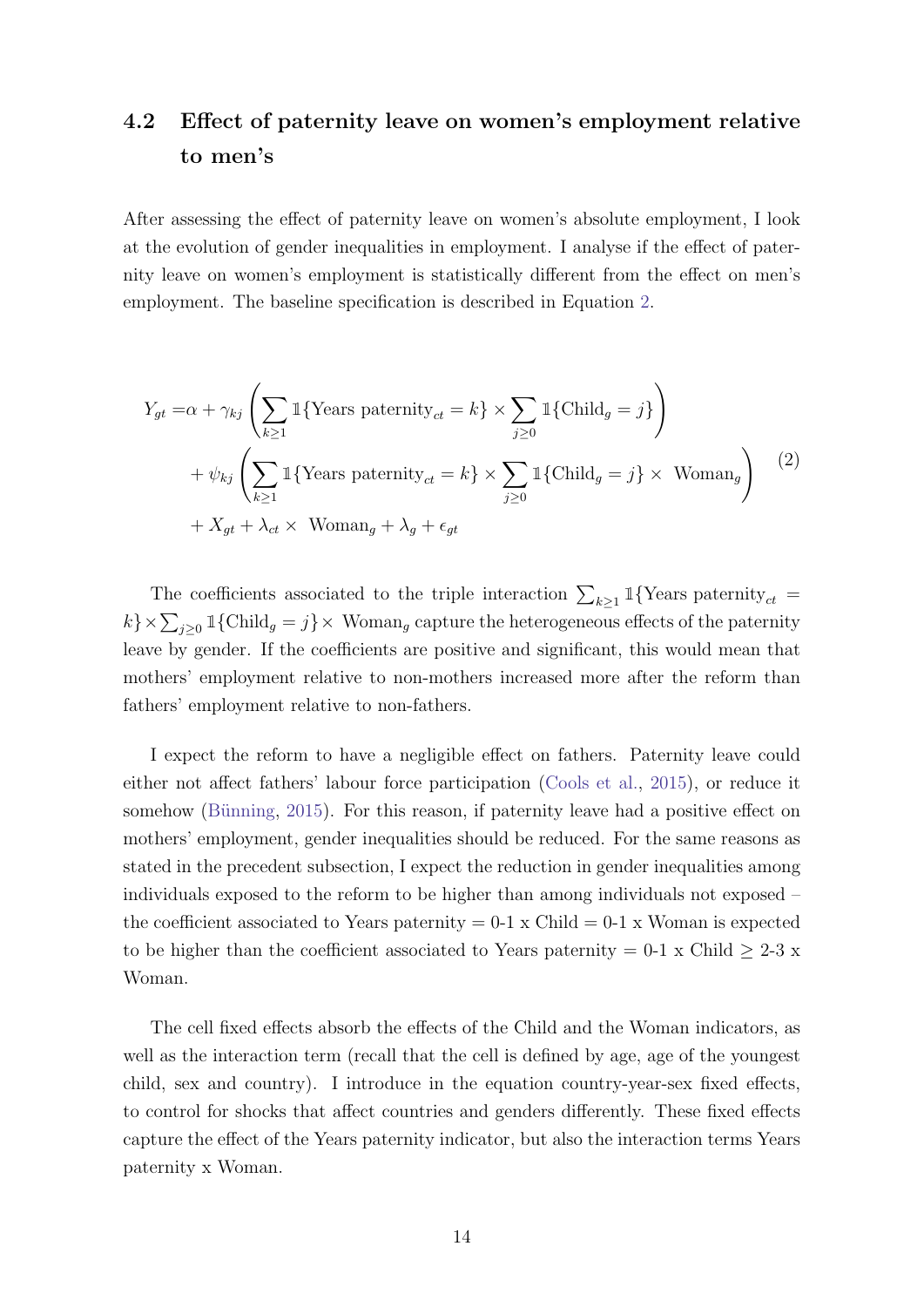## 4.2 Effect of paternity leave on women's employment relative to men's

After assessing the effect of paternity leave on women's absolute employment, I look at the evolution of gender inequalities in employment. I analyse if the effect of paternity leave on women's employment is statistically different from the effect on men's employment. The baseline specification is described in Equation 2.

$$
\begin{aligned}
Y_{gt} =& \alpha + \gamma_{kj} \left( \sum_{k \geq 1} \mathbb{1}\{\text{Years paternity}_{ct} = k\} \times \sum_{j \geq 0} \mathbb{1}\{\text{Child}_g = j\} \right) \\
&+ \psi_{kj} \left( \sum_{k \geq 1} \mathbb{1}\{\text{Years paternity}_{ct} = k\} \times \sum_{j \geq 0} \mathbb{1}\{\text{Child}_g = j\} \times \text{ Woman}_g \right) \\
&+ X_{gt} + \lambda_{ct} \times \text{ Woman}_g + \lambda_g + \epsilon_{gt}
\end{aligned}
\tag{2}
$$

The coefficients associated to the triple interaction $\sum_{k \geq 1} \mathbb{1}\{\text{Years paternity}_{ct} = k\} \times \sum_{j \geq 0} \mathbb{1}\{\text{Child}_g = j\} \times \text{ Woman}_g$ capture the heterogeneous effects of the paternity leave by gender. If the coefficients are positive and significant, this would mean that mothers' employment relative to non-mothers increased more after the reform than fathers' employment relative to non-fathers.

I expect the reform to have a negligible effect on fathers. Paternity leave could either not affect fathers' labour force participation (Cools et al., 2015), or reduce it somehow (Bünning, 2015). For this reason, if paternity leave had a positive effect on mothers' employment, gender inequalities should be reduced. For the same reasons as stated in the precedent subsection, I expect the reduction in gender inequalities among individuals exposed to the reform to be higher than among individuals not exposed – the coefficient associated to Years paternity = 0-1 x Child = 0-1 x Woman is expected to be higher than the coefficient associated to Years paternity = 0-1 x Child ≥ 2-3 x Woman.

The cell fixed effects absorb the effects of the Child and the Woman indicators, as well as the interaction term (recall that the cell is defined by age, age of the youngest child, sex and country). I introduce in the equation country-year-sex fixed effects, to control for shocks that affect countries and genders differently. These fixed effects capture the effect of the Years paternity indicator, but also the interaction terms Years paternity x Woman.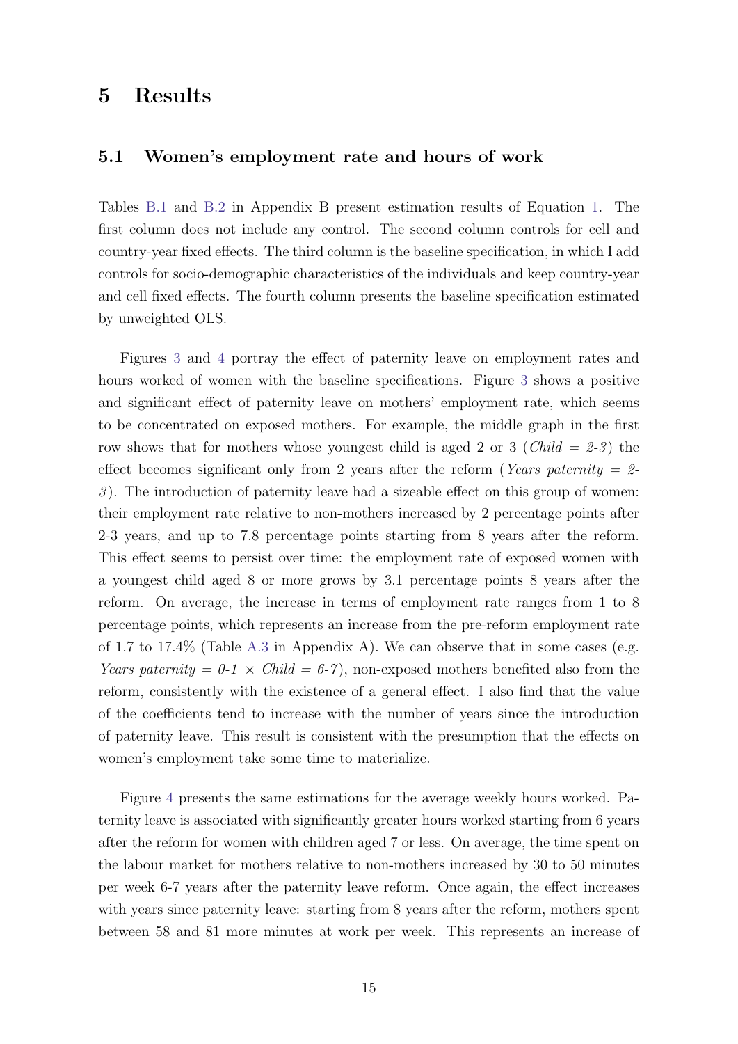# 5 Results

## 5.1 Women's employment rate and hours of work

Tables B.1 and B.2 in Appendix B present estimation results of Equation 1. The first column does not include any control. The second column controls for cell and country-year fixed effects. The third column is the baseline specification, in which I add controls for socio-demographic characteristics of the individuals and keep country-year and cell fixed effects. The fourth column presents the baseline specification estimated by unweighted OLS.

Figures 3 and 4 portray the effect of paternity leave on employment rates and hours worked of women with the baseline specifications. Figure 3 shows a positive and significant effect of paternity leave on mothers' employment rate, which seems to be concentrated on exposed mothers. For example, the middle graph in the first row shows that for mothers whose youngest child is aged 2 or 3 (*Child = 2-3*) the effect becomes significant only from 2 years after the reform (*Years paternity = 2-3*). The introduction of paternity leave had a sizeable effect on this group of women: their employment rate relative to non-mothers increased by 2 percentage points after 2-3 years, and up to 7.8 percentage points starting from 8 years after the reform. This effect seems to persist over time: the employment rate of exposed women with a youngest child aged 8 or more grows by 3.1 percentage points 8 years after the reform. On average, the increase in terms of employment rate ranges from 1 to 8 percentage points, which represents an increase from the pre-reform employment rate of 1.7 to 17.4% (Table A.3 in Appendix A). We can observe that in some cases (e.g. *Years paternity = 0-1* × *Child = 6-7*), non-exposed mothers benefited also from the reform, consistently with the existence of a general effect. I also find that the value of the coefficients tend to increase with the number of years since the introduction of paternity leave. This result is consistent with the presumption that the effects on women's employment take some time to materialize.

Figure 4 presents the same estimations for the average weekly hours worked. Paternity leave is associated with significantly greater hours worked starting from 6 years after the reform for women with children aged 7 or less. On average, the time spent on the labour market for mothers relative to non-mothers increased by 30 to 50 minutes per week 6-7 years after the paternity leave reform. Once again, the effect increases with years since paternity leave: starting from 8 years after the reform, mothers spent between 58 and 81 more minutes at work per week. This represents an increase of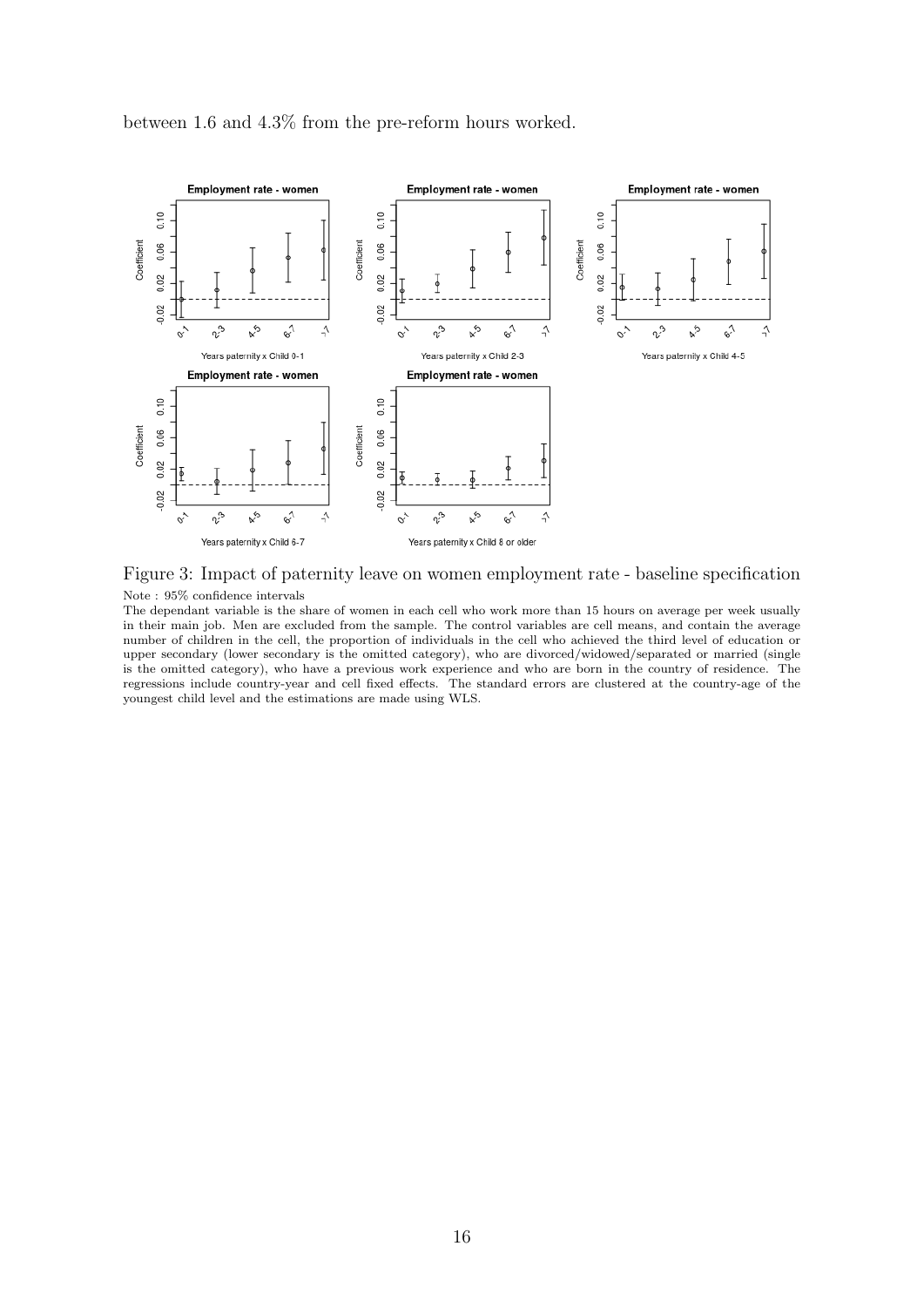between 1.6 and 4.3% from the pre-reform hours worked.

Employment rate - women

Coefficient

-0.02 0.02 0.06 0.10

0-1 2-3 4-5 6-7 >7

Years paternity x Child 0-1

Employment rate - women

Coefficient

-0.02 0.02 0.06 0.10

0-1 2-3 4-5 6-7 >7

Years paternity x Child 2-3

Employment rate - women

Coefficient

-0.02 0.02 0.06 0.10

0-1 2-3 4-5 6-7 >7

Years paternity x Child 4-5

Employment rate - women

Coefficient

-0.02 0.02 0.06 0.10

0-1 2-3 4-5 6-7 >7

Years paternity x Child 6-7

Employment rate - women

Coefficient

-0.02 0.02 0.06 0.10

0-1 2-3 4-5 6-7 >7

Years paternity x Child 8 or older

Figure 3: Impact of paternity leave on women employment rate - baseline specification

Note : 95% confidence intervals

The dependant variable is the share of women in each cell who work more than 15 hours on average per week usually in their main job. Men are excluded from the sample. The control variables are cell means, and contain the average number of children in the cell, the proportion of individuals in the cell who achieved the third level of education or upper secondary (lower secondary is the omitted category), who are divorced/widowed/separated or married (single is the omitted category), who have a previous work experience and who are born in the country of residence. The regressions include country-year and cell fixed effects. The standard errors are clustered at the country-age of the youngest child level and the estimations are made using WLS.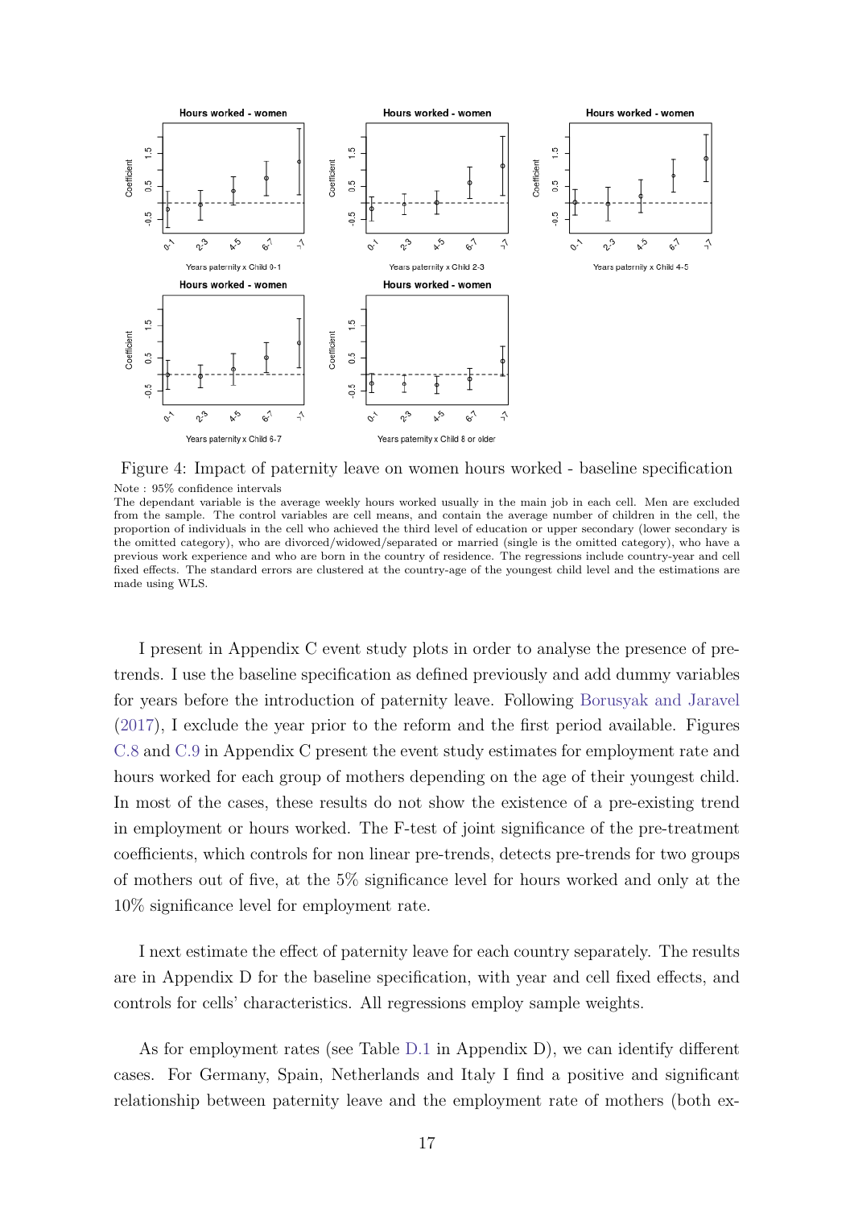Hours worked - women

Coefficient

-0.5
0.5
1.5

0-1
2-3
4-5
6-7
>7

Years paternity x Child 0-1

Hours worked - women

Coefficient

-0.5
0.5
1.5

0-1
2-3
4-5
6-7
>7

Years paternity x Child 2-3

Hours worked - women

Coefficient

-0.5
0.5
1.5

0-1
2-3
4-5
6-7
>7

Years paternity x Child 4-5

Hours worked - women

Coefficient

-0.5
0.5
1.5

0-1
2-3
4-5
6-7
>7

Years paternity x Child 6-7

Hours worked - women

Coefficient

-0.5
0.5
1.5

0-1
2-3
4-5
6-7
>7

Years paternity x Child 8 or older

Figure 4: Impact of paternity leave on women hours worked - baseline specification

Note : 95% confidence intervals

The dependant variable is the average weekly hours worked usually in the main job in each cell. Men are excluded from the sample. The control variables are cell means, and contain the average number of children in the cell, the proportion of individuals in the cell who achieved the third level of education or upper secondary (lower secondary is the omitted category), who are divorced/widowed/separated or married (single is the omitted category), who have a previous work experience and who are born in the country of residence. The regressions include country-year and cell fixed effects. The standard errors are clustered at the country-age of the youngest child level and the estimations are made using WLS.

I present in Appendix C event study plots in order to analyse the presence of pre-trends. I use the baseline specification as defined previously and add dummy variables for years before the introduction of paternity leave. Following Borusyak and Jaravel (2017), I exclude the year prior to the reform and the first period available. Figures C.8 and C.9 in Appendix C present the event study estimates for employment rate and hours worked for each group of mothers depending on the age of their youngest child. In most of the cases, these results do not show the existence of a pre-existing trend in employment or hours worked. The F-test of joint significance of the pre-treatment coefficients, which controls for non linear pre-trends, detects pre-trends for two groups of mothers out of five, at the 5% significance level for hours worked and only at the 10% significance level for employment rate.

I next estimate the effect of paternity leave for each country separately. The results are in Appendix D for the baseline specification, with year and cell fixed effects, and controls for cells' characteristics. All regressions employ sample weights.

As for employment rates (see Table D.1 in Appendix D), we can identify different cases. For Germany, Spain, Netherlands and Italy I find a positive and significant relationship between paternity leave and the employment rate of mothers (both ex-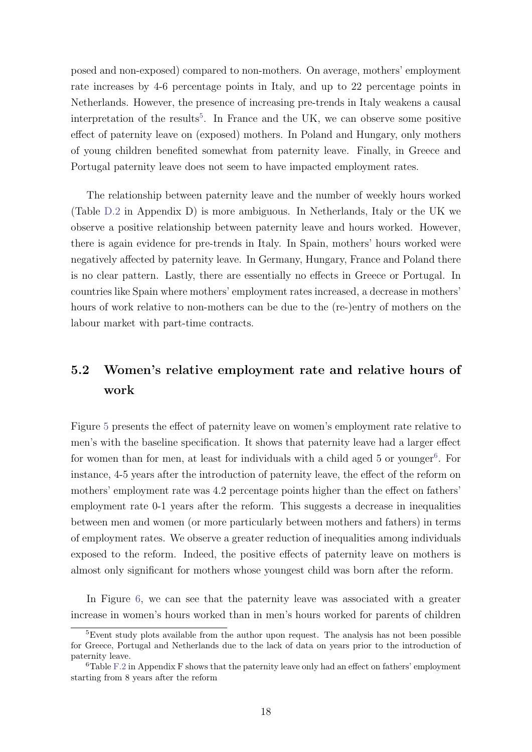posed and non-exposed) compared to non-mothers. On average, mothers' employment rate increases by 4-6 percentage points in Italy, and up to 22 percentage points in Netherlands. However, the presence of increasing pre-trends in Italy weakens a causal interpretation of the results[5]. In France and the UK, we can observe some positive effect of paternity leave on (exposed) mothers. In Poland and Hungary, only mothers of young children benefited somewhat from paternity leave. Finally, in Greece and Portugal paternity leave does not seem to have impacted employment rates.

The relationship between paternity leave and the number of weekly hours worked (Table D.2 in Appendix D) is more ambiguous. In Netherlands, Italy or the UK we observe a positive relationship between paternity leave and hours worked. However, there is again evidence for pre-trends in Italy. In Spain, mothers' hours worked were negatively affected by paternity leave. In Germany, Hungary, France and Poland there is no clear pattern. Lastly, there are essentially no effects in Greece or Portugal. In countries like Spain where mothers' employment rates increased, a decrease in mothers' hours of work relative to non-mothers can be due to the (re-)entry of mothers on the labour market with part-time contracts.

## 5.2 Women's relative employment rate and relative hours of work

Figure 5 presents the effect of paternity leave on women's employment rate relative to men's with the baseline specification. It shows that paternity leave had a larger effect for women than for men, at least for individuals with a child aged 5 or younger[6]. For instance, 4-5 years after the introduction of paternity leave, the effect of the reform on mothers' employment rate was 4.2 percentage points higher than the effect on fathers' employment rate 0-1 years after the reform. This suggests a decrease in inequalities between men and women (or more particularly between mothers and fathers) in terms of employment rates. We observe a greater reduction of inequalities among individuals exposed to the reform. Indeed, the positive effects of paternity leave on mothers is almost only significant for mothers whose youngest child was born after the reform.

In Figure 6, we can see that the paternity leave was associated with a greater increase in women's hours worked than in men's hours worked for parents of children

[5] Event study plots available from the author upon request. The analysis has not been possible for Greece, Portugal and Netherlands due to the lack of data on years prior to the introduction of paternity leave.

[6] Table F.2 in Appendix F shows that the paternity leave only had an effect on fathers' employment starting from 8 years after the reform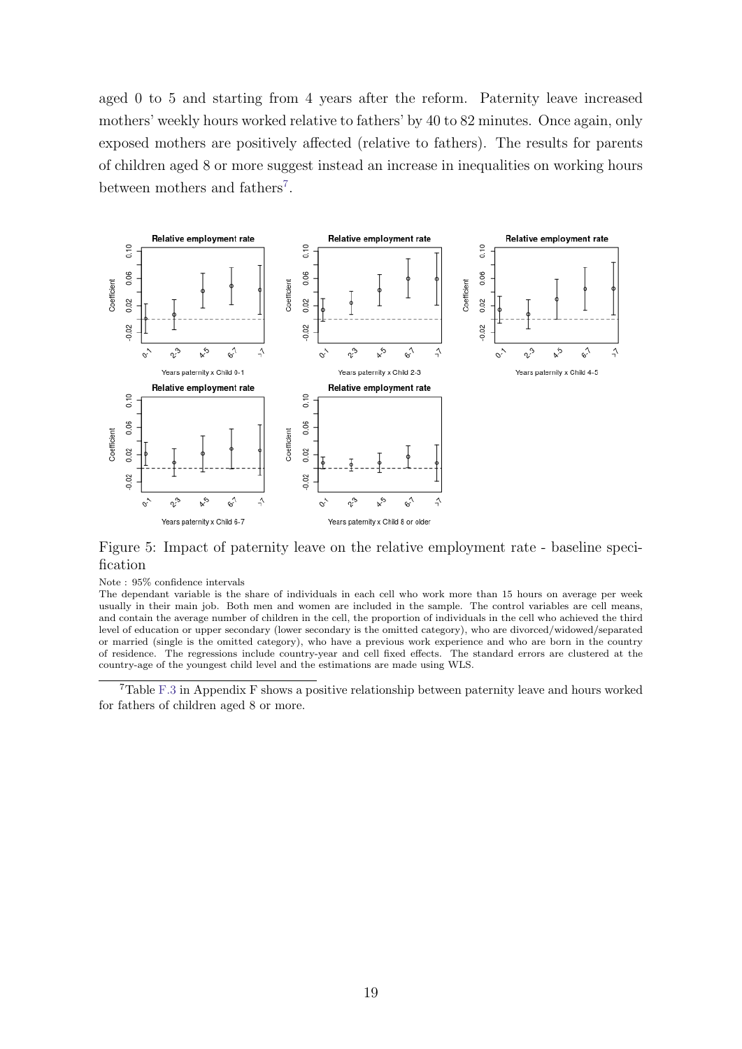aged 0 to 5 and starting from 4 years after the reform. Paternity leave increased mothers' weekly hours worked relative to fathers' by 40 to 82 minutes. Once again, only exposed mothers are positively affected (relative to fathers). The results for parents of children aged 8 or more suggest instead an increase in inequalities on working hours between mothers and fathers[7].

Relative employment rate

Coefficient

-0.02 0.02 0.06 0.10

0-1 2-3 4-5 6-7 >7

Years paternity x Child 0-1

Relative employment rate

Coefficient

-0.02 0.02 0.06 0.10

0-1 2-3 4-5 6-7 >7

Years paternity x Child 2-3

Relative employment rate

Coefficient

-0.02 0.02 0.06 0.10

0-1 2-3 4-5 6-7 >7

Years paternity x Child 4-5

Relative employment rate

Coefficient

-0.02 0.02 0.06 0.10

0-1 2-3 4-5 6-7 >7

Years paternity x Child 6-7

Relative employment rate

Coefficient

-0.02 0.02 0.06 0.10

0-1 2-3 4-5 6-7 >7

Years paternity x Child 8 or older

Figure 5: Impact of paternity leave on the relative employment rate - baseline specification

Note : 95% confidence intervals

The dependant variable is the share of individuals in each cell who work more than 15 hours on average per week usually in their main job. Both men and women are included in the sample. The control variables are cell means, and contain the average number of children in the cell, the proportion of individuals in the cell who achieved the third level of education or upper secondary (lower secondary is the omitted category), who are divorced/widowed/separated or married (single is the omitted category), who have a previous work experience and who are born in the country of residence. The regressions include country-year and cell fixed effects. The standard errors are clustered at the country-age of the youngest child level and the estimations are made using WLS.

[7]Table F.3 in Appendix F shows a positive relationship between paternity leave and hours worked for fathers of children aged 8 or more.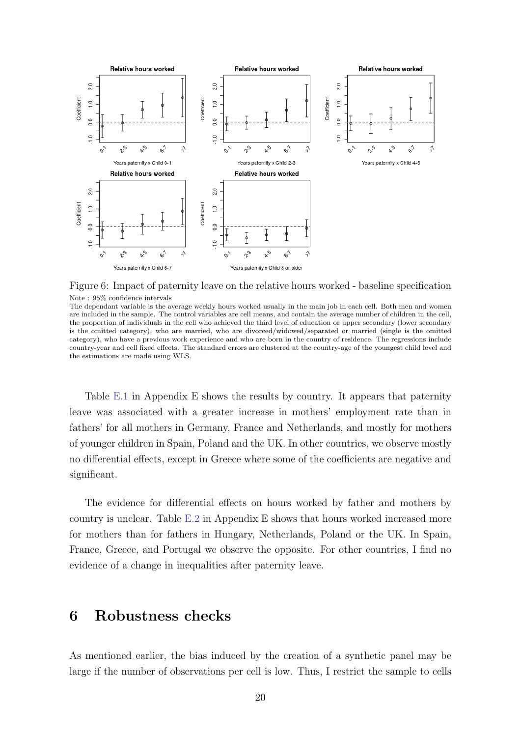Relative hours worked

Coefficient

-1.0 0.0 1.0 2.0

0-1 2-3 4-5 6-7 >7

Years paternity x Child 0-1

Relative hours worked

Coefficient

-1.0 0.0 1.0 2.0

0-1 2-3 4-5 6-7 >7

Years paternity x Child 2-3

Relative hours worked

Coefficient

-1.0 0.0 1.0 2.0

0-1 2-3 4-5 6-7 >7

Years paternity x Child 4-5

Relative hours worked

Coefficient

-1.0 0.0 1.0 2.0

0-1 2-3 4-5 6-7 >7

Years paternity x Child 6-7

Relative hours worked

Coefficient

-1.0 0.0 1.0 2.0

0-1 2-3 4-5 6-7 >7

Years paternity x Child 8 or older

Figure 6: Impact of paternity leave on the relative hours worked - baseline specification

Note : 95% confidence intervals

The dependant variable is the average weekly hours worked usually in the main job in each cell. Both men and women are included in the sample. The control variables are cell means, and contain the average number of children in the cell, the proportion of individuals in the cell who achieved the third level of education or upper secondary (lower secondary is the omitted category), who are married, who are divorced/widowed/separated or married (single is the omitted category), who have a previous work experience and who are born in the country of residence. The regressions include country-year and cell fixed effects. The standard errors are clustered at the country-age of the youngest child level and the estimations are made using WLS.

Table E.1 in Appendix E shows the results by country. It appears that paternity leave was associated with a greater increase in mothers' employment rate than in fathers' for all mothers in Germany, France and Netherlands, and mostly for mothers of younger children in Spain, Poland and the UK. In other countries, we observe mostly no differential effects, except in Greece where some of the coefficients are negative and significant.

The evidence for differential effects on hours worked by father and mothers by country is unclear. Table E.2 in Appendix E shows that hours worked increased more for mothers than for fathers in Hungary, Netherlands, Poland or the UK. In Spain, France, Greece, and Portugal we observe the opposite. For other countries, I find no evidence of a change in inequalities after paternity leave.

# 6 Robustness checks

As mentioned earlier, the bias induced by the creation of a synthetic panel may be large if the number of observations per cell is low. Thus, I restrict the sample to cells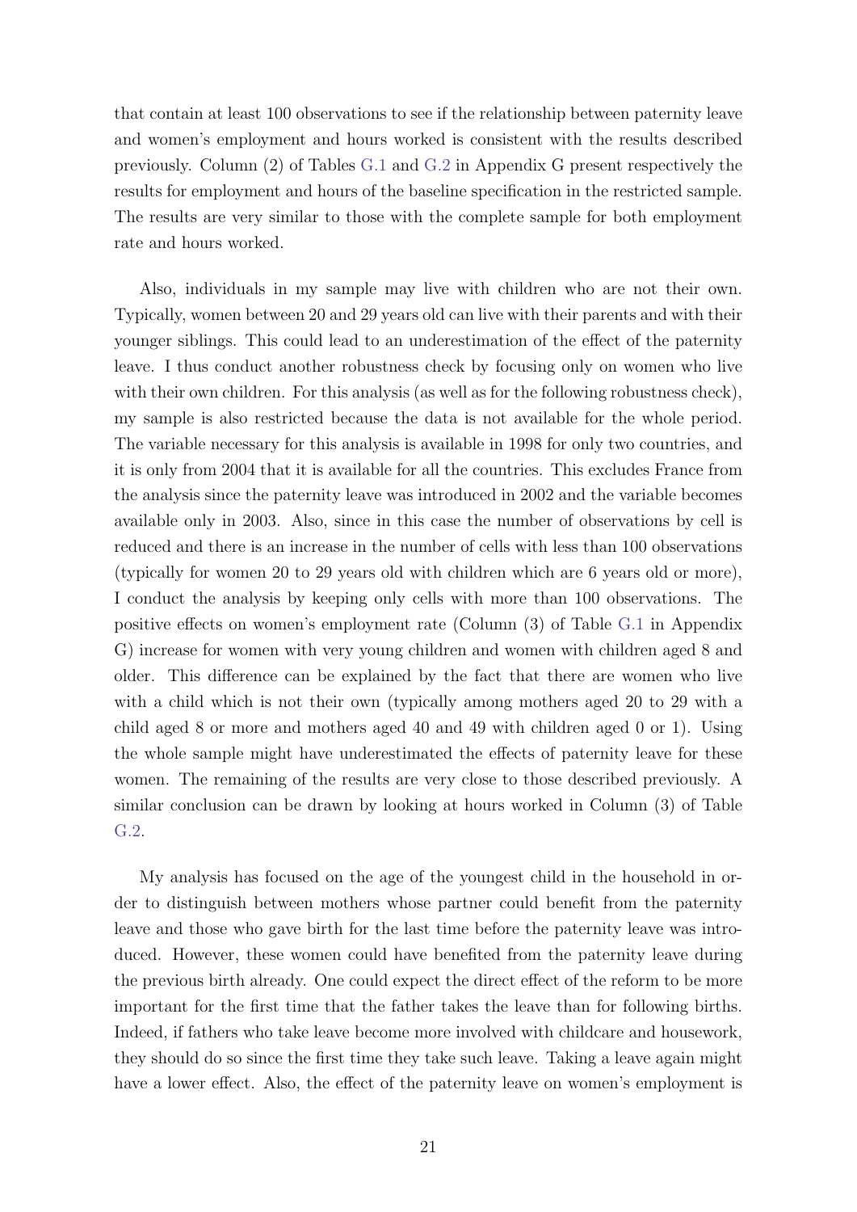that contain at least 100 observations to see if the relationship between paternity leave and women's employment and hours worked is consistent with the results described previously. Column (2) of Tables G.1 and G.2 in Appendix G present respectively the results for employment and hours of the baseline specification in the restricted sample. The results are very similar to those with the complete sample for both employment rate and hours worked.

Also, individuals in my sample may live with children who are not their own. Typically, women between 20 and 29 years old can live with their parents and with their younger siblings. This could lead to an underestimation of the effect of the paternity leave. I thus conduct another robustness check by focusing only on women who live with their own children. For this analysis (as well as for the following robustness check), my sample is also restricted because the data is not available for the whole period. The variable necessary for this analysis is available in 1998 for only two countries, and it is only from 2004 that it is available for all the countries. This excludes France from the analysis since the paternity leave was introduced in 2002 and the variable becomes available only in 2003. Also, since in this case the number of observations by cell is reduced and there is an increase in the number of cells with less than 100 observations (typically for women 20 to 29 years old with children which are 6 years old or more), I conduct the analysis by keeping only cells with more than 100 observations. The positive effects on women's employment rate (Column (3) of Table G.1 in Appendix G) increase for women with very young children and women with children aged 8 and older. This difference can be explained by the fact that there are women who live with a child which is not their own (typically among mothers aged 20 to 29 with a child aged 8 or more and mothers aged 40 and 49 with children aged 0 or 1). Using the whole sample might have underestimated the effects of paternity leave for these women. The remaining of the results are very close to those described previously. A similar conclusion can be drawn by looking at hours worked in Column (3) of Table G.2.

My analysis has focused on the age of the youngest child in the household in order to distinguish between mothers whose partner could benefit from the paternity leave and those who gave birth for the last time before the paternity leave was introduced. However, these women could have benefited from the paternity leave during the previous birth already. One could expect the direct effect of the reform to be more important for the first time that the father takes the leave than for following births. Indeed, if fathers who take leave become more involved with childcare and housework, they should do so since the first time they take such leave. Taking a leave again might have a lower effect. Also, the effect of the paternity leave on women's employment is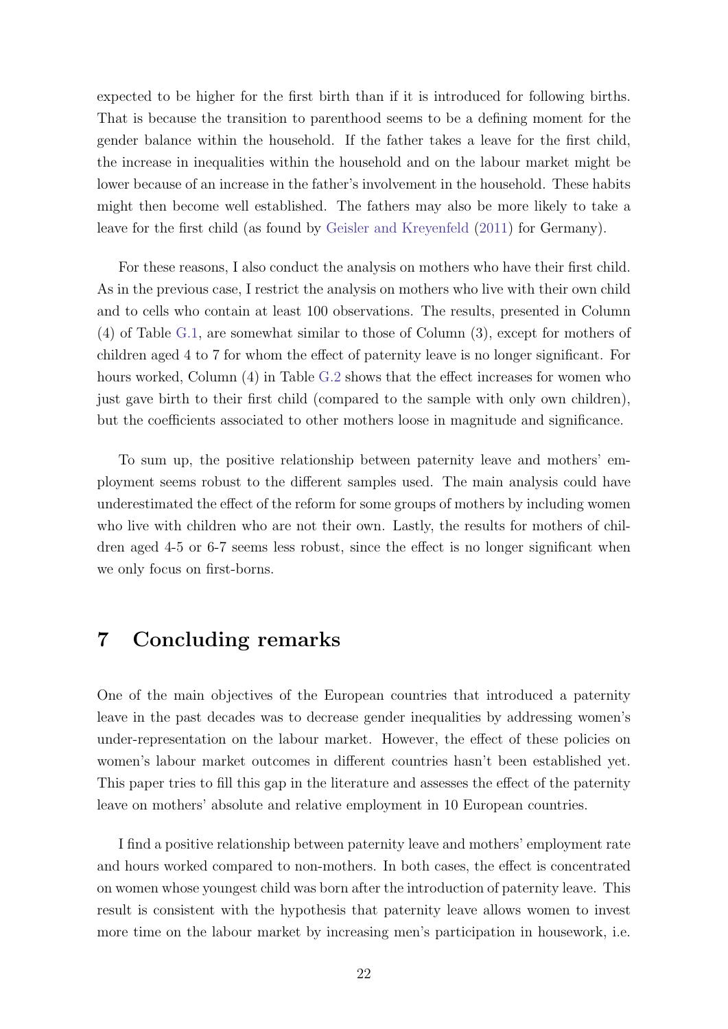expected to be higher for the first birth than if it is introduced for following births. That is because the transition to parenthood seems to be a defining moment for the gender balance within the household. If the father takes a leave for the first child, the increase in inequalities within the household and on the labour market might be lower because of an increase in the father's involvement in the household. These habits might then become well established. The fathers may also be more likely to take a leave for the first child (as found by Geisler and Kreyenfeld (2011) for Germany).

For these reasons, I also conduct the analysis on mothers who have their first child. As in the previous case, I restrict the analysis on mothers who live with their own child and to cells who contain at least 100 observations. The results, presented in Column (4) of Table G.1, are somewhat similar to those of Column (3), except for mothers of children aged 4 to 7 for whom the effect of paternity leave is no longer significant. For hours worked, Column (4) in Table G.2 shows that the effect increases for women who just gave birth to their first child (compared to the sample with only own children), but the coefficients associated to other mothers loose in magnitude and significance.

To sum up, the positive relationship between paternity leave and mothers' employment seems robust to the different samples used. The main analysis could have underestimated the effect of the reform for some groups of mothers by including women who live with children who are not their own. Lastly, the results for mothers of children aged 4-5 or 6-7 seems less robust, since the effect is no longer significant when we only focus on first-borns.

# 7 Concluding remarks

One of the main objectives of the European countries that introduced a paternity leave in the past decades was to decrease gender inequalities by addressing women's under-representation on the labour market. However, the effect of these policies on women's labour market outcomes in different countries hasn't been established yet. This paper tries to fill this gap in the literature and assesses the effect of the paternity leave on mothers' absolute and relative employment in 10 European countries.

I find a positive relationship between paternity leave and mothers' employment rate and hours worked compared to non-mothers. In both cases, the effect is concentrated on women whose youngest child was born after the introduction of paternity leave. This result is consistent with the hypothesis that paternity leave allows women to invest more time on the labour market by increasing men's participation in housework, i.e.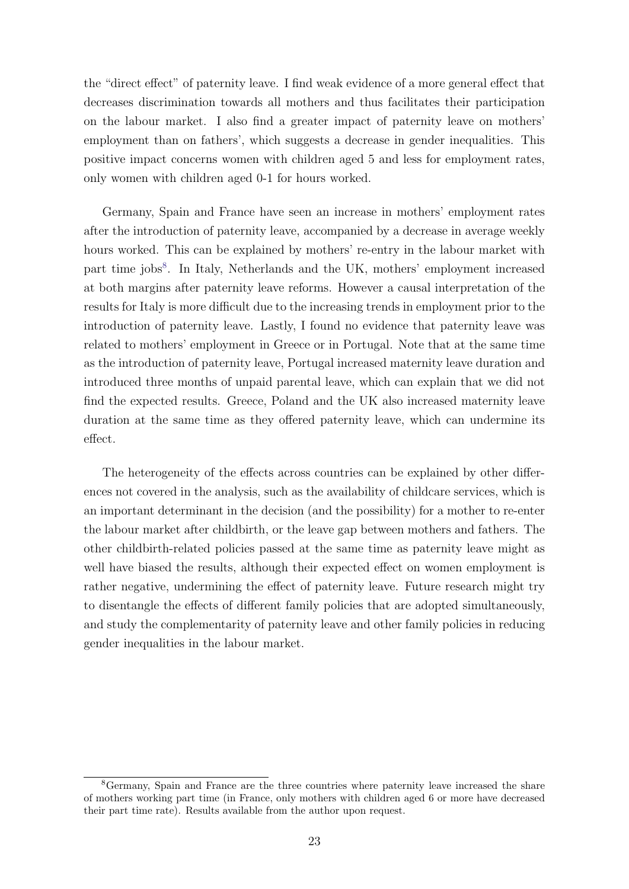the "direct effect" of paternity leave. I find weak evidence of a more general effect that decreases discrimination towards all mothers and thus facilitates their participation on the labour market. I also find a greater impact of paternity leave on mothers' employment than on fathers', which suggests a decrease in gender inequalities. This positive impact concerns women with children aged 5 and less for employment rates, only women with children aged 0-1 for hours worked.

Germany, Spain and France have seen an increase in mothers' employment rates after the introduction of paternity leave, accompanied by a decrease in average weekly hours worked. This can be explained by mothers' re-entry in the labour market with part time jobs[8]. In Italy, Netherlands and the UK, mothers' employment increased at both margins after paternity leave reforms. However a causal interpretation of the results for Italy is more difficult due to the increasing trends in employment prior to the introduction of paternity leave. Lastly, I found no evidence that paternity leave was related to mothers' employment in Greece or in Portugal. Note that at the same time as the introduction of paternity leave, Portugal increased maternity leave duration and introduced three months of unpaid parental leave, which can explain that we did not find the expected results. Greece, Poland and the UK also increased maternity leave duration at the same time as they offered paternity leave, which can undermine its effect.

The heterogeneity of the effects across countries can be explained by other differences not covered in the analysis, such as the availability of childcare services, which is an important determinant in the decision (and the possibility) for a mother to re-enter the labour market after childbirth, or the leave gap between mothers and fathers. The other childbirth-related policies passed at the same time as paternity leave might as well have biased the results, although their expected effect on women employment is rather negative, undermining the effect of paternity leave. Future research might try to disentangle the effects of different family policies that are adopted simultaneously, and study the complementarity of paternity leave and other family policies in reducing gender inequalities in the labour market.

[8] Germany, Spain and France are the three countries where paternity leave increased the share of mothers working part time (in France, only mothers with children aged 6 or more have decreased their part time rate). Results available from the author upon request.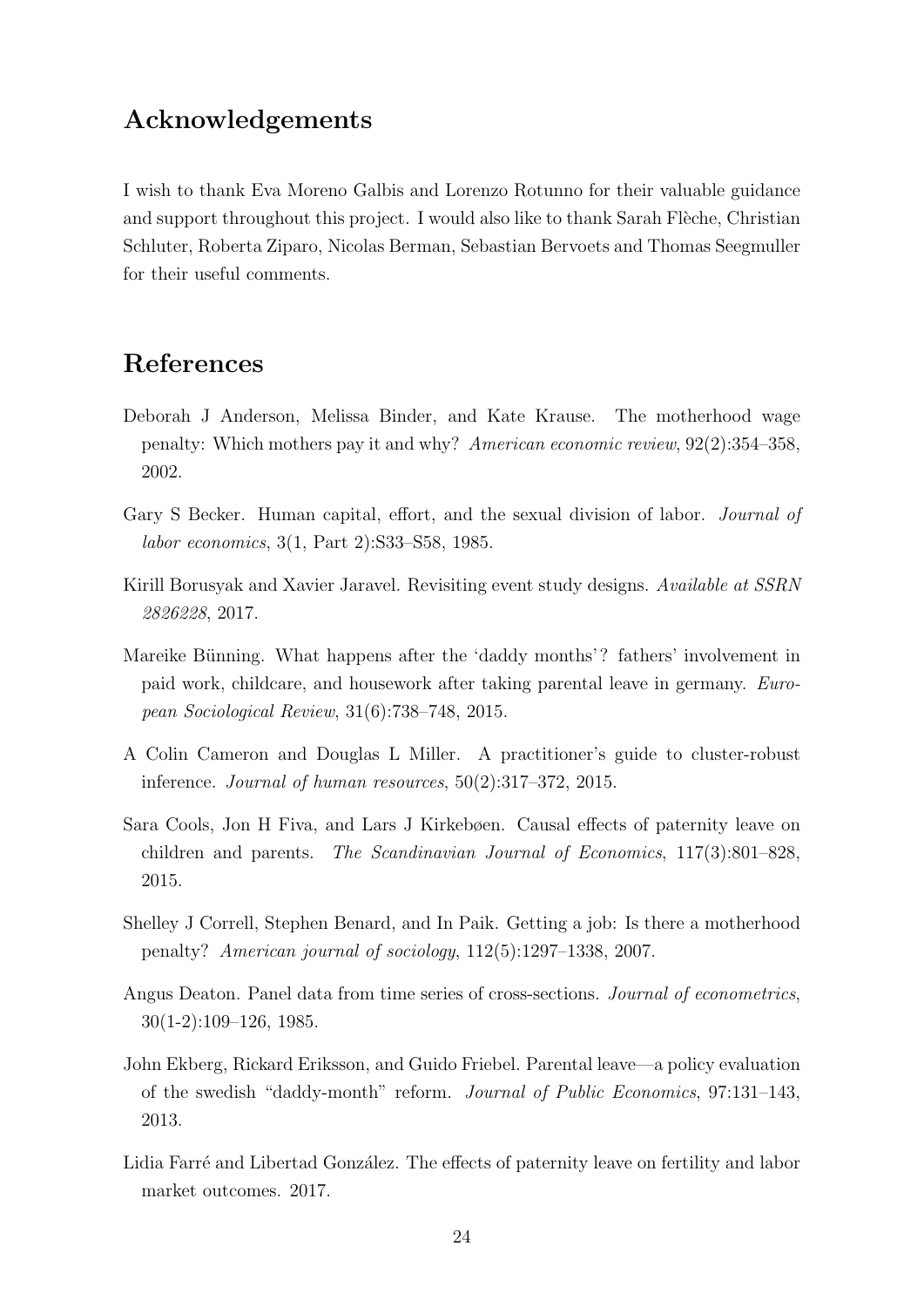## Acknowledgements

I wish to thank Eva Moreno Galbis and Lorenzo Rotunno for their valuable guidance and support throughout this project. I would also like to thank Sarah Flèche, Christian Schluter, Roberta Ziparo, Nicolas Berman, Sebastian Bervoets and Thomas Seegmuller for their useful comments.

## References

Deborah J Anderson, Melissa Binder, and Kate Krause. The motherhood wage penalty: Which mothers pay it and why? *American economic review*, 92(2):354–358, 2002.

Gary S Becker. Human capital, effort, and the sexual division of labor. *Journal of labor economics*, 3(1, Part 2):S33–S58, 1985.

Kirill Borusyak and Xavier Jaravel. Revisiting event study designs. *Available at SSRN 2826228*, 2017.

Mareike Bünning. What happens after the 'daddy months'? fathers' involvement in paid work, childcare, and housework after taking parental leave in germany. *European Sociological Review*, 31(6):738–748, 2015.

A Colin Cameron and Douglas L Miller. A practitioner's guide to cluster-robust inference. *Journal of human resources*, 50(2):317–372, 2015.

Sara Cools, Jon H Fiva, and Lars J Kirkebøen. Causal effects of paternity leave on children and parents. *The Scandinavian Journal of Economics*, 117(3):801–828, 2015.

Shelley J Correll, Stephen Benard, and In Paik. Getting a job: Is there a motherhood penalty? *American journal of sociology*, 112(5):1297–1338, 2007.

Angus Deaton. Panel data from time series of cross-sections. *Journal of econometrics*, 30(1-2):109–126, 1985.

John Ekberg, Rickard Eriksson, and Guido Friebel. Parental leave—a policy evaluation of the swedish "daddy-month" reform. *Journal of Public Economics*, 97:131–143, 2013.

Lidia Farré and Libertad González. The effects of paternity leave on fertility and labor market outcomes. 2017.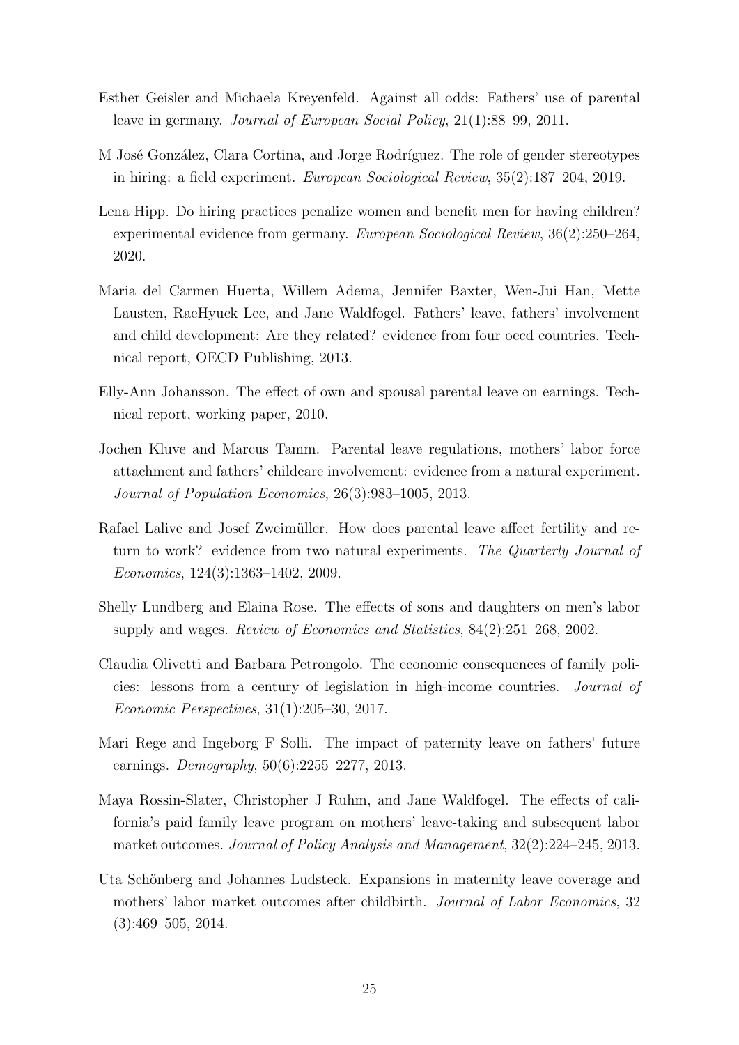Esther Geisler and Michaela Kreyenfeld. Against all odds: Fathers' use of parental leave in germany. *Journal of European Social Policy*, 21(1):88–99, 2011.

M José González, Clara Cortina, and Jorge Rodríguez. The role of gender stereotypes in hiring: a field experiment. *European Sociological Review*, 35(2):187–204, 2019.

Lena Hipp. Do hiring practices penalize women and benefit men for having children? experimental evidence from germany. *European Sociological Review*, 36(2):250–264, 2020.

Maria del Carmen Huerta, Willem Adema, Jennifer Baxter, Wen-Jui Han, Mette Lausten, RaeHyuck Lee, and Jane Waldfogel. Fathers' leave, fathers' involvement and child development: Are they related? evidence from four oecd countries. Technical report, OECD Publishing, 2013.

Elly-Ann Johansson. The effect of own and spousal parental leave on earnings. Technical report, working paper, 2010.

Jochen Kluve and Marcus Tamm. Parental leave regulations, mothers' labor force attachment and fathers' childcare involvement: evidence from a natural experiment. *Journal of Population Economics*, 26(3):983–1005, 2013.

Rafael Lalive and Josef Zweimüller. How does parental leave affect fertility and return to work? evidence from two natural experiments. *The Quarterly Journal of Economics*, 124(3):1363–1402, 2009.

Shelly Lundberg and Elaina Rose. The effects of sons and daughters on men's labor supply and wages. *Review of Economics and Statistics*, 84(2):251–268, 2002.

Claudia Olivetti and Barbara Petrongolo. The economic consequences of family policies: lessons from a century of legislation in high-income countries. *Journal of Economic Perspectives*, 31(1):205–30, 2017.

Mari Rege and Ingeborg F Solli. The impact of paternity leave on fathers' future earnings. *Demography*, 50(6):2255–2277, 2013.

Maya Rossin-Slater, Christopher J Ruhm, and Jane Waldfogel. The effects of california's paid family leave program on mothers' leave-taking and subsequent labor market outcomes. *Journal of Policy Analysis and Management*, 32(2):224–245, 2013.

Uta Schönberg and Johannes Ludsteck. Expansions in maternity leave coverage and mothers' labor market outcomes after childbirth. *Journal of Labor Economics*, 32 (3):469–505, 2014.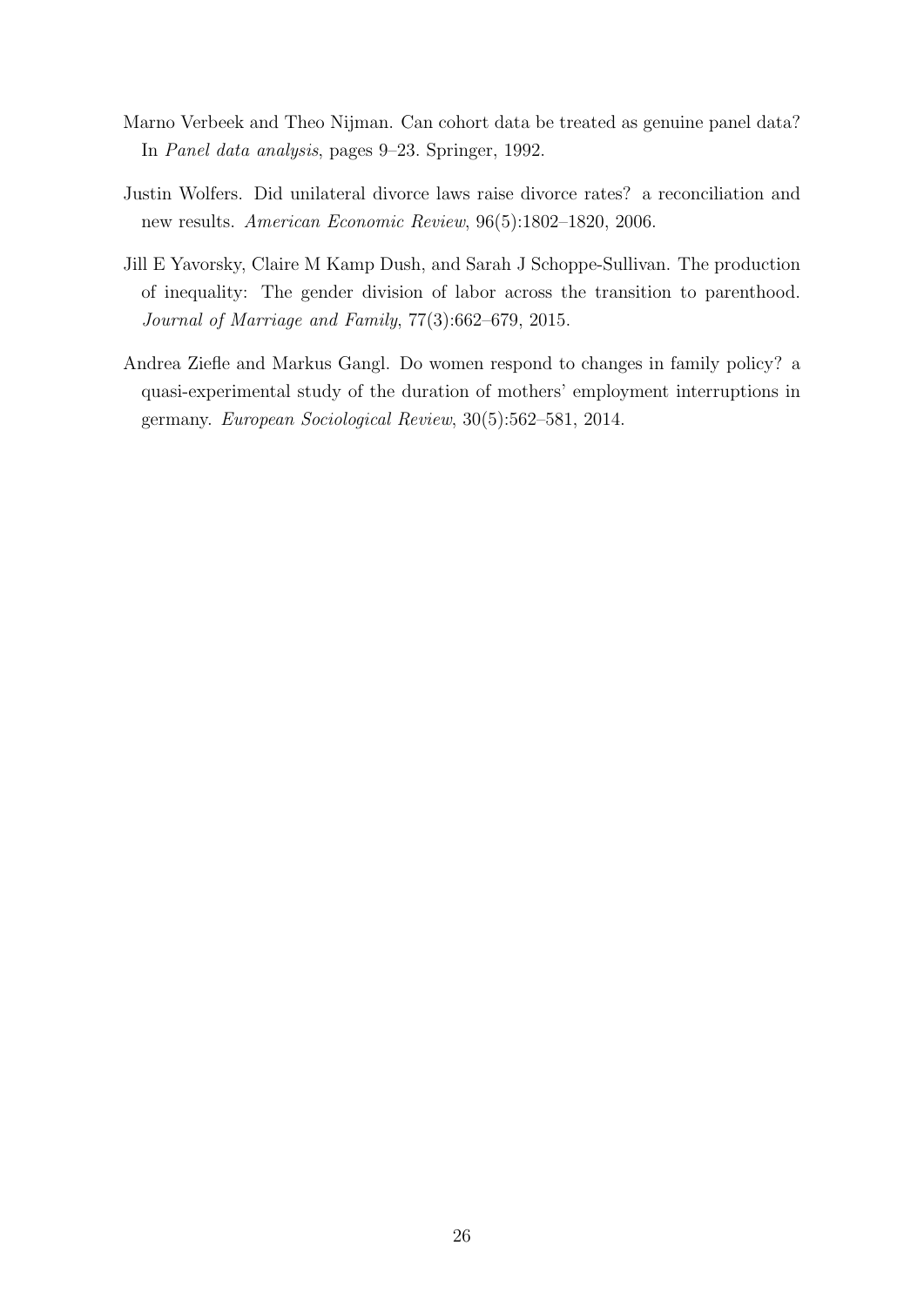Marno Verbeek and Theo Nijman. Can cohort data be treated as genuine panel data? In *Panel data analysis*, pages 9–23. Springer, 1992.

Justin Wolfers. Did unilateral divorce laws raise divorce rates? a reconciliation and new results. *American Economic Review*, 96(5):1802–1820, 2006.

Jill E Yavorsky, Claire M Kamp Dush, and Sarah J Schoppe-Sullivan. The production of inequality: The gender division of labor across the transition to parenthood. *Journal of Marriage and Family*, 77(3):662–679, 2015.

Andrea Ziefle and Markus Gangl. Do women respond to changes in family policy? a quasi-experimental study of the duration of mothers' employment interruptions in germany. *European Sociological Review*, 30(5):562–581, 2014.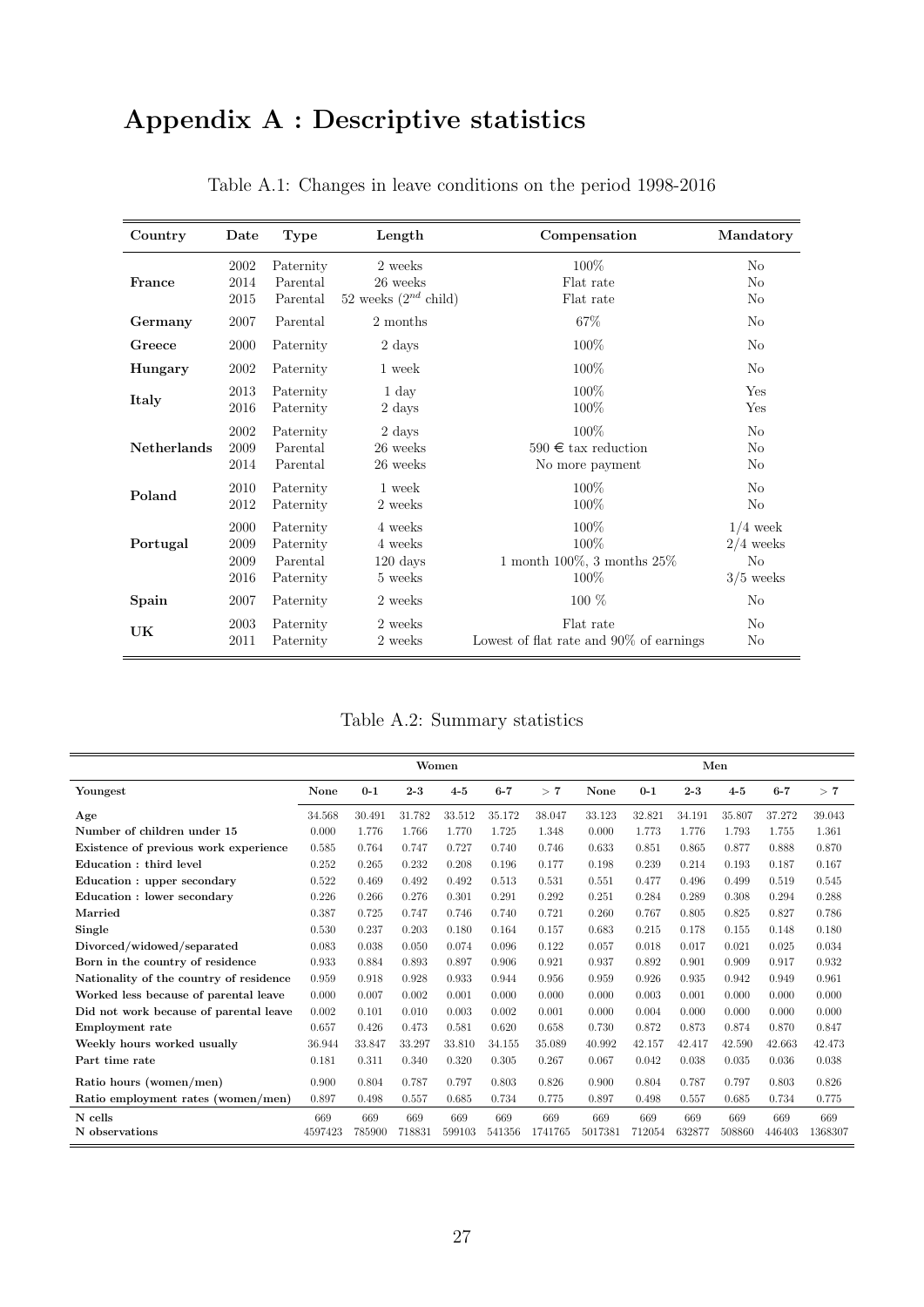# Appendix A : Descriptive statistics

Table A.1: Changes in leave conditions on the period 1998-2016

| Country | Date | Type | Length | Compensation | Mandatory |
|---|---|---|---|---|---|
| **France** | 2002 | Paternity | 2 weeks | 100% | No |
| | 2014 | Parental | 26 weeks | Flat rate | No |
| | 2015 | Parental | 52 weeks ($2^{nd}$ child) | Flat rate | No |
| **Germany** | 2007 | Parental | 2 months | 67% | No |
| **Greece** | 2000 | Paternity | 2 days | 100% | No |
| **Hungary** | 2002 | Paternity | 1 week | 100% | No |
| **Italy** | 2013 | Paternity | 1 day | 100% | Yes |
| | 2016 | Paternity | 2 days | 100% | Yes |
| **Netherlands** | 2002 | Paternity | 2 days | 100% | No |
| | 2009 | Parental | 26 weeks | 590 € tax reduction | No |
| | 2014 | Parental | 26 weeks | No more payment | No |
| **Poland** | 2010 | Paternity | 1 week | 100% | No |
| | 2012 | Paternity | 2 weeks | 100% | No |
| **Portugal** | 2000 | Paternity | 4 weeks | 100% | 1/4 week |
| | 2009 | Paternity | 4 weeks | 100% | 2/4 weeks |
| | 2009 | Parental | 120 days | 1 month 100%, 3 months 25% | No |
| | 2016 | Paternity | 5 weeks | 100% | 3/5 weeks |
| **Spain** | 2007 | Paternity | 2 weeks | 100 % | No |
| **UK** | 2003 | Paternity | 2 weeks | Flat rate | No |
| | 2011 | Paternity | 2 weeks | Lowest of flat rate and 90% of earnings | No |

Table A.2: Summary statistics

| | Women | | | | | | Men | | | | | |
|---|---|---|---|---|---|---|---|---|---|---|---|---|
| **Youngest** | **None** | **0-1** | **2-3** | **4-5** | **6-7** | **> 7** | **None** | **0-1** | **2-3** | **4-5** | **6-7** | **> 7** |
| **Age** | 34.568 | 30.491 | 31.782 | 33.512 | 35.172 | 38.047 | 33.123 | 32.821 | 34.191 | 35.807 | 37.272 | 39.043 |
| **Number of children under 15** | 0.000 | 1.776 | 1.766 | 1.770 | 1.725 | 1.348 | 0.000 | 1.773 | 1.776 | 1.793 | 1.755 | 1.361 |
| **Existence of previous work experience** | 0.585 | 0.764 | 0.747 | 0.727 | 0.740 | 0.746 | 0.633 | 0.851 | 0.865 | 0.877 | 0.888 | 0.870 |
| **Education : third level** | 0.252 | 0.265 | 0.232 | 0.208 | 0.196 | 0.177 | 0.198 | 0.239 | 0.214 | 0.193 | 0.187 | 0.167 |
| **Education : upper secondary** | 0.522 | 0.469 | 0.492 | 0.492 | 0.513 | 0.531 | 0.551 | 0.477 | 0.496 | 0.499 | 0.519 | 0.545 |
| **Education : lower secondary** | 0.226 | 0.266 | 0.276 | 0.301 | 0.291 | 0.292 | 0.251 | 0.284 | 0.289 | 0.308 | 0.294 | 0.288 |
| **Married** | 0.387 | 0.725 | 0.747 | 0.746 | 0.740 | 0.721 | 0.260 | 0.767 | 0.805 | 0.825 | 0.827 | 0.786 |
| **Single** | 0.530 | 0.237 | 0.203 | 0.180 | 0.164 | 0.157 | 0.683 | 0.215 | 0.178 | 0.155 | 0.148 | 0.180 |
| **Divorced/widowed/separated** | 0.083 | 0.038 | 0.050 | 0.074 | 0.096 | 0.122 | 0.057 | 0.018 | 0.017 | 0.021 | 0.025 | 0.034 |
| **Born in the country of residence** | 0.933 | 0.884 | 0.893 | 0.897 | 0.906 | 0.921 | 0.937 | 0.892 | 0.901 | 0.909 | 0.917 | 0.932 |
| **Nationality of the country of residence** | 0.959 | 0.918 | 0.928 | 0.933 | 0.944 | 0.956 | 0.959 | 0.926 | 0.935 | 0.942 | 0.949 | 0.961 |
| **Worked less because of parental leave** | 0.000 | 0.007 | 0.002 | 0.001 | 0.000 | 0.000 | 0.000 | 0.003 | 0.001 | 0.000 | 0.000 | 0.000 |
| **Did not work because of parental leave** | 0.002 | 0.101 | 0.010 | 0.003 | 0.002 | 0.001 | 0.000 | 0.004 | 0.000 | 0.000 | 0.000 | 0.000 |
| **Employment rate** | 0.657 | 0.426 | 0.473 | 0.581 | 0.620 | 0.658 | 0.730 | 0.872 | 0.873 | 0.874 | 0.870 | 0.847 |
| **Weekly hours worked usually** | 36.944 | 33.847 | 33.297 | 33.810 | 34.155 | 35.089 | 40.992 | 42.157 | 42.417 | 42.590 | 42.663 | 42.473 |
| **Part time rate** | 0.181 | 0.311 | 0.340 | 0.320 | 0.305 | 0.267 | 0.067 | 0.042 | 0.038 | 0.035 | 0.036 | 0.038 |
| **Ratio hours (women/men)** | 0.900 | 0.804 | 0.787 | 0.797 | 0.803 | 0.826 | 0.900 | 0.804 | 0.787 | 0.797 | 0.803 | 0.826 |
| **Ratio employment rates (women/men)** | 0.897 | 0.498 | 0.557 | 0.685 | 0.734 | 0.775 | 0.897 | 0.498 | 0.557 | 0.685 | 0.734 | 0.775 |
| **N cells** | 669 | 669 | 669 | 669 | 669 | 669 | 669 | 669 | 669 | 669 | 669 | 669 |
| **N observations** | 4597423 | 785900 | 718831 | 599103 | 541356 | 1741765 | 5017381 | 712054 | 632877 | 508860 | 446403 | 1368307 |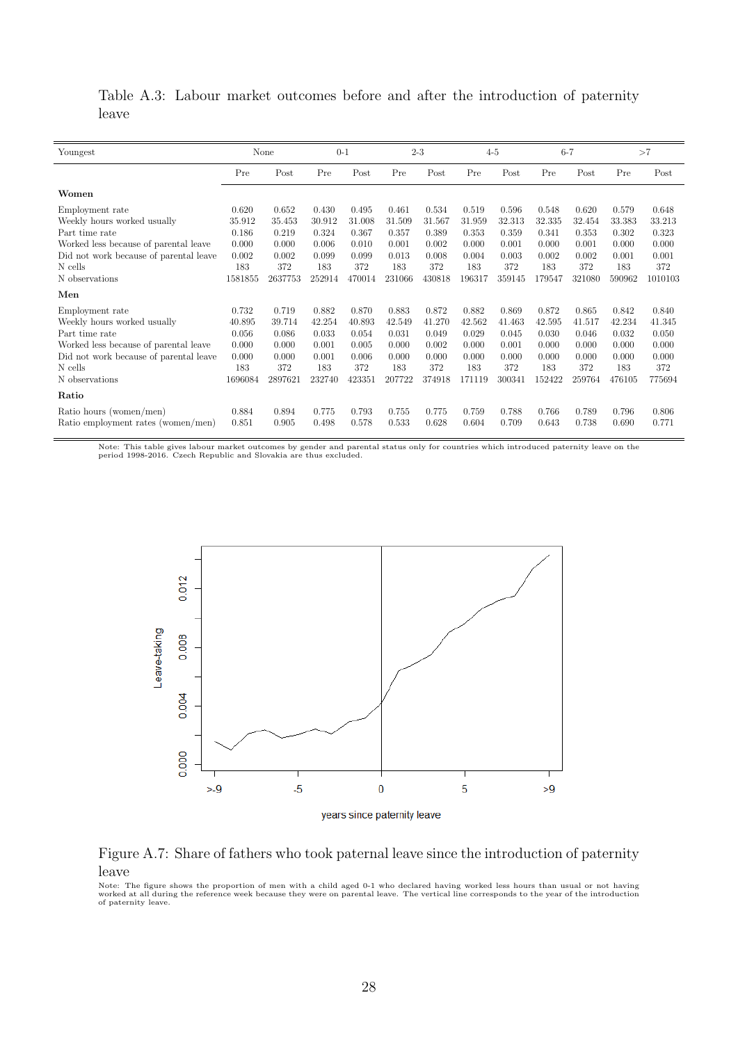Table A.3: Labour market outcomes before and after the introduction of paternity leave

| Youngest | None | | 0-1 | | 2-3 | | 4-5 | | 6-7 | | >7 | |
|---|---|---|---|---|---|---|---|---|---|---|---|---|
| | Pre | Post | Pre | Post | Pre | Post | Pre | Post | Pre | Post | Pre | Post |
| **Women** | | | | | | | | | | | | |
| Employment rate | 0.620 | 0.652 | 0.430 | 0.495 | 0.461 | 0.534 | 0.519 | 0.596 | 0.548 | 0.620 | 0.579 | 0.648 |
| Weekly hours worked usually | 35.912 | 35.453 | 30.912 | 31.008 | 31.509 | 31.567 | 31.959 | 32.313 | 32.335 | 32.454 | 33.383 | 33.213 |
| Part time rate | 0.186 | 0.219 | 0.324 | 0.367 | 0.357 | 0.389 | 0.353 | 0.359 | 0.341 | 0.353 | 0.302 | 0.323 |
| Worked less because of parental leave | 0.000 | 0.000 | 0.006 | 0.010 | 0.001 | 0.002 | 0.000 | 0.001 | 0.000 | 0.001 | 0.000 | 0.000 |
| Did not work because of parental leave | 0.002 | 0.002 | 0.099 | 0.099 | 0.013 | 0.008 | 0.004 | 0.003 | 0.002 | 0.002 | 0.001 | 0.001 |
| N cells | 183 | 372 | 183 | 372 | 183 | 372 | 183 | 372 | 183 | 372 | 183 | 372 |
| N observations | 1581855 | 2637753 | 252914 | 470014 | 231066 | 430818 | 196317 | 359145 | 179547 | 321080 | 590962 | 1010103 |
| **Men** | | | | | | | | | | | | |
| Employment rate | 0.732 | 0.719 | 0.882 | 0.870 | 0.883 | 0.872 | 0.882 | 0.869 | 0.872 | 0.865 | 0.842 | 0.840 |
| Weekly hours worked usually | 40.895 | 39.714 | 42.254 | 40.893 | 42.549 | 41.270 | 42.562 | 41.463 | 42.595 | 41.517 | 42.234 | 41.345 |
| Part time rate | 0.056 | 0.086 | 0.033 | 0.054 | 0.031 | 0.049 | 0.029 | 0.045 | 0.030 | 0.046 | 0.032 | 0.050 |
| Worked less because of parental leave | 0.000 | 0.000 | 0.001 | 0.005 | 0.000 | 0.002 | 0.000 | 0.001 | 0.000 | 0.000 | 0.000 | 0.000 |
| Did not work because of parental leave | 0.000 | 0.000 | 0.001 | 0.006 | 0.000 | 0.000 | 0.000 | 0.000 | 0.000 | 0.000 | 0.000 | 0.000 |
| N cells | 183 | 372 | 183 | 372 | 183 | 372 | 183 | 372 | 183 | 372 | 183 | 372 |
| N observations | 1696084 | 2897621 | 232740 | 423351 | 207722 | 374918 | 171119 | 300341 | 152422 | 259764 | 476105 | 775694 |
| **Ratio** | | | | | | | | | | | | |
| Ratio hours (women/men) | 0.884 | 0.894 | 0.775 | 0.793 | 0.755 | 0.775 | 0.759 | 0.788 | 0.766 | 0.789 | 0.796 | 0.806 |
| Ratio employment rates (women/men) | 0.851 | 0.905 | 0.498 | 0.578 | 0.533 | 0.628 | 0.604 | 0.709 | 0.643 | 0.738 | 0.690 | 0.771 |

Note: This table gives labour market outcomes by gender and parental status only for countries which introduced paternity leave on the period 1998-2016. Czech Republic and Slovakia are thus excluded.

Leave-taking

0.000
0.004
0.008
0.012

>-9
-5
0
5
>9

years since paternity leave

Figure A.7: Share of fathers who took paternal leave since the introduction of paternity leave

Note: The figure shows the proportion of men with a child aged 0-1 who declared having worked less hours than usual or not having worked at all during the reference week because they were on parental leave. The vertical line corresponds to the year of the introduction of paternity leave.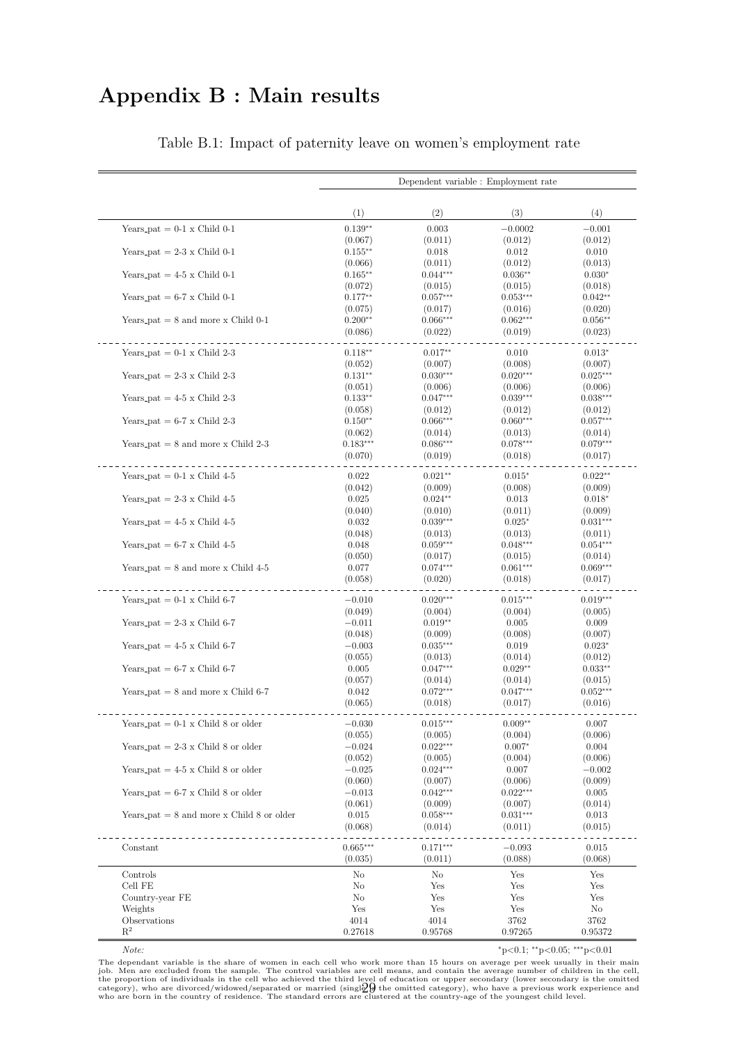# Appendix B : Main results

Table B.1: Impact of paternity leave on women's employment rate

| | Dependent variable : Employment rate | | | |
|---|---|---|---|---|
| | (1) | (2) | (3) | (4) |
| Years_pat = 0-1 x Child 0-1 | 0.139** | 0.003 | −0.0002 | −0.001 |
| | (0.067) | (0.011) | (0.012) | (0.012) |
| Years_pat = 2-3 x Child 0-1 | 0.155** | 0.018 | 0.012 | 0.010 |
| | (0.066) | (0.011) | (0.012) | (0.013) |
| Years_pat = 4-5 x Child 0-1 | 0.165** | 0.044*** | 0.036** | 0.030* |
| | (0.072) | (0.015) | (0.015) | (0.018) |
| Years_pat = 6-7 x Child 0-1 | 0.177** | 0.057*** | 0.053*** | 0.042** |
| | (0.075) | (0.017) | (0.016) | (0.020) |
| Years_pat = 8 and more x Child 0-1 | 0.200** | 0.066*** | 0.062*** | 0.056** |
| | (0.086) | (0.022) | (0.019) | (0.023) |
| Years_pat = 0-1 x Child 2-3 | 0.118** | 0.017** | 0.010 | 0.013* |
| | (0.052) | (0.007) | (0.008) | (0.007) |
| Years_pat = 2-3 x Child 2-3 | 0.131** | 0.030*** | 0.020*** | 0.025*** |
| | (0.051) | (0.006) | (0.006) | (0.006) |
| Years_pat = 4-5 x Child 2-3 | 0.133** | 0.047*** | 0.039*** | 0.038*** |
| | (0.058) | (0.012) | (0.012) | (0.012) |
| Years_pat = 6-7 x Child 2-3 | 0.150** | 0.066*** | 0.060*** | 0.057*** |
| | (0.062) | (0.014) | (0.013) | (0.014) |
| Years_pat = 8 and more x Child 2-3 | 0.183*** | 0.086*** | 0.078*** | 0.079*** |
| | (0.070) | (0.019) | (0.018) | (0.017) |
| Years_pat = 0-1 x Child 4-5 | 0.022 | 0.021** | 0.015* | 0.022** |
| | (0.042) | (0.009) | (0.008) | (0.009) |
| Years_pat = 2-3 x Child 4-5 | 0.025 | 0.024** | 0.013 | 0.018* |
| | (0.040) | (0.010) | (0.011) | (0.009) |
| Years_pat = 4-5 x Child 4-5 | 0.032 | 0.039*** | 0.025* | 0.031*** |
| | (0.048) | (0.013) | (0.013) | (0.011) |
| Years_pat = 6-7 x Child 4-5 | 0.048 | 0.059*** | 0.048*** | 0.054*** |
| | (0.050) | (0.017) | (0.015) | (0.014) |
| Years_pat = 8 and more x Child 4-5 | 0.077 | 0.074*** | 0.061*** | 0.069*** |
| | (0.058) | (0.020) | (0.018) | (0.017) |
| Years_pat = 0-1 x Child 6-7 | −0.010 | 0.020*** | 0.015*** | 0.019*** |
| | (0.049) | (0.004) | (0.004) | (0.005) |
| Years_pat = 2-3 x Child 6-7 | −0.011 | 0.019** | 0.005 | 0.009 |
| | (0.048) | (0.009) | (0.008) | (0.007) |
| Years_pat = 4-5 x Child 6-7 | −0.003 | 0.035*** | 0.019 | 0.023* |
| | (0.055) | (0.013) | (0.014) | (0.012) |
| Years_pat = 6-7 x Child 6-7 | 0.005 | 0.047*** | 0.029** | 0.033** |
| | (0.057) | (0.014) | (0.014) | (0.015) |
| Years_pat = 8 and more x Child 6-7 | 0.042 | 0.072*** | 0.047*** | 0.052*** |
| | (0.065) | (0.018) | (0.017) | (0.016) |
| Years_pat = 0-1 x Child 8 or older | −0.030 | 0.015*** | 0.009** | 0.007 |
| | (0.055) | (0.005) | (0.004) | (0.006) |
| Years_pat = 2-3 x Child 8 or older | −0.024 | 0.022*** | 0.007* | 0.004 |
| | (0.052) | (0.005) | (0.004) | (0.006) |
| Years_pat = 4-5 x Child 8 or older | −0.025 | 0.024*** | 0.007 | −0.002 |
| | (0.060) | (0.007) | (0.006) | (0.009) |
| Years_pat = 6-7 x Child 8 or older | −0.013 | 0.042*** | 0.022*** | 0.005 |
| | (0.061) | (0.009) | (0.007) | (0.014) |
| Years_pat = 8 and more x Child 8 or older | 0.015 | 0.058*** | 0.031*** | 0.013 |
| | (0.068) | (0.014) | (0.011) | (0.015) |
| Constant | 0.665*** | 0.171*** | −0.093 | 0.015 |
| | (0.035) | (0.011) | (0.088) | (0.068) |
| Controls | No | No | Yes | Yes |
| Cell FE | No | Yes | Yes | Yes |
| Country-year FE | No | Yes | Yes | Yes |
| Weights | Yes | Yes | Yes | No |
| Observations | 4014 | 4014 | 3762 | 3762 |
| $R^2$ | 0.27618 | 0.95768 | 0.97265 | 0.95372 |

*Note:* *p<0.1; **p<0.05; ***p<0.01

The dependant variable is the share of women in each cell who work more than 15 hours on average per week usually in their main job. Men are excluded from the sample. The control variables are cell means, and contain the average number of children in the cell, the proportion of individuals in the cell who achieved the third level of education or upper secondary (lower secondary is the omitted category), who are divorced/widowed/separated or married (single is the omitted category), who have a previous work experience and who are born in the country of residence. The standard errors are clustered at the country-age of the youngest child level.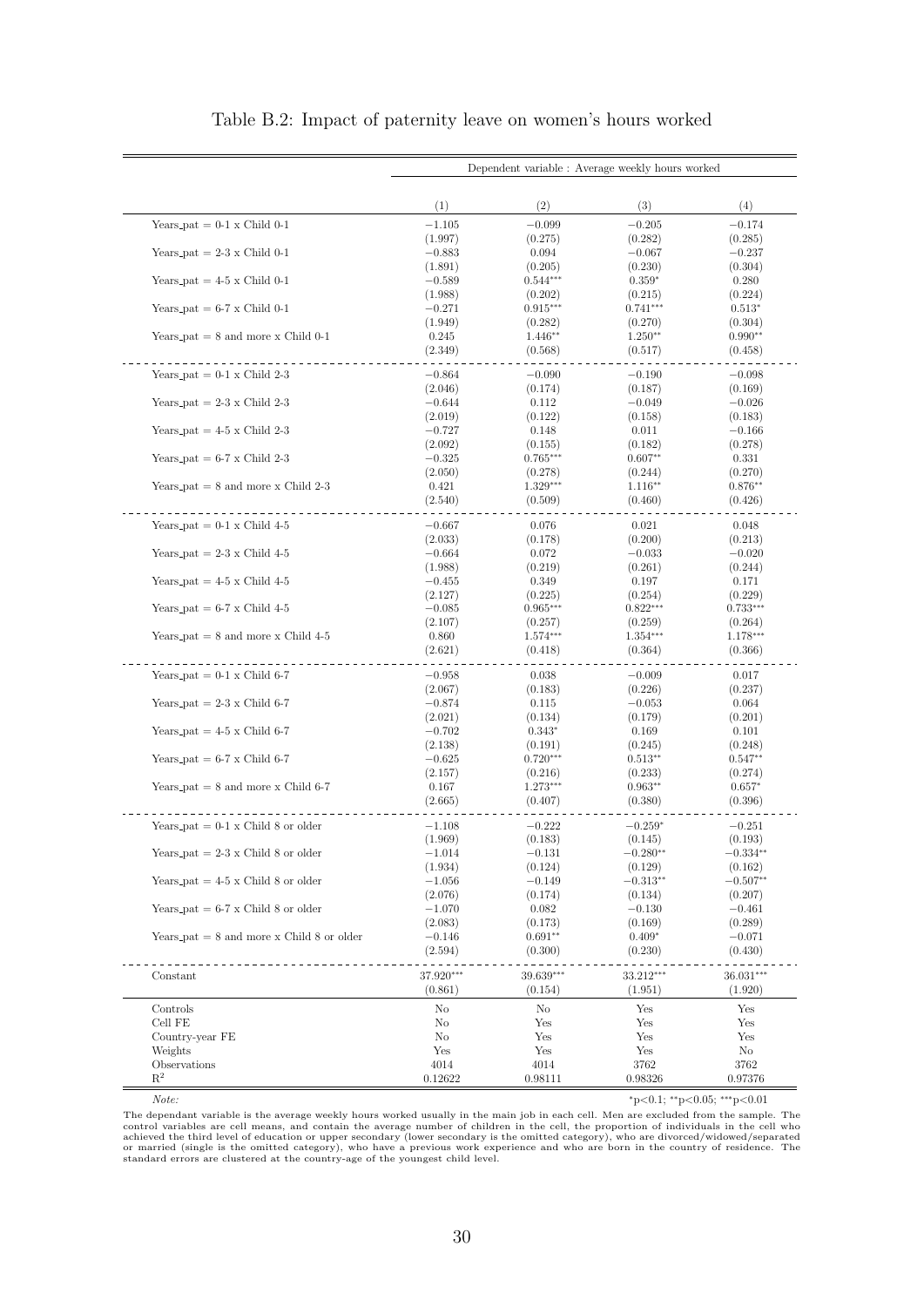# Table B.2: Impact of paternity leave on women's hours worked

| | Dependent variable : Average weekly hours worked | | | |
|---|---|---|---|---|
| | (1) | (2) | (3) | (4) |
| Years_pat = 0-1 x Child 0-1 | −1.105 | −0.099 | −0.205 | −0.174 |
| | (1.997) | (0.275) | (0.282) | (0.285) |
| Years_pat = 2-3 x Child 0-1 | −0.883 | 0.094 | −0.067 | −0.237 |
| | (1.891) | (0.205) | (0.230) | (0.304) |
| Years_pat = 4-5 x Child 0-1 | −0.589 | 0.544*** | 0.359* | 0.280 |
| | (1.988) | (0.202) | (0.215) | (0.224) |
| Years_pat = 6-7 x Child 0-1 | −0.271 | 0.915*** | 0.741*** | 0.513* |
| | (1.949) | (0.282) | (0.270) | (0.304) |
| Years_pat = 8 and more x Child 0-1 | 0.245 | 1.446** | 1.250** | 0.990** |
| | (2.349) | (0.568) | (0.517) | (0.458) |
| Years_pat = 0-1 x Child 2-3 | −0.864 | −0.090 | −0.190 | −0.098 |
| | (2.046) | (0.174) | (0.187) | (0.169) |
| Years_pat = 2-3 x Child 2-3 | −0.644 | 0.112 | −0.049 | −0.026 |
| | (2.019) | (0.122) | (0.158) | (0.183) |
| Years_pat = 4-5 x Child 2-3 | −0.727 | 0.148 | 0.011 | −0.166 |
| | (2.092) | (0.155) | (0.182) | (0.278) |
| Years_pat = 6-7 x Child 2-3 | −0.325 | 0.765*** | 0.607** | 0.331 |
| | (2.050) | (0.278) | (0.244) | (0.270) |
| Years_pat = 8 and more x Child 2-3 | 0.421 | 1.329*** | 1.116** | 0.876** |
| | (2.540) | (0.509) | (0.460) | (0.426) |
| Years_pat = 0-1 x Child 4-5 | −0.667 | 0.076 | 0.021 | 0.048 |
| | (2.033) | (0.178) | (0.200) | (0.213) |
| Years_pat = 2-3 x Child 4-5 | −0.664 | 0.072 | −0.033 | −0.020 |
| | (1.988) | (0.219) | (0.261) | (0.244) |
| Years_pat = 4-5 x Child 4-5 | −0.455 | 0.349 | 0.197 | 0.171 |
| | (2.127) | (0.225) | (0.254) | (0.229) |
| Years_pat = 6-7 x Child 4-5 | −0.085 | 0.965*** | 0.822*** | 0.733*** |
| | (2.107) | (0.257) | (0.259) | (0.264) |
| Years_pat = 8 and more x Child 4-5 | 0.860 | 1.574*** | 1.354*** | 1.178*** |
| | (2.621) | (0.418) | (0.364) | (0.366) |
| Years_pat = 0-1 x Child 6-7 | −0.958 | 0.038 | −0.009 | 0.017 |
| | (2.067) | (0.183) | (0.226) | (0.237) |
| Years_pat = 2-3 x Child 6-7 | −0.874 | 0.115 | −0.053 | 0.064 |
| | (2.021) | (0.134) | (0.179) | (0.201) |
| Years_pat = 4-5 x Child 6-7 | −0.702 | 0.343* | 0.169 | 0.101 |
| | (2.138) | (0.191) | (0.245) | (0.248) |
| Years_pat = 6-7 x Child 6-7 | −0.625 | 0.720*** | 0.513** | 0.547** |
| | (2.157) | (0.216) | (0.233) | (0.274) |
| Years_pat = 8 and more x Child 6-7 | 0.167 | 1.273*** | 0.963** | 0.657* |
| | (2.665) | (0.407) | (0.380) | (0.396) |
| Years_pat = 0-1 x Child 8 or older | −1.108 | −0.222 | −0.259* | −0.251 |
| | (1.969) | (0.183) | (0.145) | (0.193) |
| Years_pat = 2-3 x Child 8 or older | −1.014 | −0.131 | −0.280** | −0.334** |
| | (1.934) | (0.124) | (0.129) | (0.162) |
| Years_pat = 4-5 x Child 8 or older | −1.056 | −0.149 | −0.313** | −0.507** |
| | (2.076) | (0.174) | (0.134) | (0.207) |
| Years_pat = 6-7 x Child 8 or older | −1.070 | 0.082 | −0.130 | −0.461 |
| | (2.083) | (0.173) | (0.169) | (0.289) |
| Years_pat = 8 and more x Child 8 or older | −0.146 | 0.691** | 0.409* | −0.071 |
| | (2.594) | (0.300) | (0.230) | (0.430) |
| Constant | 37.920*** | 39.639*** | 33.212*** | 36.031*** |
| | (0.861) | (0.154) | (1.951) | (1.920) |
| Controls | No | No | Yes | Yes |
| Cell FE | No | Yes | Yes | Yes |
| Country-year FE | No | Yes | Yes | Yes |
| Weights | Yes | Yes | Yes | No |
| Observations | 4014 | 4014 | 3762 | 3762 |
| $R^2$ | 0.12622 | 0.98111 | 0.98326 | 0.97376 |

*Note:* *p<0.1; **p<0.05; ***p<0.01

The dependant variable is the average weekly hours worked usually in the main job in each cell. Men are excluded from the sample. The control variables are cell means, and contain the average number of children in the cell, the proportion of individuals in the cell who achieved the third level of education or upper secondary (lower secondary is the omitted category), who are divorced/widowed/separated or married (single is the omitted category), who have a previous work experience and who are born in the country of residence. The standard errors are clustered at the country-age of the youngest child level.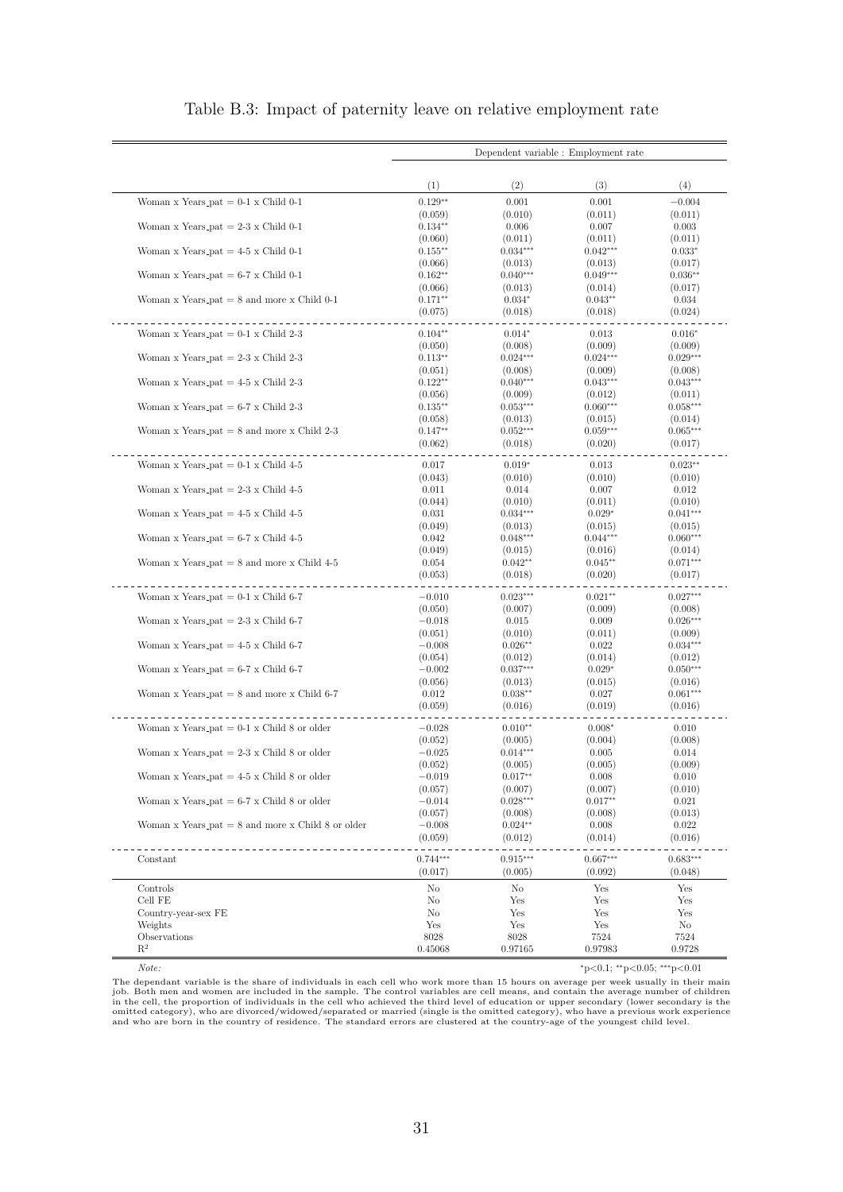# Table B.3: Impact of paternity leave on relative employment rate

| | Dependent variable : Employment rate | | | |
|---|---|---|---|---|
| | (1) | (2) | (3) | (4) |
| Woman x Years_pat = 0-1 x Child 0-1 | 0.129** | 0.001 | 0.001 | −0.004 |
| | (0.059) | (0.010) | (0.011) | (0.011) |
| Woman x Years_pat = 2-3 x Child 0-1 | 0.134** | 0.006 | 0.007 | 0.003 |
| | (0.060) | (0.011) | (0.011) | (0.011) |
| Woman x Years_pat = 4-5 x Child 0-1 | 0.155** | 0.034*** | 0.042*** | 0.033* |
| | (0.066) | (0.013) | (0.013) | (0.017) |
| Woman x Years_pat = 6-7 x Child 0-1 | 0.162** | 0.040*** | 0.049*** | 0.036** |
| | (0.066) | (0.013) | (0.014) | (0.017) |
| Woman x Years_pat = 8 and more x Child 0-1 | 0.171** | 0.034* | 0.043** | 0.034 |
| | (0.075) | (0.018) | (0.018) | (0.024) |
| Woman x Years_pat = 0-1 x Child 2-3 | 0.104** | 0.014* | 0.013 | 0.016* |
| | (0.050) | (0.008) | (0.009) | (0.009) |
| Woman x Years_pat = 2-3 x Child 2-3 | 0.113** | 0.024*** | 0.024*** | 0.029*** |
| | (0.051) | (0.008) | (0.009) | (0.008) |
| Woman x Years_pat = 4-5 x Child 2-3 | 0.122** | 0.040*** | 0.043*** | 0.043*** |
| | (0.056) | (0.009) | (0.012) | (0.011) |
| Woman x Years_pat = 6-7 x Child 2-3 | 0.135** | 0.053*** | 0.060*** | 0.058*** |
| | (0.058) | (0.013) | (0.015) | (0.014) |
| Woman x Years_pat = 8 and more x Child 2-3 | 0.147** | 0.052*** | 0.059*** | 0.065*** |
| | (0.062) | (0.018) | (0.020) | (0.017) |
| Woman x Years_pat = 0-1 x Child 4-5 | 0.017 | 0.019* | 0.013 | 0.023** |
| | (0.043) | (0.010) | (0.010) | (0.010) |
| Woman x Years_pat = 2-3 x Child 4-5 | 0.011 | 0.014 | 0.007 | 0.012 |
| | (0.044) | (0.010) | (0.011) | (0.010) |
| Woman x Years_pat = 4-5 x Child 4-5 | 0.031 | 0.034*** | 0.029* | 0.041*** |
| | (0.049) | (0.013) | (0.015) | (0.015) |
| Woman x Years_pat = 6-7 x Child 4-5 | 0.042 | 0.048*** | 0.044*** | 0.060*** |
| | (0.049) | (0.015) | (0.016) | (0.014) |
| Woman x Years_pat = 8 and more x Child 4-5 | 0.054 | 0.042** | 0.045** | 0.071*** |
| | (0.053) | (0.018) | (0.020) | (0.017) |
| Woman x Years_pat = 0-1 x Child 6-7 | −0.010 | 0.023*** | 0.021** | 0.027*** |
| | (0.050) | (0.007) | (0.009) | (0.008) |
| Woman x Years_pat = 2-3 x Child 6-7 | −0.018 | 0.015 | 0.009 | 0.026*** |
| | (0.051) | (0.010) | (0.011) | (0.009) |
| Woman x Years_pat = 4-5 x Child 6-7 | −0.008 | 0.026** | 0.022 | 0.034*** |
| | (0.054) | (0.012) | (0.014) | (0.012) |
| Woman x Years_pat = 6-7 x Child 6-7 | −0.002 | 0.037*** | 0.029* | 0.050*** |
| | (0.056) | (0.013) | (0.015) | (0.016) |
| Woman x Years_pat = 8 and more x Child 6-7 | 0.012 | 0.038** | 0.027 | 0.061*** |
| | (0.059) | (0.016) | (0.019) | (0.016) |
| Woman x Years_pat = 0-1 x Child 8 or older | −0.028 | 0.010** | 0.008* | 0.010 |
| | (0.052) | (0.005) | (0.004) | (0.008) |
| Woman x Years_pat = 2-3 x Child 8 or older | −0.025 | 0.014*** | 0.005 | 0.014 |
| | (0.052) | (0.005) | (0.005) | (0.009) |
| Woman x Years_pat = 4-5 x Child 8 or older | −0.019 | 0.017** | 0.008 | 0.010 |
| | (0.057) | (0.007) | (0.007) | (0.010) |
| Woman x Years_pat = 6-7 x Child 8 or older | −0.014 | 0.028*** | 0.017** | 0.021 |
| | (0.057) | (0.008) | (0.008) | (0.013) |
| Woman x Years_pat = 8 and more x Child 8 or older | −0.008 | 0.024** | 0.008 | 0.022 |
| | (0.059) | (0.012) | (0.014) | (0.016) |
| Constant | 0.744*** | 0.915*** | 0.667*** | 0.683*** |
| | (0.017) | (0.005) | (0.092) | (0.048) |
| Controls | No | No | Yes | Yes |
| Cell FE | No | Yes | Yes | Yes |
| Country-year-sex FE | No | Yes | Yes | Yes |
| Weights | Yes | Yes | Yes | No |
| Observations | 8028 | 8028 | 7524 | 7524 |
| $R^2$ | 0.45068 | 0.97165 | 0.97983 | 0.9728 |

*Note:* *p<0.1; **p<0.05; ***p<0.01

The dependant variable is the share of individuals in each cell who work more than 15 hours on average per week usually in their main job. Both men and women are included in the sample. The control variables are cell means, and contain the average number of children in the cell, the proportion of individuals in the cell who achieved the third level of education or upper secondary (lower secondary is the omitted category), who are divorced/widowed/separated or married (single is the omitted category), who have a previous work experience and who are born in the country of residence. The standard errors are clustered at the country-age of the youngest child level.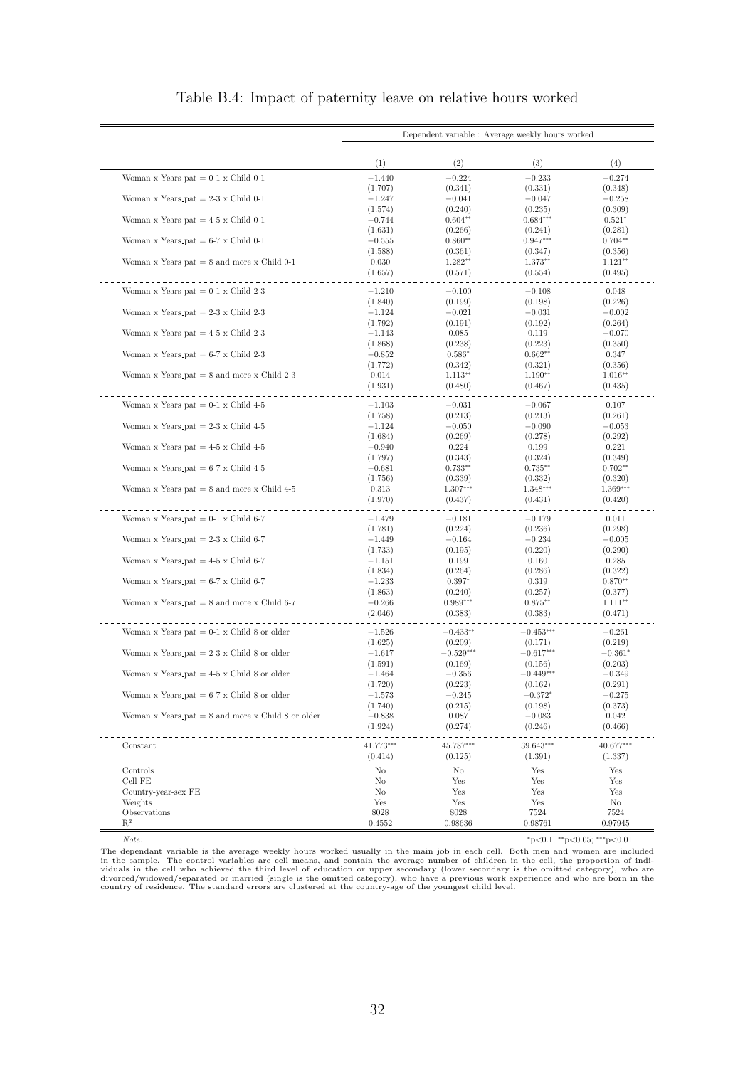# Table B.4: Impact of paternity leave on relative hours worked

| | Dependent variable : Average weekly hours worked | | | |
|---|---|---|---|---|
| | (1) | (2) | (3) | (4) |
| Woman x Years_pat = 0-1 x Child 0-1 | −1.440 | −0.224 | −0.233 | −0.274 |
| | (1.707) | (0.341) | (0.331) | (0.348) |
| Woman x Years_pat = 2-3 x Child 0-1 | −1.247 | −0.041 | −0.047 | −0.258 |
| | (1.574) | (0.240) | (0.235) | (0.309) |
| Woman x Years_pat = 4-5 x Child 0-1 | −0.744 | 0.604** | 0.684*** | 0.521* |
| | (1.631) | (0.266) | (0.241) | (0.281) |
| Woman x Years_pat = 6-7 x Child 0-1 | −0.555 | 0.860** | 0.947*** | 0.704** |
| | (1.588) | (0.361) | (0.347) | (0.356) |
| Woman x Years_pat = 8 and more x Child 0-1 | 0.030 | 1.282** | 1.373** | 1.121** |
| | (1.657) | (0.571) | (0.554) | (0.495) |
| Woman x Years_pat = 0-1 x Child 2-3 | −1.210 | −0.100 | −0.108 | 0.048 |
| | (1.840) | (0.199) | (0.198) | (0.226) |
| Woman x Years_pat = 2-3 x Child 2-3 | −1.124 | −0.021 | −0.031 | −0.002 |
| | (1.792) | (0.191) | (0.192) | (0.264) |
| Woman x Years_pat = 4-5 x Child 2-3 | −1.143 | 0.085 | 0.119 | −0.070 |
| | (1.868) | (0.238) | (0.223) | (0.350) |
| Woman x Years_pat = 6-7 x Child 2-3 | −0.852 | 0.586* | 0.662** | 0.347 |
| | (1.772) | (0.342) | (0.321) | (0.356) |
| Woman x Years_pat = 8 and more x Child 2-3 | 0.014 | 1.113** | 1.190** | 1.016** |
| | (1.931) | (0.480) | (0.467) | (0.435) |
| Woman x Years_pat = 0-1 x Child 4-5 | −1.103 | −0.031 | −0.067 | 0.107 |
| | (1.758) | (0.213) | (0.213) | (0.261) |
| Woman x Years_pat = 2-3 x Child 4-5 | −1.124 | −0.050 | −0.090 | −0.053 |
| | (1.684) | (0.269) | (0.278) | (0.292) |
| Woman x Years_pat = 4-5 x Child 4-5 | −0.940 | 0.224 | 0.199 | 0.221 |
| | (1.797) | (0.343) | (0.324) | (0.349) |
| Woman x Years_pat = 6-7 x Child 4-5 | −0.681 | 0.733** | 0.735** | 0.702** |
| | (1.756) | (0.339) | (0.332) | (0.320) |
| Woman x Years_pat = 8 and more x Child 4-5 | 0.313 | 1.307*** | 1.348*** | 1.369*** |
| | (1.970) | (0.437) | (0.431) | (0.420) |
| Woman x Years_pat = 0-1 x Child 6-7 | −1.479 | −0.181 | −0.179 | 0.011 |
| | (1.781) | (0.224) | (0.236) | (0.298) |
| Woman x Years_pat = 2-3 x Child 6-7 | −1.449 | −0.164 | −0.234 | −0.005 |
| | (1.733) | (0.195) | (0.220) | (0.290) |
| Woman x Years_pat = 4-5 x Child 6-7 | −1.151 | 0.199 | 0.160 | 0.285 |
| | (1.834) | (0.264) | (0.286) | (0.322) |
| Woman x Years_pat = 6-7 x Child 6-7 | −1.233 | 0.397* | 0.319 | 0.870** |
| | (1.863) | (0.240) | (0.257) | (0.377) |
| Woman x Years_pat = 8 and more x Child 6-7 | −0.266 | 0.989*** | 0.875** | 1.111** |
| | (2.046) | (0.383) | (0.383) | (0.471) |
| Woman x Years_pat = 0-1 x Child 8 or older | −1.526 | −0.433** | −0.453*** | −0.261 |
| | (1.625) | (0.209) | (0.171) | (0.219) |
| Woman x Years_pat = 2-3 x Child 8 or older | −1.617 | −0.529*** | −0.617*** | −0.361* |
| | (1.591) | (0.169) | (0.156) | (0.203) |
| Woman x Years_pat = 4-5 x Child 8 or older | −1.464 | −0.356 | −0.449*** | −0.349 |
| | (1.720) | (0.223) | (0.162) | (0.291) |
| Woman x Years_pat = 6-7 x Child 8 or older | −1.573 | −0.245 | −0.372* | −0.275 |
| | (1.740) | (0.215) | (0.198) | (0.373) |
| Woman x Years_pat = 8 and more x Child 8 or older | −0.838 | 0.087 | −0.083 | 0.042 |
| | (1.924) | (0.274) | (0.246) | (0.466) |
| Constant | 41.773*** | 45.787*** | 39.643*** | 40.677*** |
| | (0.414) | (0.125) | (1.391) | (1.337) |
| Controls | No | No | Yes | Yes |
| Cell FE | No | Yes | Yes | Yes |
| Country-year-sex FE | No | Yes | Yes | Yes |
| Weights | Yes | Yes | Yes | No |
| Observations | 8028 | 8028 | 7524 | 7524 |
| $R^2$ | 0.4552 | 0.98636 | 0.98761 | 0.97945 |

*Note:* $^{*}$p<0.1; $^{**}$p<0.05; $^{***}$p<0.01

The dependant variable is the average weekly hours worked usually in the main job in each cell. Both men and women are included in the sample. The control variables are cell means, and contain the average number of children in the cell, the proportion of individuals in the cell who achieved the third level of education or upper secondary (lower secondary is the omitted category), who are divorced/widowed/separated or married (single is the omitted category), who have a previous work experience and who are born in the country of residence. The standard errors are clustered at the country-age of the youngest child level.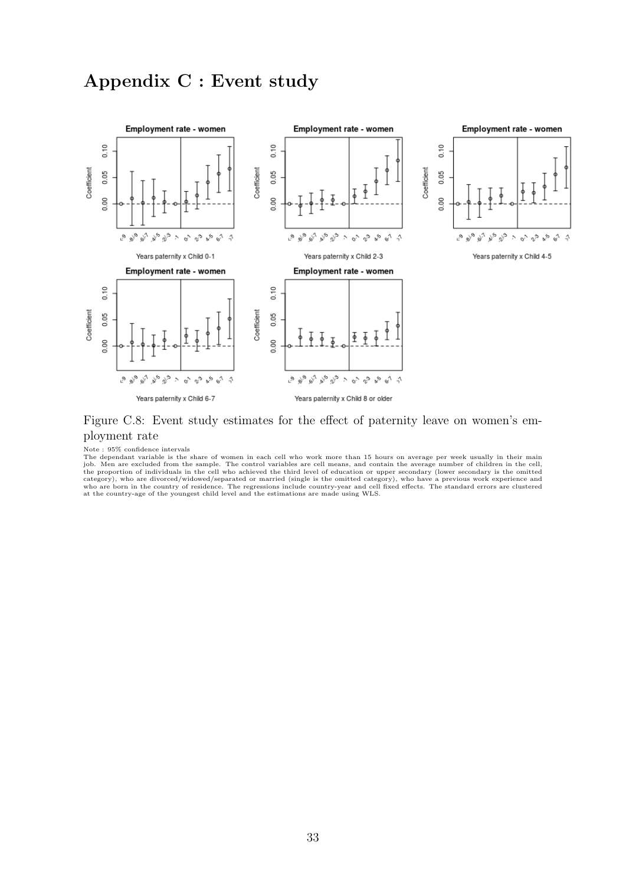# Appendix C : Event study

Employment rate - women

Coefficient

0.00 0.05 0.10

<-9 -8/-9 -6/-7 -4/-5 -2/-3 -1 0/1 2/3 4/5 6/7 >7

Years paternity x Child 0-1

Employment rate - women

Coefficient

0.00 0.05 0.10

<-9 -8/-9 -6/-7 -4/-5 -2/-3 -1 0/1 2/3 4/5 6/7 >7

Years paternity x Child 2-3

Employment rate - women

Coefficient

0.00 0.05 0.10

<-9 -8/-9 -6/-7 -4/-5 -2/-3 -1 0/1 2/3 4/5 6/7 >7

Years paternity x Child 4-5

Employment rate - women

Coefficient

0.00 0.05 0.10

<-9 -8/-9 -6/-7 -4/-5 -2/-3 -1 0/1 2/3 4/5 6/7 >7

Years paternity x Child 6-7

Employment rate - women

Coefficient

0.00 0.05 0.10

<-9 -8/-9 -6/-7 -4/-5 -2/-3 -1 0/1 2/3 4/5 6/7 >7

Years paternity x Child 8 or older

Figure C.8: Event study estimates for the effect of paternity leave on women's employment rate

Note : 95% confidence intervals

The dependant variable is the share of women in each cell who work more than 15 hours on average per week usually in their main job. Men are excluded from the sample. The control variables are cell means, and contain the average number of children in the cell, the proportion of individuals in the cell who achieved the third level of education or upper secondary (lower secondary is the omitted category), who are divorced/widowed/separated or married (single is the omitted category), who have a previous work experience and who are born in the country of residence. The regressions include country-year and cell fixed effects. The standard errors are clustered at the country-age of the youngest child level and the estimations are made using WLS.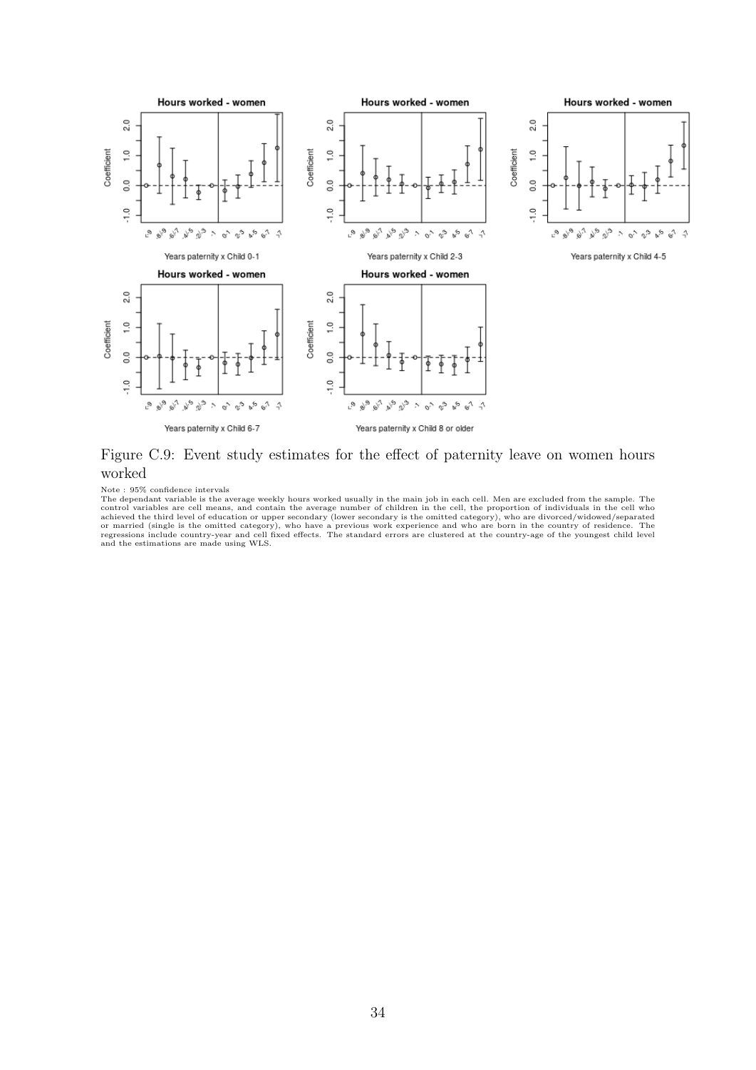Hours worked - women

Coefficient

2.0
1.0
0.0
-1.0

<-9 -8/-9 -6/-7 -4/-5 -2/-3 -1 0-1 2-3 4-5 6-7 >7

Years paternity x Child 0-1

Hours worked - women

Coefficient

2.0
1.0
0.0
-1.0

<-9 -8/-9 -6/-7 -4/-5 -2/-3 -1 0-1 2-3 4-5 6-7 >7

Years paternity x Child 2-3

Hours worked - women

Coefficient

2.0
1.0
0.0
-1.0

<-9 -8/-9 -6/-7 -4/-5 -2/-3 -1 0-1 2-3 4-5 6-7 >7

Years paternity x Child 4-5

Hours worked - women

Coefficient

2.0
1.0
0.0
-1.0

<-9 -8/-9 -6/-7 -4/-5 -2/-3 -1 0-1 2-3 4-5 6-7 >7

Years paternity x Child 6-7

Hours worked - women

Coefficient

2.0
1.0
0.0
-1.0

<-9 -8/-9 -6/-7 -4/-5 -2/-3 -1 0-1 2-3 4-5 6-7 >7

Years paternity x Child 8 or older

Figure C.9: Event study estimates for the effect of paternity leave on women hours worked

Note : 95% confidence intervals
The dependant variable is the average weekly hours worked usually in the main job in each cell. Men are excluded from the sample. The control variables are cell means, and contain the average number of children in the cell, the proportion of individuals in the cell who achieved the third level of education or upper secondary (lower secondary is the omitted category), who are divorced/widowed/separated or married (single is the omitted category), who have a previous work experience and who are born in the country of residence. The regressions include country-year and cell fixed effects. The standard errors are clustered at the country-age of the youngest child level and the estimations are made using WLS.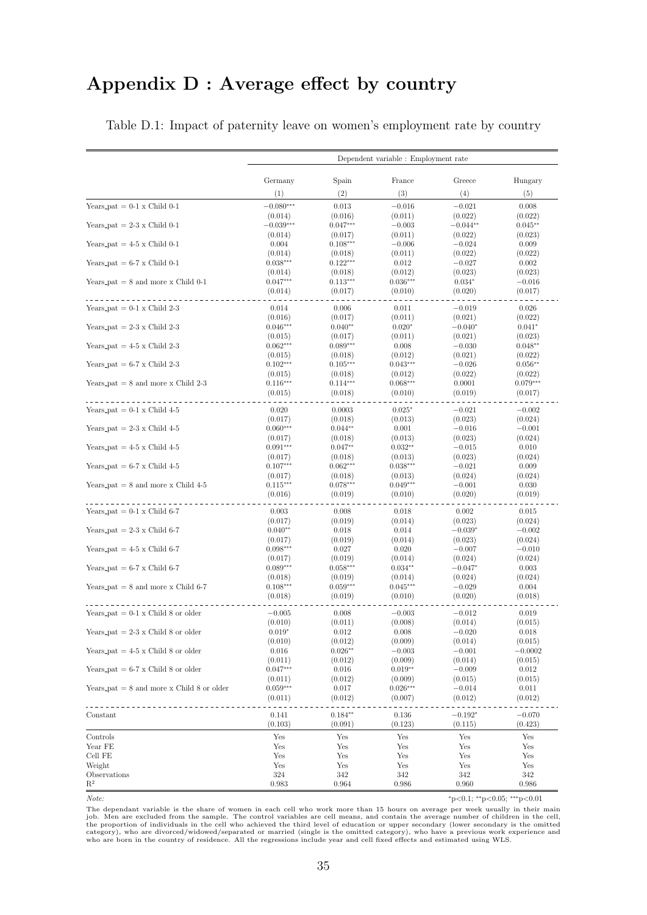# Appendix D : Average effect by country

Table D.1: Impact of paternity leave on women's employment rate by country

| | Dependent variable : Employment rate | | | | |
|---|---|---|---|---|---|
| | Germany | Spain | France | Greece | Hungary |
| | (1) | (2) | (3) | (4) | (5) |
| Years_pat = 0-1 x Child 0-1 | $-0.080^{***}$ | 0.013 | $-0.016$ | $-0.021$ | 0.008 |
| | (0.014) | (0.016) | (0.011) | (0.022) | (0.022) |
| Years_pat = 2-3 x Child 0-1 | $-0.039^{***}$ | $0.047^{***}$ | $-0.003$ | $-0.044^{**}$ | $0.045^{**}$ |
| | (0.014) | (0.017) | (0.011) | (0.022) | (0.023) |
| Years_pat = 4-5 x Child 0-1 | 0.004 | $0.108^{***}$ | $-0.006$ | $-0.024$ | 0.009 |
| | (0.014) | (0.018) | (0.011) | (0.022) | (0.022) |
| Years_pat = 6-7 x Child 0-1 | $0.038^{***}$ | $0.122^{***}$ | 0.012 | $-0.027$ | 0.002 |
| | (0.014) | (0.018) | (0.012) | (0.023) | (0.023) |
| Years_pat = 8 and more x Child 0-1 | $0.047^{***}$ | $0.113^{***}$ | $0.036^{***}$ | $0.034^{*}$ | $-0.016$ |
| | (0.014) | (0.017) | (0.010) | (0.020) | (0.017) |
| Years_pat = 0-1 x Child 2-3 | 0.014 | 0.006 | 0.011 | $-0.019$ | 0.026 |
| | (0.016) | (0.017) | (0.011) | (0.021) | (0.022) |
| Years_pat = 2-3 x Child 2-3 | $0.046^{***}$ | $0.040^{**}$ | $0.020^{*}$ | $-0.040^{*}$ | $0.041^{*}$ |
| | (0.015) | (0.017) | (0.011) | (0.021) | (0.023) |
| Years_pat = 4-5 x Child 2-3 | $0.062^{***}$ | $0.089^{***}$ | 0.008 | $-0.030$ | $0.048^{**}$ |
| | (0.015) | (0.018) | (0.012) | (0.021) | (0.022) |
| Years_pat = 6-7 x Child 2-3 | $0.102^{***}$ | $0.105^{***}$ | $0.043^{***}$ | $-0.026$ | $0.056^{**}$ |
| | (0.015) | (0.018) | (0.012) | (0.022) | (0.022) |
| Years_pat = 8 and more x Child 2-3 | $0.116^{***}$ | $0.114^{***}$ | $0.068^{***}$ | 0.0001 | $0.079^{***}$ |
| | (0.015) | (0.018) | (0.010) | (0.019) | (0.017) |
| Years_pat = 0-1 x Child 4-5 | 0.020 | 0.0003 | $0.025^{*}$ | $-0.021$ | $-0.002$ |
| | (0.017) | (0.018) | (0.013) | (0.023) | (0.024) |
| Years_pat = 2-3 x Child 4-5 | $0.060^{***}$ | $0.044^{**}$ | 0.001 | $-0.016$ | $-0.001$ |
| | (0.017) | (0.018) | (0.013) | (0.023) | (0.024) |
| Years_pat = 4-5 x Child 4-5 | $0.091^{***}$ | $0.047^{**}$ | $0.032^{**}$ | $-0.015$ | 0.010 |
| | (0.017) | (0.018) | (0.013) | (0.023) | (0.024) |
| Years_pat = 6-7 x Child 4-5 | $0.107^{***}$ | $0.062^{***}$ | $0.038^{***}$ | $-0.021$ | 0.009 |
| | (0.017) | (0.018) | (0.013) | (0.024) | (0.024) |
| Years_pat = 8 and more x Child 4-5 | $0.115^{***}$ | $0.078^{***}$ | $0.049^{***}$ | $-0.001$ | 0.030 |
| | (0.016) | (0.019) | (0.010) | (0.020) | (0.019) |
| Years_pat = 0-1 x Child 6-7 | 0.003 | 0.008 | 0.018 | 0.002 | 0.015 |
| | (0.017) | (0.019) | (0.014) | (0.023) | (0.024) |
| Years_pat = 2-3 x Child 6-7 | $0.040^{**}$ | 0.018 | 0.014 | $-0.039^{*}$ | $-0.002$ |
| | (0.017) | (0.019) | (0.014) | (0.023) | (0.024) |
| Years_pat = 4-5 x Child 6-7 | $0.098^{***}$ | 0.027 | 0.020 | $-0.007$ | $-0.010$ |
| | (0.017) | (0.019) | (0.014) | (0.024) | (0.024) |
| Years_pat = 6-7 x Child 6-7 | $0.089^{***}$ | $0.058^{***}$ | $0.034^{**}$ | $-0.047^{*}$ | 0.003 |
| | (0.018) | (0.019) | (0.014) | (0.024) | (0.024) |
| Years_pat = 8 and more x Child 6-7 | $0.108^{***}$ | $0.059^{***}$ | $0.045^{***}$ | $-0.029$ | 0.004 |
| | (0.018) | (0.019) | (0.010) | (0.020) | (0.018) |
| Years_pat = 0-1 x Child 8 or older | $-0.005$ | 0.008 | $-0.003$ | $-0.012$ | 0.019 |
| | (0.010) | (0.011) | (0.008) | (0.014) | (0.015) |
| Years_pat = 2-3 x Child 8 or older | $0.019^{*}$ | 0.012 | 0.008 | $-0.020$ | 0.018 |
| | (0.010) | (0.012) | (0.009) | (0.014) | (0.015) |
| Years_pat = 4-5 x Child 8 or older | 0.016 | $0.026^{**}$ | $-0.003$ | $-0.001$ | $-0.0002$ |
| | (0.011) | (0.012) | (0.009) | (0.014) | (0.015) |
| Years_pat = 6-7 x Child 8 or older | $0.047^{***}$ | 0.016 | $0.019^{**}$ | $-0.009$ | 0.012 |
| | (0.011) | (0.012) | (0.009) | (0.015) | (0.015) |
| Years_pat = 8 and more x Child 8 or older | $0.059^{***}$ | 0.017 | $0.026^{***}$ | $-0.014$ | 0.011 |
| | (0.011) | (0.012) | (0.007) | (0.012) | (0.012) |
| Constant | 0.141 | $0.184^{**}$ | 0.136 | $-0.192^{*}$ | $-0.070$ |
| | (0.103) | (0.091) | (0.123) | (0.115) | (0.423) |
| Controls | Yes | Yes | Yes | Yes | Yes |
| Year FE | Yes | Yes | Yes | Yes | Yes |
| Cell FE | Yes | Yes | Yes | Yes | Yes |
| Weight | Yes | Yes | Yes | Yes | Yes |
| Observations | 324 | 342 | 342 | 342 | 342 |
| $R^2$ | 0.983 | 0.964 | 0.986 | 0.960 | 0.986 |

*Note:* $^{*}$p<0.1; $^{**}$p<0.05; $^{***}$p<0.01

The dependant variable is the share of women in each cell who work more than 15 hours on average per week usually in their main job. Men are excluded from the sample. The control variables are cell means, and contain the average number of children in the cell, the proportion of individuals in the cell who achieved the third level of education or upper secondary (lower secondary is the omitted category), who are divorced/widowed/separated or married (single is the omitted category), who have a previous work experience and who are born in the country of residence. All the regressions include year and cell fixed effects and estimated using WLS.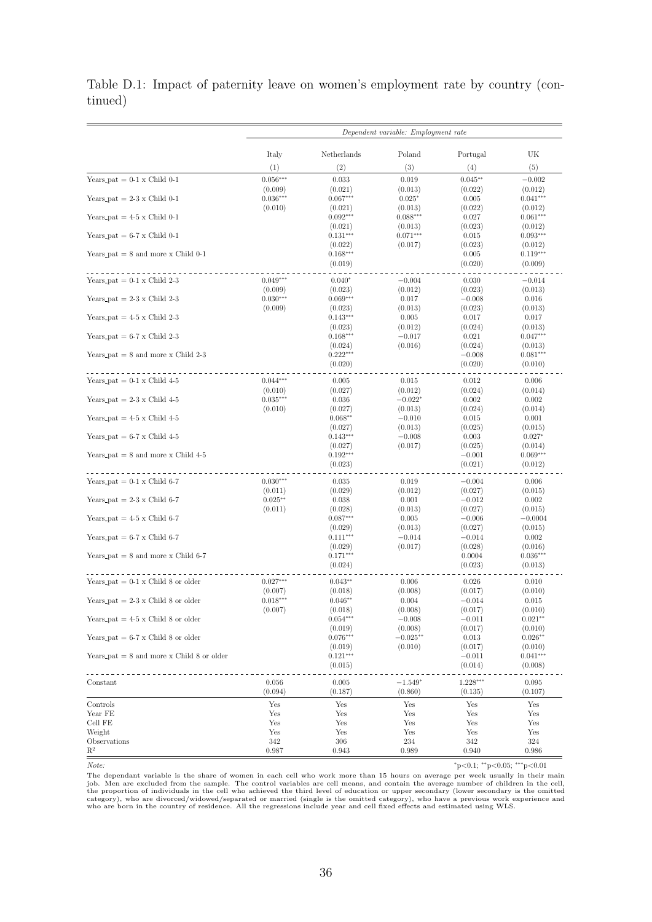Table D.1: Impact of paternity leave on women's employment rate by country (continued)

| | *Dependent variable: Employment rate* | | | | |
|---|---|---|---|---|---|
| | Italy | Netherlands | Poland | Portugal | UK |
| | (1) | (2) | (3) | (4) | (5) |
| Years_pat = 0-1 x Child 0-1 | 0.056*** | 0.033 | 0.019 | 0.045** | −0.002 |
| | (0.009) | (0.021) | (0.013) | (0.022) | (0.012) |
| Years_pat = 2-3 x Child 0-1 | 0.036*** | 0.067*** | 0.025* | 0.005 | 0.041*** |
| | (0.010) | (0.021) | (0.013) | (0.022) | (0.012) |
| Years_pat = 4-5 x Child 0-1 | | 0.092*** | 0.088*** | 0.027 | 0.061*** |
| | | (0.021) | (0.013) | (0.023) | (0.012) |
| Years_pat = 6-7 x Child 0-1 | | 0.131*** | 0.071*** | 0.015 | 0.093*** |
| | | (0.022) | (0.017) | (0.023) | (0.012) |
| Years_pat = 8 and more x Child 0-1 | | 0.168*** | | 0.005 | 0.119*** |
| | | (0.019) | | (0.020) | (0.009) |
| Years_pat = 0-1 x Child 2-3 | 0.049*** | 0.040* | −0.004 | 0.030 | −0.014 |
| | (0.009) | (0.023) | (0.012) | (0.023) | (0.013) |
| Years_pat = 2-3 x Child 2-3 | 0.030*** | 0.069*** | 0.017 | −0.008 | 0.016 |
| | (0.009) | (0.023) | (0.013) | (0.023) | (0.013) |
| Years_pat = 4-5 x Child 2-3 | | 0.143*** | 0.005 | 0.017 | 0.017 |
| | | (0.023) | (0.012) | (0.024) | (0.013) |
| Years_pat = 6-7 x Child 2-3 | | 0.168*** | −0.017 | 0.021 | 0.047*** |
| | | (0.024) | (0.016) | (0.024) | (0.013) |
| Years_pat = 8 and more x Child 2-3 | | 0.222*** | | −0.008 | 0.081*** |
| | | (0.020) | | (0.020) | (0.010) |
| Years_pat = 0-1 x Child 4-5 | 0.044*** | 0.005 | 0.015 | 0.012 | 0.006 |
| | (0.010) | (0.027) | (0.012) | (0.024) | (0.014) |
| Years_pat = 2-3 x Child 4-5 | 0.035*** | 0.036 | −0.022* | 0.002 | 0.002 |
| | (0.010) | (0.027) | (0.013) | (0.024) | (0.014) |
| Years_pat = 4-5 x Child 4-5 | | 0.068** | −0.010 | 0.015 | 0.001 |
| | | (0.027) | (0.013) | (0.025) | (0.015) |
| Years_pat = 6-7 x Child 4-5 | | 0.143*** | −0.008 | 0.003 | 0.027* |
| | | (0.027) | (0.017) | (0.025) | (0.014) |
| Years_pat = 8 and more x Child 4-5 | | 0.192*** | | −0.001 | 0.069*** |
| | | (0.023) | | (0.021) | (0.012) |
| Years_pat = 0-1 x Child 6-7 | 0.030*** | 0.035 | 0.019 | −0.004 | 0.006 |
| | (0.011) | (0.029) | (0.012) | (0.027) | (0.015) |
| Years_pat = 2-3 x Child 6-7 | 0.025** | 0.038 | 0.001 | −0.012 | 0.002 |
| | (0.011) | (0.028) | (0.013) | (0.027) | (0.015) |
| Years_pat = 4-5 x Child 6-7 | | 0.087*** | 0.005 | −0.006 | −0.0004 |
| | | (0.029) | (0.013) | (0.027) | (0.015) |
| Years_pat = 6-7 x Child 6-7 | | 0.111*** | −0.014 | −0.014 | 0.002 |
| | | (0.029) | (0.017) | (0.028) | (0.016) |
| Years_pat = 8 and more x Child 6-7 | | 0.171*** | | 0.0004 | 0.036*** |
| | | (0.024) | | (0.023) | (0.013) |
| Years_pat = 0-1 x Child 8 or older | 0.027*** | 0.043** | 0.006 | 0.026 | 0.010 |
| | (0.007) | (0.018) | (0.008) | (0.017) | (0.010) |
| Years_pat = 2-3 x Child 8 or older | 0.018*** | 0.046** | 0.004 | −0.014 | 0.015 |
| | (0.007) | (0.018) | (0.008) | (0.017) | (0.010) |
| Years_pat = 4-5 x Child 8 or older | | 0.054*** | −0.008 | −0.011 | 0.021** |
| | | (0.019) | (0.008) | (0.017) | (0.010) |
| Years_pat = 6-7 x Child 8 or older | | 0.076*** | −0.025** | 0.013 | 0.026** |
| | | (0.019) | (0.010) | (0.017) | (0.010) |
| Years_pat = 8 and more x Child 8 or older | | 0.121*** | | −0.011 | 0.041*** |
| | | (0.015) | | (0.014) | (0.008) |
| Constant | 0.056 | 0.005 | −1.549* | 1.228*** | 0.095 |
| | (0.094) | (0.187) | (0.860) | (0.135) | (0.107) |
| Controls | Yes | Yes | Yes | Yes | Yes |
| Year FE | Yes | Yes | Yes | Yes | Yes |
| Cell FE | Yes | Yes | Yes | Yes | Yes |
| Weight | Yes | Yes | Yes | Yes | Yes |
| Observations | 342 | 306 | 234 | 342 | 324 |
| $R^2$ | 0.987 | 0.943 | 0.989 | 0.940 | 0.986 |

*Note:* *p<0.1; **p<0.05; ***p<0.01

The dependant variable is the share of women in each cell who work more than 15 hours on average per week usually in their main job. Men are excluded from the sample. The control variables are cell means, and contain the average number of children in the cell, the proportion of individuals in the cell who achieved the third level of education or upper secondary (lower secondary is the omitted category), who are divorced/widowed/separated or married (single is the omitted category), who have a previous work experience and who are born in the country of residence. All the regressions include year and cell fixed effects and estimated using WLS.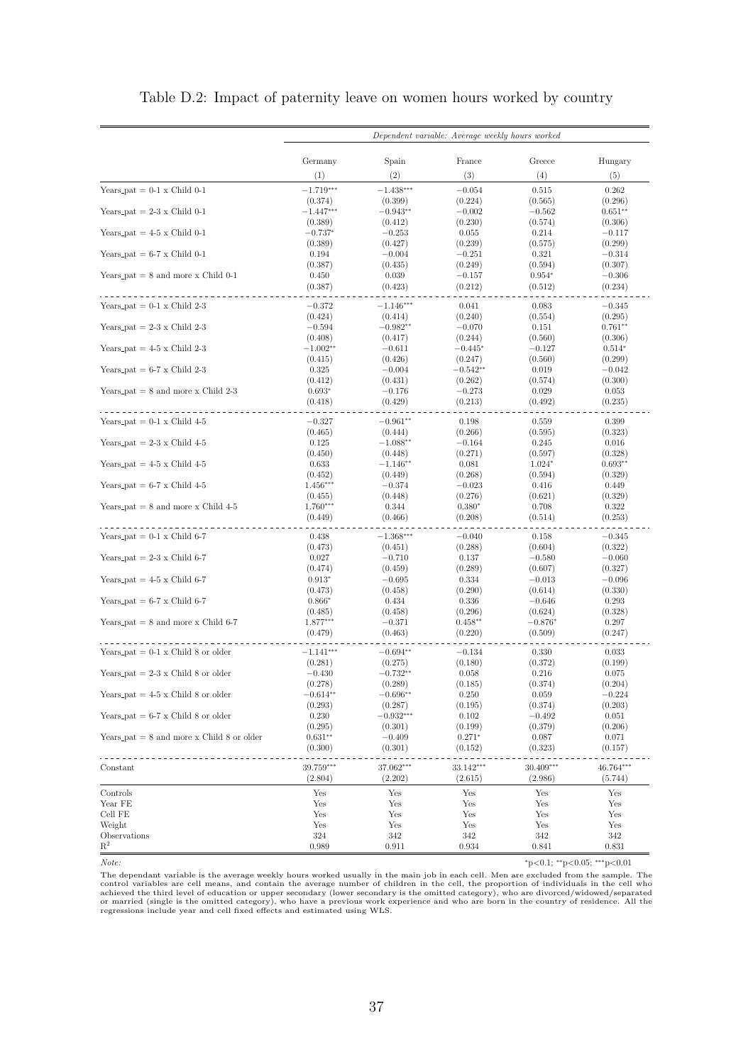Table D.2: Impact of paternity leave on women hours worked by country

| | *Dependent variable: Average weekly hours worked* | | | | |
|---|---|---|---|---|---|
| | Germany | Spain | France | Greece | Hungary |
| | (1) | (2) | (3) | (4) | (5) |
| Years_pat = 0-1 x Child 0-1 | −1.719*** | −1.438*** | −0.054 | 0.515 | 0.262 |
| | (0.374) | (0.399) | (0.224) | (0.565) | (0.296) |
| Years_pat = 2-3 x Child 0-1 | −1.447*** | −0.943** | −0.002 | −0.562 | 0.651** |
| | (0.389) | (0.412) | (0.230) | (0.574) | (0.306) |
| Years_pat = 4-5 x Child 0-1 | −0.737* | −0.253 | 0.055 | 0.214 | −0.117 |
| | (0.389) | (0.427) | (0.239) | (0.575) | (0.299) |
| Years_pat = 6-7 x Child 0-1 | 0.194 | −0.004 | −0.251 | 0.321 | −0.314 |
| | (0.387) | (0.435) | (0.249) | (0.594) | (0.307) |
| Years_pat = 8 and more x Child 0-1 | 0.450 | 0.039 | −0.157 | 0.954* | −0.306 |
| | (0.387) | (0.423) | (0.212) | (0.512) | (0.234) |
| Years_pat = 0-1 x Child 2-3 | −0.372 | −1.146*** | 0.041 | 0.083 | −0.345 |
| | (0.424) | (0.414) | (0.240) | (0.554) | (0.295) |
| Years_pat = 2-3 x Child 2-3 | −0.594 | −0.982** | −0.070 | 0.151 | 0.761** |
| | (0.408) | (0.417) | (0.244) | (0.560) | (0.306) |
| Years_pat = 4-5 x Child 2-3 | −1.002** | −0.611 | −0.445* | −0.127 | 0.514* |
| | (0.415) | (0.426) | (0.247) | (0.560) | (0.299) |
| Years_pat = 6-7 x Child 2-3 | 0.325 | −0.004 | −0.542** | 0.019 | −0.042 |
| | (0.412) | (0.431) | (0.262) | (0.574) | (0.300) |
| Years_pat = 8 and more x Child 2-3 | 0.693* | −0.176 | −0.273 | 0.029 | 0.053 |
| | (0.418) | (0.429) | (0.213) | (0.492) | (0.235) |
| Years_pat = 0-1 x Child 4-5 | −0.327 | −0.961** | 0.198 | 0.559 | 0.399 |
| | (0.465) | (0.444) | (0.266) | (0.595) | (0.323) |
| Years_pat = 2-3 x Child 4-5 | 0.125 | −1.088** | −0.164 | 0.245 | 0.016 |
| | (0.450) | (0.448) | (0.271) | (0.597) | (0.328) |
| Years_pat = 4-5 x Child 4-5 | 0.633 | −1.146** | 0.081 | 1.024* | 0.693** |
| | (0.452) | (0.449) | (0.268) | (0.594) | (0.329) |
| Years_pat = 6-7 x Child 4-5 | 1.456*** | −0.374 | −0.023 | 0.416 | 0.449 |
| | (0.455) | (0.448) | (0.276) | (0.621) | (0.329) |
| Years_pat = 8 and more x Child 4-5 | 1.760*** | 0.344 | 0.380* | 0.708 | 0.322 |
| | (0.449) | (0.466) | (0.208) | (0.514) | (0.253) |
| Years_pat = 0-1 x Child 6-7 | 0.438 | −1.368*** | −0.040 | 0.158 | −0.345 |
| | (0.473) | (0.451) | (0.288) | (0.604) | (0.322) |
| Years_pat = 2-3 x Child 6-7 | 0.027 | −0.710 | 0.137 | −0.580 | −0.060 |
| | (0.474) | (0.459) | (0.289) | (0.607) | (0.327) |
| Years_pat = 4-5 x Child 6-7 | 0.913* | −0.695 | 0.334 | −0.013 | −0.096 |
| | (0.473) | (0.458) | (0.290) | (0.614) | (0.330) |
| Years_pat = 6-7 x Child 6-7 | 0.866* | 0.434 | 0.336 | −0.646 | 0.293 |
| | (0.485) | (0.458) | (0.296) | (0.624) | (0.328) |
| Years_pat = 8 and more x Child 6-7 | 1.877*** | −0.371 | 0.458** | −0.876* | 0.297 |
| | (0.479) | (0.463) | (0.220) | (0.509) | (0.247) |
| Years_pat = 0-1 x Child 8 or older | −1.141*** | −0.694** | −0.134 | 0.330 | 0.033 |
| | (0.281) | (0.275) | (0.180) | (0.372) | (0.199) |
| Years_pat = 2-3 x Child 8 or older | −0.430 | −0.732** | 0.058 | 0.216 | 0.075 |
| | (0.278) | (0.289) | (0.185) | (0.374) | (0.204) |
| Years_pat = 4-5 x Child 8 or older | −0.614** | −0.696** | 0.250 | 0.059 | −0.224 |
| | (0.293) | (0.287) | (0.195) | (0.374) | (0.203) |
| Years_pat = 6-7 x Child 8 or older | 0.230 | −0.932*** | 0.102 | −0.492 | 0.051 |
| | (0.295) | (0.301) | (0.199) | (0.379) | (0.206) |
| Years_pat = 8 and more x Child 8 or older | 0.631** | −0.409 | 0.271* | 0.087 | 0.071 |
| | (0.300) | (0.301) | (0.152) | (0.323) | (0.157) |
| Constant | 39.759*** | 37.062*** | 33.142*** | 30.409*** | 46.764*** |
| | (2.804) | (2.202) | (2.615) | (2.986) | (5.744) |
| Controls | Yes | Yes | Yes | Yes | Yes |
| Year FE | Yes | Yes | Yes | Yes | Yes |
| Cell FE | Yes | Yes | Yes | Yes | Yes |
| Weight | Yes | Yes | Yes | Yes | Yes |
| Observations | 324 | 342 | 342 | 342 | 342 |
| $R^2$ | 0.989 | 0.911 | 0.934 | 0.841 | 0.831 |

*Note:* *p<0.1; **p<0.05; ***p<0.01

The dependant variable is the average weekly hours worked usually in the main job in each cell. Men are excluded from the sample. The control variables are cell means, and contain the average number of children in the cell, the proportion of individuals in the cell who achieved the third level of education or upper secondary (lower secondary is the omitted category), who are divorced/widowed/separated or married (single is the omitted category), who have a previous work experience and who are born in the country of residence. All the regressions include year and cell fixed effects and estimated using WLS.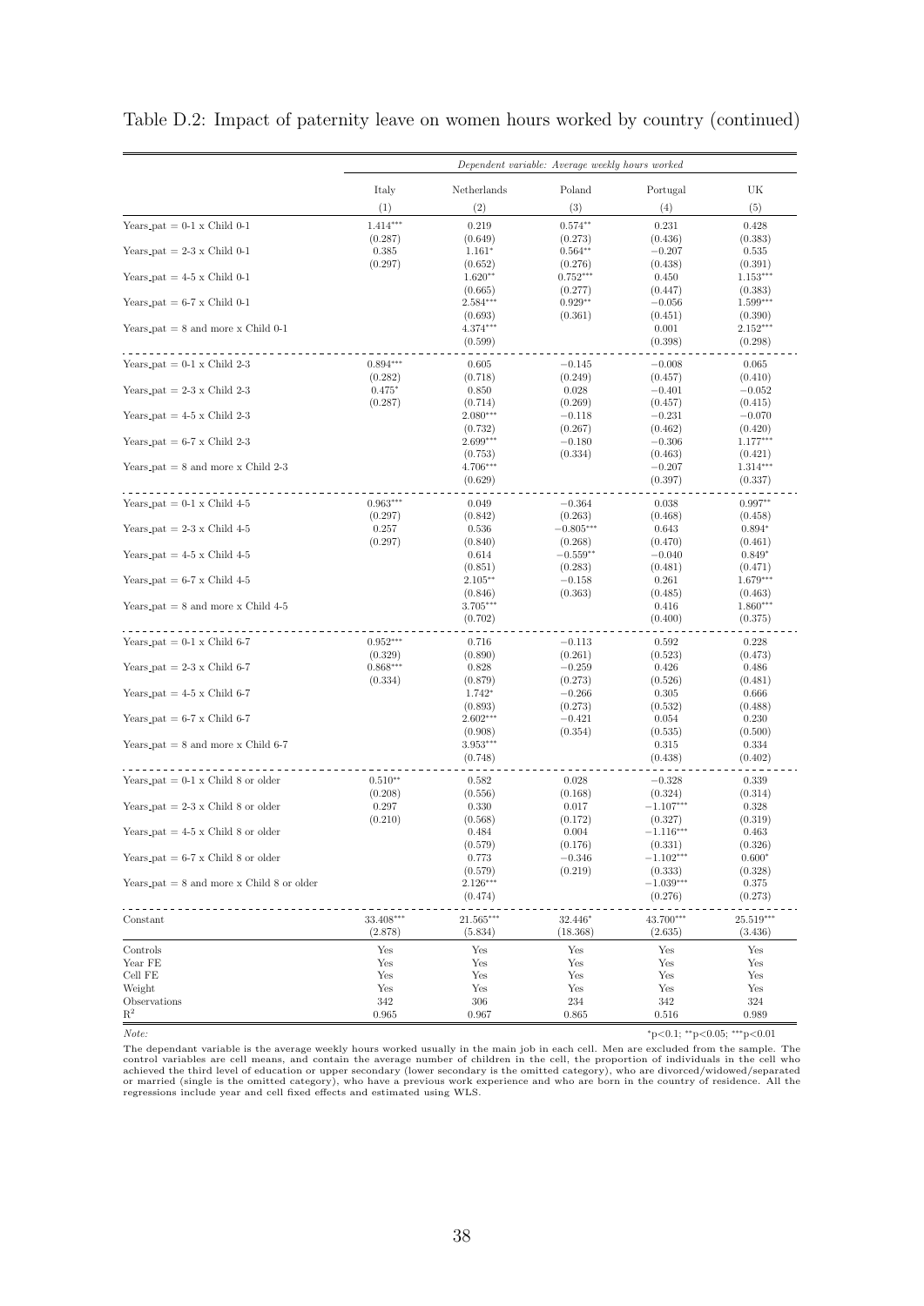Table D.2: Impact of paternity leave on women hours worked by country (continued)

| | *Dependent variable: Average weekly hours worked* | | | | |
|---|---|---|---|---|---|
| | Italy | Netherlands | Poland | Portugal | UK |
| | (1) | (2) | (3) | (4) | (5) |
| Years_pat = 0-1 x Child 0-1 | 1.414*** | 0.219 | 0.574** | 0.231 | 0.428 |
| | (0.287) | (0.649) | (0.273) | (0.436) | (0.383) |
| Years_pat = 2-3 x Child 0-1 | 0.385 | 1.161* | 0.564** | −0.207 | 0.535 |
| | (0.297) | (0.652) | (0.276) | (0.438) | (0.391) |
| Years_pat = 4-5 x Child 0-1 | | 1.620** | 0.752*** | 0.450 | 1.153*** |
| | | (0.665) | (0.277) | (0.447) | (0.383) |
| Years_pat = 6-7 x Child 0-1 | | 2.584*** | 0.929** | −0.056 | 1.599*** |
| | | (0.693) | (0.361) | (0.451) | (0.390) |
| Years_pat = 8 and more x Child 0-1 | | 4.374*** | | 0.001 | 2.152*** |
| | | (0.599) | | (0.398) | (0.298) |
| Years_pat = 0-1 x Child 2-3 | 0.894*** | 0.605 | −0.145 | −0.008 | 0.065 |
| | (0.282) | (0.718) | (0.249) | (0.457) | (0.410) |
| Years_pat = 2-3 x Child 2-3 | 0.475* | 0.850 | 0.028 | −0.401 | −0.052 |
| | (0.287) | (0.714) | (0.269) | (0.457) | (0.415) |
| Years_pat = 4-5 x Child 2-3 | | 2.080*** | −0.118 | −0.231 | −0.070 |
| | | (0.732) | (0.267) | (0.462) | (0.420) |
| Years_pat = 6-7 x Child 2-3 | | 2.699*** | −0.180 | −0.306 | 1.177*** |
| | | (0.753) | (0.334) | (0.463) | (0.421) |
| Years_pat = 8 and more x Child 2-3 | | 4.706*** | | −0.207 | 1.314*** |
| | | (0.629) | | (0.397) | (0.337) |
| Years_pat = 0-1 x Child 4-5 | 0.963*** | 0.049 | −0.364 | 0.038 | 0.997** |
| | (0.297) | (0.842) | (0.263) | (0.468) | (0.458) |
| Years_pat = 2-3 x Child 4-5 | 0.257 | 0.536 | −0.805*** | 0.643 | 0.894* |
| | (0.297) | (0.840) | (0.268) | (0.470) | (0.461) |
| Years_pat = 4-5 x Child 4-5 | | 0.614 | −0.559** | −0.040 | 0.849* |
| | | (0.851) | (0.283) | (0.481) | (0.471) |
| Years_pat = 6-7 x Child 4-5 | | 2.105** | −0.158 | 0.261 | 1.679*** |
| | | (0.846) | (0.363) | (0.485) | (0.463) |
| Years_pat = 8 and more x Child 4-5 | | 3.705*** | | 0.416 | 1.860*** |
| | | (0.702) | | (0.400) | (0.375) |
| Years_pat = 0-1 x Child 6-7 | 0.952*** | 0.716 | −0.113 | 0.592 | 0.228 |
| | (0.329) | (0.890) | (0.261) | (0.523) | (0.473) |
| Years_pat = 2-3 x Child 6-7 | 0.868*** | 0.828 | −0.259 | 0.426 | 0.486 |
| | (0.334) | (0.879) | (0.273) | (0.526) | (0.481) |
| Years_pat = 4-5 x Child 6-7 | | 1.742* | −0.266 | 0.305 | 0.666 |
| | | (0.893) | (0.273) | (0.532) | (0.488) |
| Years_pat = 6-7 x Child 6-7 | | 2.602*** | −0.421 | 0.054 | 0.230 |
| | | (0.908) | (0.354) | (0.535) | (0.500) |
| Years_pat = 8 and more x Child 6-7 | | 3.953*** | | 0.315 | 0.334 |
| | | (0.748) | | (0.438) | (0.402) |
| Years_pat = 0-1 x Child 8 or older | 0.510** | 0.582 | 0.028 | −0.328 | 0.339 |
| | (0.208) | (0.556) | (0.168) | (0.324) | (0.314) |
| Years_pat = 2-3 x Child 8 or older | 0.297 | 0.330 | 0.017 | −1.107*** | 0.328 |
| | (0.210) | (0.568) | (0.172) | (0.327) | (0.319) |
| Years_pat = 4-5 x Child 8 or older | | 0.484 | 0.004 | −1.116*** | 0.463 |
| | | (0.579) | (0.176) | (0.331) | (0.326) |
| Years_pat = 6-7 x Child 8 or older | | 0.773 | −0.346 | −1.102*** | 0.600* |
| | | (0.579) | (0.219) | (0.333) | (0.328) |
| Years_pat = 8 and more x Child 8 or older | | 2.126*** | | −1.039*** | 0.375 |
| | | (0.474) | | (0.276) | (0.273) |
| Constant | 33.408*** | 21.565*** | 32.446* | 43.700*** | 25.519*** |
| | (2.878) | (5.834) | (18.368) | (2.635) | (3.436) |
| Controls | Yes | Yes | Yes | Yes | Yes |
| Year FE | Yes | Yes | Yes | Yes | Yes |
| Cell FE | Yes | Yes | Yes | Yes | Yes |
| Weight | Yes | Yes | Yes | Yes | Yes |
| Observations | 342 | 306 | 234 | 342 | 324 |
| $R^2$ | 0.965 | 0.967 | 0.865 | 0.516 | 0.989 |

*Note:* *p<0.1; **p<0.05; ***p<0.01

The dependant variable is the average weekly hours worked usually in the main job in each cell. Men are excluded from the sample. The control variables are cell means, and contain the average number of children in the cell, the proportion of individuals in the cell who achieved the third level of education or upper secondary (lower secondary is the omitted category), who are divorced/widowed/separated or married (single is the omitted category), who have a previous work experience and who are born in the country of residence. All the regressions include year and cell fixed effects and estimated using WLS.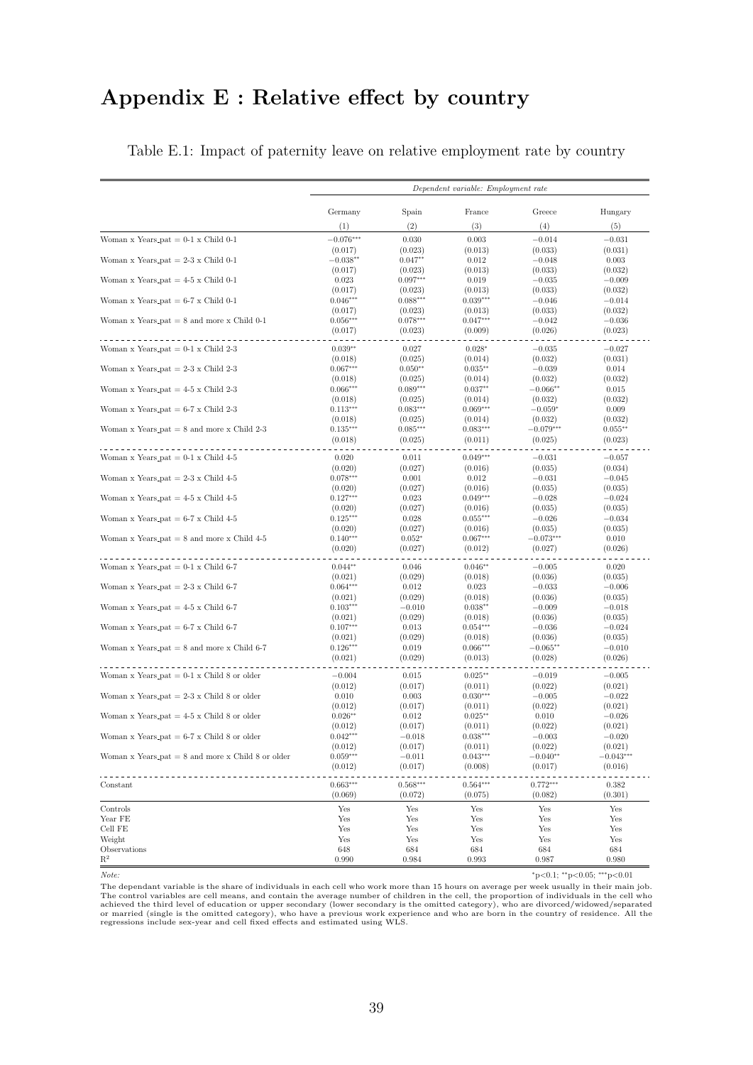# Appendix E : Relative effect by country

Table E.1: Impact of paternity leave on relative employment rate by country

| | *Dependent variable: Employment rate* | | | | |
|---|---|---|---|---|---|
| | Germany | Spain | France | Greece | Hungary |
| | (1) | (2) | (3) | (4) | (5) |
| Woman x Years_pat = 0-1 x Child 0-1 | $-0.076^{***}$ | 0.030 | 0.003 | $-0.014$ | $-0.031$ |
| | (0.017) | (0.023) | (0.013) | (0.033) | (0.031) |
| Woman x Years_pat = 2-3 x Child 0-1 | $-0.038^{**}$ | $0.047^{**}$ | 0.012 | $-0.048$ | 0.003 |
| | (0.017) | (0.023) | (0.013) | (0.033) | (0.032) |
| Woman x Years_pat = 4-5 x Child 0-1 | 0.023 | $0.097^{***}$ | 0.019 | $-0.035$ | $-0.009$ |
| | (0.017) | (0.023) | (0.013) | (0.033) | (0.032) |
| Woman x Years_pat = 6-7 x Child 0-1 | $0.046^{***}$ | $0.088^{***}$ | $0.039^{***}$ | $-0.046$ | $-0.014$ |
| | (0.017) | (0.023) | (0.013) | (0.033) | (0.032) |
| Woman x Years_pat = 8 and more x Child 0-1 | $0.056^{***}$ | $0.078^{***}$ | $0.047^{***}$ | $-0.042$ | $-0.036$ |
| | (0.017) | (0.023) | (0.009) | (0.026) | (0.023) |
| Woman x Years_pat = 0-1 x Child 2-3 | $0.039^{**}$ | 0.027 | $0.028^{*}$ | $-0.035$ | $-0.027$ |
| | (0.018) | (0.025) | (0.014) | (0.032) | (0.031) |
| Woman x Years_pat = 2-3 x Child 2-3 | $0.067^{***}$ | $0.050^{**}$ | $0.035^{**}$ | $-0.039$ | 0.014 |
| | (0.018) | (0.025) | (0.014) | (0.032) | (0.032) |
| Woman x Years_pat = 4-5 x Child 2-3 | $0.066^{***}$ | $0.089^{***}$ | $0.037^{**}$ | $-0.066^{**}$ | 0.015 |
| | (0.018) | (0.025) | (0.014) | (0.032) | (0.032) |
| Woman x Years_pat = 6-7 x Child 2-3 | $0.113^{***}$ | $0.083^{***}$ | $0.069^{***}$ | $-0.059^{*}$ | 0.009 |
| | (0.018) | (0.025) | (0.014) | (0.032) | (0.032) |
| Woman x Years_pat = 8 and more x Child 2-3 | $0.135^{***}$ | $0.085^{***}$ | $0.083^{***}$ | $-0.079^{***}$ | $0.055^{**}$ |
| | (0.018) | (0.025) | (0.011) | (0.025) | (0.023) |
| Woman x Years_pat = 0-1 x Child 4-5 | 0.020 | 0.011 | $0.049^{***}$ | $-0.031$ | $-0.057$ |
| | (0.020) | (0.027) | (0.016) | (0.035) | (0.034) |
| Woman x Years_pat = 2-3 x Child 4-5 | $0.078^{***}$ | 0.001 | 0.012 | $-0.031$ | $-0.045$ |
| | (0.020) | (0.027) | (0.016) | (0.035) | (0.035) |
| Woman x Years_pat = 4-5 x Child 4-5 | $0.127^{***}$ | 0.023 | $0.049^{***}$ | $-0.028$ | $-0.024$ |
| | (0.020) | (0.027) | (0.016) | (0.035) | (0.035) |
| Woman x Years_pat = 6-7 x Child 4-5 | $0.125^{***}$ | 0.028 | $0.055^{***}$ | $-0.026$ | $-0.034$ |
| | (0.020) | (0.027) | (0.016) | (0.035) | (0.035) |
| Woman x Years_pat = 8 and more x Child 4-5 | $0.140^{***}$ | $0.052^{*}$ | $0.067^{***}$ | $-0.073^{***}$ | 0.010 |
| | (0.020) | (0.027) | (0.012) | (0.027) | (0.026) |
| Woman x Years_pat = 0-1 x Child 6-7 | $0.044^{**}$ | 0.046 | $0.046^{**}$ | $-0.005$ | 0.020 |
| | (0.021) | (0.029) | (0.018) | (0.036) | (0.035) |
| Woman x Years_pat = 2-3 x Child 6-7 | $0.064^{***}$ | 0.012 | 0.023 | $-0.033$ | $-0.006$ |
| | (0.021) | (0.029) | (0.018) | (0.036) | (0.035) |
| Woman x Years_pat = 4-5 x Child 6-7 | $0.103^{***}$ | $-0.010$ | $0.038^{**}$ | $-0.009$ | $-0.018$ |
| | (0.021) | (0.029) | (0.018) | (0.036) | (0.035) |
| Woman x Years_pat = 6-7 x Child 6-7 | $0.107^{***}$ | 0.013 | $0.054^{***}$ | $-0.036$ | $-0.024$ |
| | (0.021) | (0.029) | (0.018) | (0.036) | (0.035) |
| Woman x Years_pat = 8 and more x Child 6-7 | $0.126^{***}$ | 0.019 | $0.066^{***}$ | $-0.065^{**}$ | $-0.010$ |
| | (0.021) | (0.029) | (0.013) | (0.028) | (0.026) |
| Woman x Years_pat = 0-1 x Child 8 or older | $-0.004$ | 0.015 | $0.025^{**}$ | $-0.019$ | $-0.005$ |
| | (0.012) | (0.017) | (0.011) | (0.022) | (0.021) |
| Woman x Years_pat = 2-3 x Child 8 or older | 0.010 | 0.003 | $0.030^{***}$ | $-0.005$ | $-0.022$ |
| | (0.012) | (0.017) | (0.011) | (0.022) | (0.021) |
| Woman x Years_pat = 4-5 x Child 8 or older | $0.026^{**}$ | 0.012 | $0.025^{**}$ | 0.010 | $-0.026$ |
| | (0.012) | (0.017) | (0.011) | (0.022) | (0.021) |
| Woman x Years_pat = 6-7 x Child 8 or older | $0.042^{***}$ | $-0.018$ | $0.038^{***}$ | $-0.003$ | $-0.020$ |
| | (0.012) | (0.017) | (0.011) | (0.022) | (0.021) |
| Woman x Years_pat = 8 and more x Child 8 or older | $0.059^{***}$ | $-0.011$ | $0.043^{***}$ | $-0.040^{**}$ | $-0.043^{***}$ |
| | (0.012) | (0.017) | (0.008) | (0.017) | (0.016) |
| Constant | $0.663^{***}$ | $0.568^{***}$ | $0.564^{***}$ | $0.772^{***}$ | 0.382 |
| | (0.069) | (0.072) | (0.075) | (0.082) | (0.301) |
| Controls | Yes | Yes | Yes | Yes | Yes |
| Year FE | Yes | Yes | Yes | Yes | Yes |
| Cell FE | Yes | Yes | Yes | Yes | Yes |
| Weight | Yes | Yes | Yes | Yes | Yes |
| Observations | 648 | 684 | 684 | 684 | 684 |
| $R^2$ | 0.990 | 0.984 | 0.993 | 0.987 | 0.980 |

*Note:* $^{*}$p<0.1; $^{**}$p<0.05; $^{***}$p<0.01

The dependant variable is the share of individuals in each cell who work more than 15 hours on average per week usually in their main job. The control variables are cell means, and contain the average number of children in the cell, the proportion of individuals in the cell who achieved the third level of education or upper secondary (lower secondary is the omitted category), who are divorced/widowed/separated or married (single is the omitted category), who have a previous work experience and who are born in the country of residence. All the regressions include sex-year and cell fixed effects and estimated using WLS.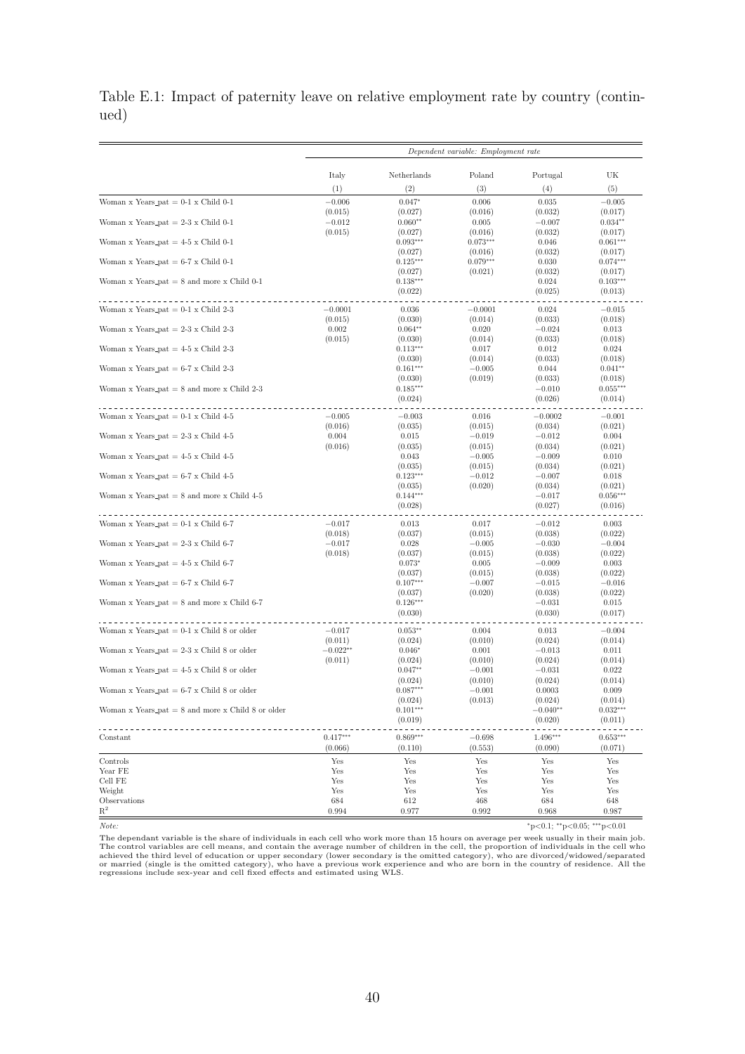Table E.1: Impact of paternity leave on relative employment rate by country (continued)

| | *Dependent variable: Employment rate* | | | | |
|---|---|---|---|---|---|
| | Italy | Netherlands | Poland | Portugal | UK |
| | (1) | (2) | (3) | (4) | (5) |
| Woman x Years_pat = 0-1 x Child 0-1 | −0.006 | 0.047* | 0.006 | 0.035 | −0.005 |
| | (0.015) | (0.027) | (0.016) | (0.032) | (0.017) |
| Woman x Years_pat = 2-3 x Child 0-1 | −0.012 | 0.060** | 0.005 | −0.007 | 0.034** |
| | (0.015) | (0.027) | (0.016) | (0.032) | (0.017) |
| Woman x Years_pat = 4-5 x Child 0-1 | | 0.093*** | 0.073*** | 0.046 | 0.061*** |
| | | (0.027) | (0.016) | (0.032) | (0.017) |
| Woman x Years_pat = 6-7 x Child 0-1 | | 0.125*** | 0.079*** | 0.030 | 0.074*** |
| | | (0.027) | (0.021) | (0.032) | (0.017) |
| Woman x Years_pat = 8 and more x Child 0-1 | | 0.138*** | | 0.024 | 0.103*** |
| | | (0.022) | | (0.025) | (0.013) |
| Woman x Years_pat = 0-1 x Child 2-3 | −0.0001 | 0.036 | −0.0001 | 0.024 | −0.015 |
| | (0.015) | (0.030) | (0.014) | (0.033) | (0.018) |
| Woman x Years_pat = 2-3 x Child 2-3 | 0.002 | 0.064** | 0.020 | −0.024 | 0.013 |
| | (0.015) | (0.030) | (0.014) | (0.033) | (0.018) |
| Woman x Years_pat = 4-5 x Child 2-3 | | 0.113*** | 0.017 | 0.012 | 0.024 |
| | | (0.030) | (0.014) | (0.033) | (0.018) |
| Woman x Years_pat = 6-7 x Child 2-3 | | 0.161*** | −0.005 | 0.044 | 0.041** |
| | | (0.030) | (0.019) | (0.033) | (0.018) |
| Woman x Years_pat = 8 and more x Child 2-3 | | 0.185*** | | −0.010 | 0.055*** |
| | | (0.024) | | (0.026) | (0.014) |
| Woman x Years_pat = 0-1 x Child 4-5 | −0.005 | −0.003 | 0.016 | −0.0002 | −0.001 |
| | (0.016) | (0.035) | (0.015) | (0.034) | (0.021) |
| Woman x Years_pat = 2-3 x Child 4-5 | 0.004 | 0.015 | −0.019 | −0.012 | 0.004 |
| | (0.016) | (0.035) | (0.015) | (0.034) | (0.021) |
| Woman x Years_pat = 4-5 x Child 4-5 | | 0.043 | −0.005 | −0.009 | 0.010 |
| | | (0.035) | (0.015) | (0.034) | (0.021) |
| Woman x Years_pat = 6-7 x Child 4-5 | | 0.123*** | −0.012 | −0.007 | 0.018 |
| | | (0.035) | (0.020) | (0.034) | (0.021) |
| Woman x Years_pat = 8 and more x Child 4-5 | | 0.144*** | | −0.017 | 0.056*** |
| | | (0.028) | | (0.027) | (0.016) |
| Woman x Years_pat = 0-1 x Child 6-7 | −0.017 | 0.013 | 0.017 | −0.012 | 0.003 |
| | (0.018) | (0.037) | (0.015) | (0.038) | (0.022) |
| Woman x Years_pat = 2-3 x Child 6-7 | −0.017 | 0.028 | −0.005 | −0.030 | −0.004 |
| | (0.018) | (0.037) | (0.015) | (0.038) | (0.022) |
| Woman x Years_pat = 4-5 x Child 6-7 | | 0.073* | 0.005 | −0.009 | 0.003 |
| | | (0.037) | (0.015) | (0.038) | (0.022) |
| Woman x Years_pat = 6-7 x Child 6-7 | | 0.107*** | −0.007 | −0.015 | −0.016 |
| | | (0.037) | (0.020) | (0.038) | (0.022) |
| Woman x Years_pat = 8 and more x Child 6-7 | | 0.126*** | | −0.031 | 0.015 |
| | | (0.030) | | (0.030) | (0.017) |
| Woman x Years_pat = 0-1 x Child 8 or older | −0.017 | 0.053** | 0.004 | 0.013 | −0.004 |
| | (0.011) | (0.024) | (0.010) | (0.024) | (0.014) |
| Woman x Years_pat = 2-3 x Child 8 or older | −0.022** | 0.046* | 0.001 | −0.013 | 0.011 |
| | (0.011) | (0.024) | (0.010) | (0.024) | (0.014) |
| Woman x Years_pat = 4-5 x Child 8 or older | | 0.047** | −0.001 | −0.031 | 0.022 |
| | | (0.024) | (0.010) | (0.024) | (0.014) |
| Woman x Years_pat = 6-7 x Child 8 or older | | 0.087*** | −0.001 | 0.0003 | 0.009 |
| | | (0.024) | (0.013) | (0.024) | (0.014) |
| Woman x Years_pat = 8 and more x Child 8 or older | | 0.101*** | | −0.040** | 0.032*** |
| | | (0.019) | | (0.020) | (0.011) |
| Constant | 0.417*** | 0.869*** | −0.698 | 1.496*** | 0.653*** |
| | (0.066) | (0.110) | (0.553) | (0.090) | (0.071) |
| Controls | Yes | Yes | Yes | Yes | Yes |
| Year FE | Yes | Yes | Yes | Yes | Yes |
| Cell FE | Yes | Yes | Yes | Yes | Yes |
| Weight | Yes | Yes | Yes | Yes | Yes |
| Observations | 684 | 612 | 468 | 684 | 648 |
| $R^2$ | 0.994 | 0.977 | 0.992 | 0.968 | 0.987 |

*Note:* *p<0.1; **p<0.05; ***p<0.01

The dependant variable is the share of individuals in each cell who work more than 15 hours on average per week usually in their main job. The control variables are cell means, and contain the average number of children in the cell, the proportion of individuals in the cell who achieved the third level of education or upper secondary (lower secondary is the omitted category), who are divorced/widowed/separated or married (single is the omitted category), who have a previous work experience and who are born in the country of residence. All the regressions include sex-year and cell fixed effects and estimated using WLS.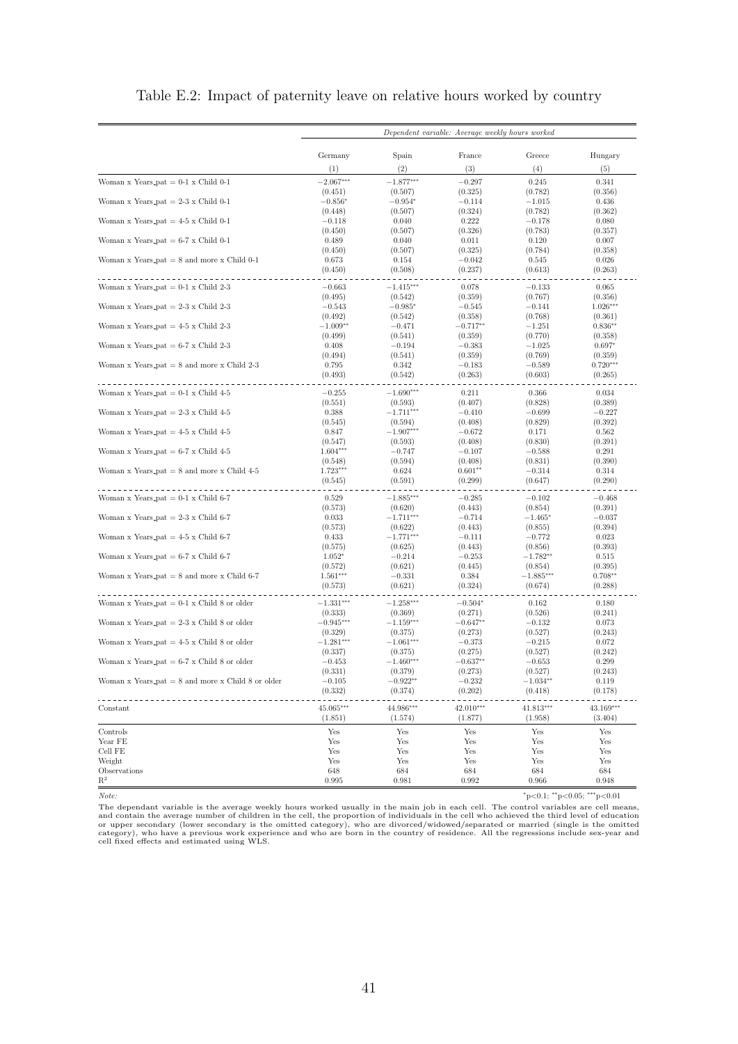# Table E.2: Impact of paternity leave on relative hours worked by country

| | *Dependent variable: Average weekly hours worked* | | | | |
|---|---|---|---|---|---|
| | Germany | Spain | France | Greece | Hungary |
| | (1) | (2) | (3) | (4) | (5) |
| Woman x Years_pat = 0-1 x Child 0-1 | −2.067*** | −1.877*** | −0.297 | 0.245 | 0.341 |
| | (0.451) | (0.507) | (0.325) | (0.782) | (0.356) |
| Woman x Years_pat = 2-3 x Child 0-1 | −0.856* | −0.954* | −0.114 | −1.015 | 0.436 |
| | (0.448) | (0.507) | (0.324) | (0.782) | (0.362) |
| Woman x Years_pat = 4-5 x Child 0-1 | −0.118 | 0.040 | 0.222 | −0.178 | 0.080 |
| | (0.450) | (0.507) | (0.326) | (0.783) | (0.357) |
| Woman x Years_pat = 6-7 x Child 0-1 | 0.489 | 0.040 | 0.011 | 0.120 | 0.007 |
| | (0.450) | (0.507) | (0.325) | (0.784) | (0.358) |
| Woman x Years_pat = 8 and more x Child 0-1 | 0.673 | 0.154 | −0.042 | 0.545 | 0.026 |
| | (0.450) | (0.508) | (0.237) | (0.613) | (0.263) |
| Woman x Years_pat = 0-1 x Child 2-3 | −0.663 | −1.415*** | 0.078 | −0.133 | 0.065 |
| | (0.495) | (0.542) | (0.359) | (0.767) | (0.356) |
| Woman x Years_pat = 2-3 x Child 2-3 | −0.543 | −0.985* | −0.545 | −0.141 | 1.026*** |
| | (0.492) | (0.542) | (0.358) | (0.768) | (0.361) |
| Woman x Years_pat = 4-5 x Child 2-3 | −1.009** | −0.471 | −0.717** | −1.251 | 0.836** |
| | (0.499) | (0.541) | (0.359) | (0.770) | (0.358) |
| Woman x Years_pat = 6-7 x Child 2-3 | 0.408 | −0.194 | −0.383 | −1.025 | 0.697* |
| | (0.494) | (0.541) | (0.359) | (0.769) | (0.359) |
| Woman x Years_pat = 8 and more x Child 2-3 | 0.795 | 0.342 | −0.183 | −0.589 | 0.720*** |
| | (0.493) | (0.542) | (0.263) | (0.603) | (0.265) |
| Woman x Years_pat = 0-1 x Child 4-5 | −0.255 | −1.690*** | 0.211 | 0.366 | 0.034 |
| | (0.551) | (0.593) | (0.407) | (0.828) | (0.389) |
| Woman x Years_pat = 2-3 x Child 4-5 | 0.388 | −1.711*** | −0.410 | −0.699 | −0.227 |
| | (0.545) | (0.594) | (0.408) | (0.829) | (0.392) |
| Woman x Years_pat = 4-5 x Child 4-5 | 0.847 | −1.907*** | −0.672 | 0.171 | 0.562 |
| | (0.547) | (0.593) | (0.408) | (0.830) | (0.391) |
| Woman x Years_pat = 6-7 x Child 4-5 | 1.604*** | −0.747 | −0.107 | −0.588 | 0.291 |
| | (0.548) | (0.594) | (0.408) | (0.831) | (0.390) |
| Woman x Years_pat = 8 and more x Child 4-5 | 1.723*** | 0.624 | 0.601** | −0.314 | 0.314 |
| | (0.545) | (0.591) | (0.299) | (0.647) | (0.290) |
| Woman x Years_pat = 0-1 x Child 6-7 | 0.529 | −1.885*** | −0.285 | −0.102 | −0.468 |
| | (0.573) | (0.620) | (0.443) | (0.854) | (0.391) |
| Woman x Years_pat = 2-3 x Child 6-7 | 0.033 | −1.711*** | −0.714 | −1.465* | −0.037 |
| | (0.573) | (0.622) | (0.443) | (0.855) | (0.394) |
| Woman x Years_pat = 4-5 x Child 6-7 | 0.433 | −1.771*** | −0.111 | −0.772 | 0.023 |
| | (0.575) | (0.625) | (0.443) | (0.856) | (0.393) |
| Woman x Years_pat = 6-7 x Child 6-7 | 1.052* | −0.214 | −0.253 | −1.782** | 0.515 |
| | (0.572) | (0.621) | (0.445) | (0.854) | (0.395) |
| Woman x Years_pat = 8 and more x Child 6-7 | 1.561*** | −0.331 | 0.384 | −1.885*** | 0.708** |
| | (0.573) | (0.621) | (0.324) | (0.674) | (0.288) |
| Woman x Years_pat = 0-1 x Child 8 or older | −1.331*** | −1.258*** | −0.504* | 0.162 | 0.180 |
| | (0.333) | (0.369) | (0.271) | (0.526) | (0.241) |
| Woman x Years_pat = 2-3 x Child 8 or older | −0.945*** | −1.159*** | −0.647** | −0.132 | 0.073 |
| | (0.329) | (0.375) | (0.273) | (0.527) | (0.243) |
| Woman x Years_pat = 4-5 x Child 8 or older | −1.281*** | −1.061*** | −0.373 | −0.215 | 0.072 |
| | (0.337) | (0.375) | (0.275) | (0.527) | (0.242) |
| Woman x Years_pat = 6-7 x Child 8 or older | −0.453 | −1.460*** | −0.637** | −0.653 | 0.299 |
| | (0.331) | (0.379) | (0.273) | (0.527) | (0.243) |
| Woman x Years_pat = 8 and more x Child 8 or older | −0.105 | −0.922** | −0.232 | −1.034** | 0.119 |
| | (0.332) | (0.374) | (0.202) | (0.418) | (0.178) |
| Constant | 45.065*** | 44.986*** | 42.010*** | 41.813*** | 43.169*** |
| | (1.851) | (1.574) | (1.877) | (1.958) | (3.404) |
| Controls | Yes | Yes | Yes | Yes | Yes |
| Year FE | Yes | Yes | Yes | Yes | Yes |
| Cell FE | Yes | Yes | Yes | Yes | Yes |
| Weight | Yes | Yes | Yes | Yes | Yes |
| Observations | 648 | 684 | 684 | 684 | 684 |
| $R^2$ | 0.995 | 0.981 | 0.992 | 0.966 | 0.948 |

*Note:* *p<0.1; **p<0.05; ***p<0.01

The dependant variable is the average weekly hours worked usually in the main job in each cell. The control variables are cell means, and contain the average number of children in the cell, the proportion of individuals in the cell who achieved the third level of education or upper secondary (lower secondary is the omitted category), who are divorced/widowed/separated or married (single is the omitted category), who have a previous work experience and who are born in the country of residence. All the regressions include sex-year and cell fixed effects and estimated using WLS.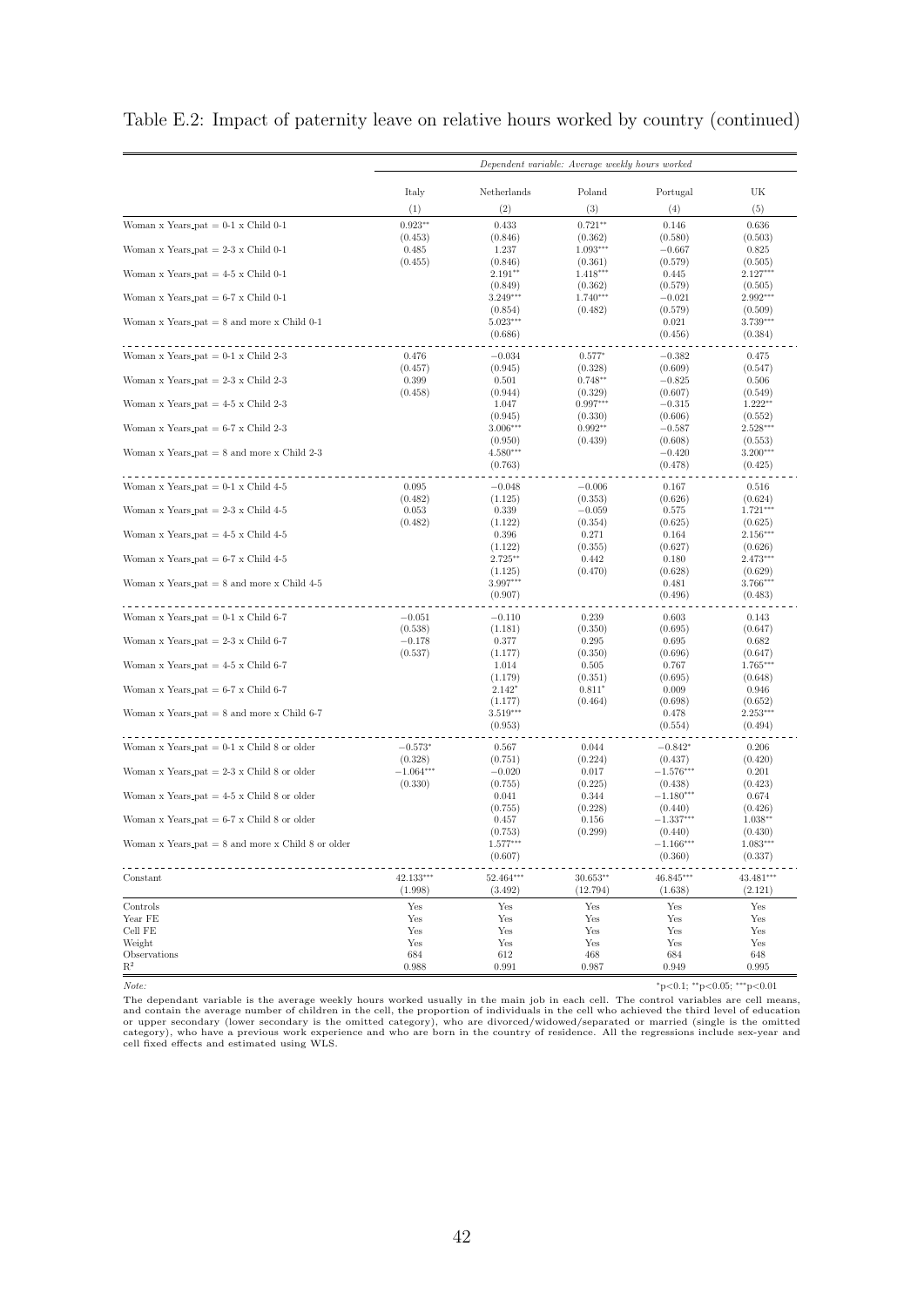Table E.2: Impact of paternity leave on relative hours worked by country (continued)

| | *Dependent variable: Average weekly hours worked* | | | | |
|---|---|---|---|---|---|
| | Italy | Netherlands | Poland | Portugal | UK |
| | (1) | (2) | (3) | (4) | (5) |
| Woman x Years_pat = 0-1 x Child 0-1 | 0.923** | 0.433 | 0.721** | 0.146 | 0.636 |
| | (0.453) | (0.846) | (0.362) | (0.580) | (0.503) |
| Woman x Years_pat = 2-3 x Child 0-1 | 0.485 | 1.237 | 1.093*** | −0.667 | 0.825 |
| | (0.455) | (0.846) | (0.361) | (0.579) | (0.505) |
| Woman x Years_pat = 4-5 x Child 0-1 | | 2.191** | 1.418*** | 0.445 | 2.127*** |
| | | (0.849) | (0.362) | (0.579) | (0.505) |
| Woman x Years_pat = 6-7 x Child 0-1 | | 3.249*** | 1.740*** | −0.021 | 2.992*** |
| | | (0.854) | (0.482) | (0.579) | (0.509) |
| Woman x Years_pat = 8 and more x Child 0-1 | | 5.023*** | | 0.021 | 3.739*** |
| | | (0.686) | | (0.456) | (0.384) |
| Woman x Years_pat = 0-1 x Child 2-3 | 0.476 | −0.034 | 0.577* | −0.382 | 0.475 |
| | (0.457) | (0.945) | (0.328) | (0.609) | (0.547) |
| Woman x Years_pat = 2-3 x Child 2-3 | 0.399 | 0.501 | 0.748** | −0.825 | 0.506 |
| | (0.458) | (0.944) | (0.329) | (0.607) | (0.549) |
| Woman x Years_pat = 4-5 x Child 2-3 | | 1.047 | 0.997*** | −0.315 | 1.222** |
| | | (0.945) | (0.330) | (0.606) | (0.552) |
| Woman x Years_pat = 6-7 x Child 2-3 | | 3.006*** | 0.992** | −0.587 | 2.528*** |
| | | (0.950) | (0.439) | (0.608) | (0.553) |
| Woman x Years_pat = 8 and more x Child 2-3 | | 4.580*** | | −0.420 | 3.200*** |
| | | (0.763) | | (0.478) | (0.425) |
| Woman x Years_pat = 0-1 x Child 4-5 | 0.095 | −0.048 | −0.006 | 0.167 | 0.516 |
| | (0.482) | (1.125) | (0.353) | (0.626) | (0.624) |
| Woman x Years_pat = 2-3 x Child 4-5 | 0.053 | 0.339 | −0.059 | 0.575 | 1.721*** |
| | (0.482) | (1.122) | (0.354) | (0.625) | (0.625) |
| Woman x Years_pat = 4-5 x Child 4-5 | | 0.396 | 0.271 | 0.164 | 2.156*** |
| | | (1.122) | (0.355) | (0.627) | (0.626) |
| Woman x Years_pat = 6-7 x Child 4-5 | | 2.725** | 0.442 | 0.180 | 2.473*** |
| | | (1.125) | (0.470) | (0.628) | (0.629) |
| Woman x Years_pat = 8 and more x Child 4-5 | | 3.997*** | | 0.481 | 3.766*** |
| | | (0.907) | | (0.496) | (0.483) |
| Woman x Years_pat = 0-1 x Child 6-7 | −0.051 | −0.110 | 0.239 | 0.603 | 0.143 |
| | (0.538) | (1.181) | (0.350) | (0.695) | (0.647) |
| Woman x Years_pat = 2-3 x Child 6-7 | −0.178 | 0.377 | 0.295 | 0.695 | 0.682 |
| | (0.537) | (1.177) | (0.350) | (0.696) | (0.647) |
| Woman x Years_pat = 4-5 x Child 6-7 | | 1.014 | 0.505 | 0.767 | 1.765*** |
| | | (1.179) | (0.351) | (0.695) | (0.648) |
| Woman x Years_pat = 6-7 x Child 6-7 | | 2.142* | 0.811* | 0.009 | 0.946 |
| | | (1.177) | (0.464) | (0.698) | (0.652) |
| Woman x Years_pat = 8 and more x Child 6-7 | | 3.519*** | | 0.478 | 2.253*** |
| | | (0.953) | | (0.554) | (0.494) |
| Woman x Years_pat = 0-1 x Child 8 or older | −0.573* | 0.567 | 0.044 | −0.842* | 0.206 |
| | (0.328) | (0.751) | (0.224) | (0.437) | (0.420) |
| Woman x Years_pat = 2-3 x Child 8 or older | −1.064*** | −0.020 | 0.017 | −1.576*** | 0.201 |
| | (0.330) | (0.755) | (0.225) | (0.438) | (0.423) |
| Woman x Years_pat = 4-5 x Child 8 or older | | 0.041 | 0.344 | −1.180*** | 0.674 |
| | | (0.755) | (0.228) | (0.440) | (0.426) |
| Woman x Years_pat = 6-7 x Child 8 or older | | 0.457 | 0.156 | −1.337*** | 1.038** |
| | | (0.753) | (0.299) | (0.440) | (0.430) |
| Woman x Years_pat = 8 and more x Child 8 or older | | 1.577*** | | −1.166*** | 1.083*** |
| | | (0.607) | | (0.360) | (0.337) |
| Constant | 42.133*** | 52.464*** | 30.653** | 46.845*** | 43.481*** |
| | (1.998) | (3.492) | (12.794) | (1.638) | (2.121) |
| Controls | Yes | Yes | Yes | Yes | Yes |
| Year FE | Yes | Yes | Yes | Yes | Yes |
| Cell FE | Yes | Yes | Yes | Yes | Yes |
| Weight | Yes | Yes | Yes | Yes | Yes |
| Observations | 684 | 612 | 468 | 684 | 648 |
| $R^2$ | 0.988 | 0.991 | 0.987 | 0.949 | 0.995 |

*Note:* $^{*}$p<0.1; $^{**}$p<0.05; $^{***}$p<0.01

The dependant variable is the average weekly hours worked usually in the main job in each cell. The control variables are cell means, and contain the average number of children in the cell, the proportion of individuals in the cell who achieved the third level of education or upper secondary (lower secondary is the omitted category), who are divorced/widowed/separated or married (single is the omitted category), who have a previous work experience and who are born in the country of residence. All the regressions include sex-year and cell fixed effects and estimated using WLS.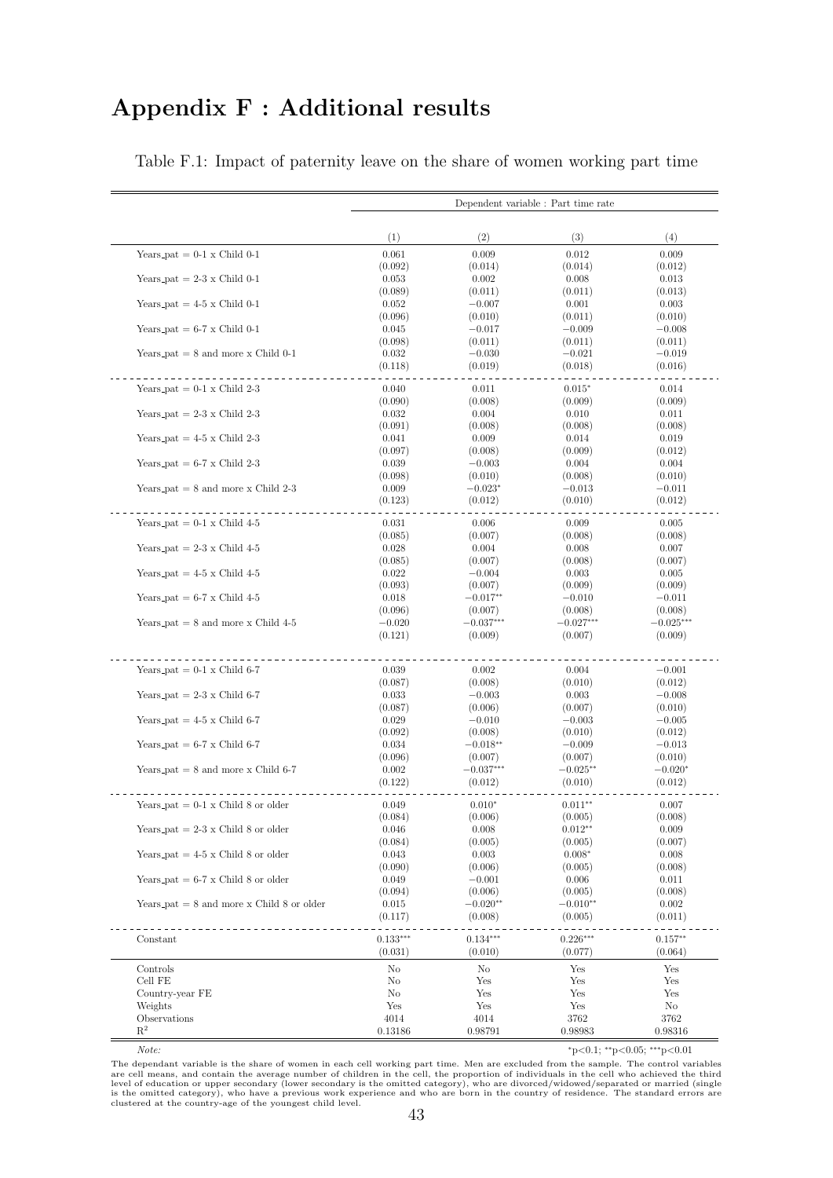# Appendix F : Additional results

Table F.1: Impact of paternity leave on the share of women working part time

| | Dependent variable : Part time rate | | | |
|---|---|---|---|---|
| | (1) | (2) | (3) | (4) |
| Years_pat = 0-1 x Child 0-1 | 0.061 | 0.009 | 0.012 | 0.009 |
| | (0.092) | (0.014) | (0.014) | (0.012) |
| Years_pat = 2-3 x Child 0-1 | 0.053 | 0.002 | 0.008 | 0.013 |
| | (0.089) | (0.011) | (0.011) | (0.013) |
| Years_pat = 4-5 x Child 0-1 | 0.052 | −0.007 | 0.001 | 0.003 |
| | (0.096) | (0.010) | (0.011) | (0.010) |
| Years_pat = 6-7 x Child 0-1 | 0.045 | −0.017 | −0.009 | −0.008 |
| | (0.098) | (0.011) | (0.011) | (0.011) |
| Years_pat = 8 and more x Child 0-1 | 0.032 | −0.030 | −0.021 | −0.019 |
| | (0.118) | (0.019) | (0.018) | (0.016) |
| Years_pat = 0-1 x Child 2-3 | 0.040 | 0.011 | 0.015* | 0.014 |
| | (0.090) | (0.008) | (0.009) | (0.009) |
| Years_pat = 2-3 x Child 2-3 | 0.032 | 0.004 | 0.010 | 0.011 |
| | (0.091) | (0.008) | (0.008) | (0.008) |
| Years_pat = 4-5 x Child 2-3 | 0.041 | 0.009 | 0.014 | 0.019 |
| | (0.097) | (0.008) | (0.009) | (0.012) |
| Years_pat = 6-7 x Child 2-3 | 0.039 | −0.003 | 0.004 | 0.004 |
| | (0.098) | (0.010) | (0.008) | (0.010) |
| Years_pat = 8 and more x Child 2-3 | 0.009 | −0.023* | −0.013 | −0.011 |
| | (0.123) | (0.012) | (0.010) | (0.012) |
| Years_pat = 0-1 x Child 4-5 | 0.031 | 0.006 | 0.009 | 0.005 |
| | (0.085) | (0.007) | (0.008) | (0.008) |
| Years_pat = 2-3 x Child 4-5 | 0.028 | 0.004 | 0.008 | 0.007 |
| | (0.085) | (0.007) | (0.008) | (0.007) |
| Years_pat = 4-5 x Child 4-5 | 0.022 | −0.004 | 0.003 | 0.005 |
| | (0.093) | (0.007) | (0.009) | (0.009) |
| Years_pat = 6-7 x Child 4-5 | 0.018 | −0.017** | −0.010 | −0.011 |
| | (0.096) | (0.007) | (0.008) | (0.008) |
| Years_pat = 8 and more x Child 4-5 | −0.020 | −0.037*** | −0.027*** | −0.025*** |
| | (0.121) | (0.009) | (0.007) | (0.009) |
| Years_pat = 0-1 x Child 6-7 | 0.039 | 0.002 | 0.004 | −0.001 |
| | (0.087) | (0.008) | (0.010) | (0.012) |
| Years_pat = 2-3 x Child 6-7 | 0.033 | −0.003 | 0.003 | −0.008 |
| | (0.087) | (0.006) | (0.007) | (0.010) |
| Years_pat = 4-5 x Child 6-7 | 0.029 | −0.010 | −0.003 | −0.005 |
| | (0.092) | (0.008) | (0.010) | (0.012) |
| Years_pat = 6-7 x Child 6-7 | 0.034 | −0.018** | −0.009 | −0.013 |
| | (0.096) | (0.007) | (0.007) | (0.010) |
| Years_pat = 8 and more x Child 6-7 | 0.002 | −0.037*** | −0.025** | −0.020* |
| | (0.122) | (0.012) | (0.010) | (0.012) |
| Years_pat = 0-1 x Child 8 or older | 0.049 | 0.010* | 0.011** | 0.007 |
| | (0.084) | (0.006) | (0.005) | (0.008) |
| Years_pat = 2-3 x Child 8 or older | 0.046 | 0.008 | 0.012** | 0.009 |
| | (0.084) | (0.005) | (0.005) | (0.007) |
| Years_pat = 4-5 x Child 8 or older | 0.043 | 0.003 | 0.008* | 0.008 |
| | (0.090) | (0.006) | (0.005) | (0.008) |
| Years_pat = 6-7 x Child 8 or older | 0.049 | −0.001 | 0.006 | 0.011 |
| | (0.094) | (0.006) | (0.005) | (0.008) |
| Years_pat = 8 and more x Child 8 or older | 0.015 | −0.020** | −0.010** | 0.002 |
| | (0.117) | (0.008) | (0.005) | (0.011) |
| Constant | 0.133*** | 0.134*** | 0.226*** | 0.157** |
| | (0.031) | (0.010) | (0.077) | (0.064) |
| Controls | No | No | Yes | Yes |
| Cell FE | No | Yes | Yes | Yes |
| Country-year FE | No | Yes | Yes | Yes |
| Weights | Yes | Yes | Yes | No |
| Observations | 4014 | 4014 | 3762 | 3762 |
| $R^2$ | 0.13186 | 0.98791 | 0.98983 | 0.98316 |

*Note:* *p<0.1; **p<0.05; ***p<0.01

The dependant variable is the share of women in each cell working part time. Men are excluded from the sample. The control variables are cell means, and contain the average number of children in the cell, the proportion of individuals in the cell who achieved the third level of education or upper secondary (lower secondary is the omitted category), who are divorced/widowed/separated or married (single is the omitted category), who have a previous work experience and who are born in the country of residence. The standard errors are clustered at the country-age of the youngest child level.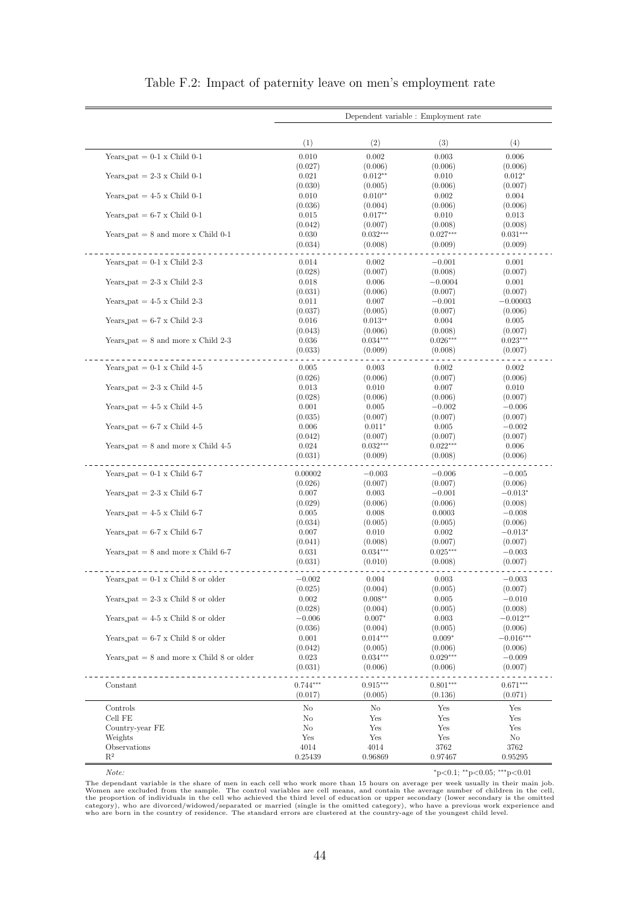Table F.2: Impact of paternity leave on men's employment rate

| | Dependent variable : Employment rate | | | |
|---|---|---|---|---|
| | (1) | (2) | (3) | (4) |
| Years_pat = 0-1 x Child 0-1 | 0.010 | 0.002 | 0.003 | 0.006 |
| | (0.027) | (0.006) | (0.006) | (0.006) |
| Years_pat = 2-3 x Child 0-1 | 0.021 | 0.012** | 0.010 | 0.012* |
| | (0.030) | (0.005) | (0.006) | (0.007) |
| Years_pat = 4-5 x Child 0-1 | 0.010 | 0.010** | 0.002 | 0.004 |
| | (0.036) | (0.004) | (0.006) | (0.006) |
| Years_pat = 6-7 x Child 0-1 | 0.015 | 0.017** | 0.010 | 0.013 |
| | (0.042) | (0.007) | (0.008) | (0.008) |
| Years_pat = 8 and more x Child 0-1 | 0.030 | 0.032*** | 0.027*** | 0.031*** |
| | (0.034) | (0.008) | (0.009) | (0.009) |
| Years_pat = 0-1 x Child 2-3 | 0.014 | 0.002 | −0.001 | 0.001 |
| | (0.028) | (0.007) | (0.008) | (0.007) |
| Years_pat = 2-3 x Child 2-3 | 0.018 | 0.006 | −0.0004 | 0.001 |
| | (0.031) | (0.006) | (0.007) | (0.007) |
| Years_pat = 4-5 x Child 2-3 | 0.011 | 0.007 | −0.001 | −0.00003 |
| | (0.037) | (0.005) | (0.007) | (0.006) |
| Years_pat = 6-7 x Child 2-3 | 0.016 | 0.013** | 0.004 | 0.005 |
| | (0.043) | (0.006) | (0.008) | (0.007) |
| Years_pat = 8 and more x Child 2-3 | 0.036 | 0.034*** | 0.026*** | 0.023*** |
| | (0.033) | (0.009) | (0.008) | (0.007) |
| Years_pat = 0-1 x Child 4-5 | 0.005 | 0.003 | 0.002 | 0.002 |
| | (0.026) | (0.006) | (0.007) | (0.006) |
| Years_pat = 2-3 x Child 4-5 | 0.013 | 0.010 | 0.007 | 0.010 |
| | (0.028) | (0.006) | (0.006) | (0.007) |
| Years_pat = 4-5 x Child 4-5 | 0.001 | 0.005 | −0.002 | −0.006 |
| | (0.035) | (0.007) | (0.007) | (0.007) |
| Years_pat = 6-7 x Child 4-5 | 0.006 | 0.011* | 0.005 | −0.002 |
| | (0.042) | (0.007) | (0.007) | (0.007) |
| Years_pat = 8 and more x Child 4-5 | 0.024 | 0.032*** | 0.022*** | 0.006 |
| | (0.031) | (0.009) | (0.008) | (0.006) |
| Years_pat = 0-1 x Child 6-7 | 0.00002 | −0.003 | −0.006 | −0.005 |
| | (0.026) | (0.007) | (0.007) | (0.006) |
| Years_pat = 2-3 x Child 6-7 | 0.007 | 0.003 | −0.001 | −0.013* |
| | (0.029) | (0.006) | (0.006) | (0.008) |
| Years_pat = 4-5 x Child 6-7 | 0.005 | 0.008 | 0.0003 | −0.008 |
| | (0.034) | (0.005) | (0.005) | (0.006) |
| Years_pat = 6-7 x Child 6-7 | 0.007 | 0.010 | 0.002 | −0.013* |
| | (0.041) | (0.008) | (0.007) | (0.007) |
| Years_pat = 8 and more x Child 6-7 | 0.031 | 0.034*** | 0.025*** | −0.003 |
| | (0.031) | (0.010) | (0.008) | (0.007) |
| Years_pat = 0-1 x Child 8 or older | −0.002 | 0.004 | 0.003 | −0.003 |
| | (0.025) | (0.004) | (0.005) | (0.007) |
| Years_pat = 2-3 x Child 8 or older | 0.002 | 0.008** | 0.005 | −0.010 |
| | (0.028) | (0.004) | (0.005) | (0.008) |
| Years_pat = 4-5 x Child 8 or older | −0.006 | 0.007* | 0.003 | −0.012** |
| | (0.036) | (0.004) | (0.005) | (0.006) |
| Years_pat = 6-7 x Child 8 or older | 0.001 | 0.014*** | 0.009* | −0.016*** |
| | (0.042) | (0.005) | (0.006) | (0.006) |
| Years_pat = 8 and more x Child 8 or older | 0.023 | 0.034*** | 0.029*** | −0.009 |
| | (0.031) | (0.006) | (0.006) | (0.007) |
| Constant | 0.744*** | 0.915*** | 0.801*** | 0.671*** |
| | (0.017) | (0.005) | (0.136) | (0.071) |
| Controls | No | No | Yes | Yes |
| Cell FE | No | Yes | Yes | Yes |
| Country-year FE | No | Yes | Yes | Yes |
| Weights | Yes | Yes | Yes | No |
| Observations | 4014 | 4014 | 3762 | 3762 |
| $R^2$ | 0.25439 | 0.96869 | 0.97467 | 0.95295 |

*Note:* *p<0.1; **p<0.05; ***p<0.01

The dependant variable is the share of men in each cell who work more than 15 hours on average per week usually in their main job. Women are excluded from the sample. The control variables are cell means, and contain the average number of children in the cell, the proportion of individuals in the cell who achieved the third level of education or upper secondary (lower secondary is the omitted category), who are divorced/widowed/separated or married (single is the omitted category), who have a previous work experience and who are born in the country of residence. The standard errors are clustered at the country-age of the youngest child level.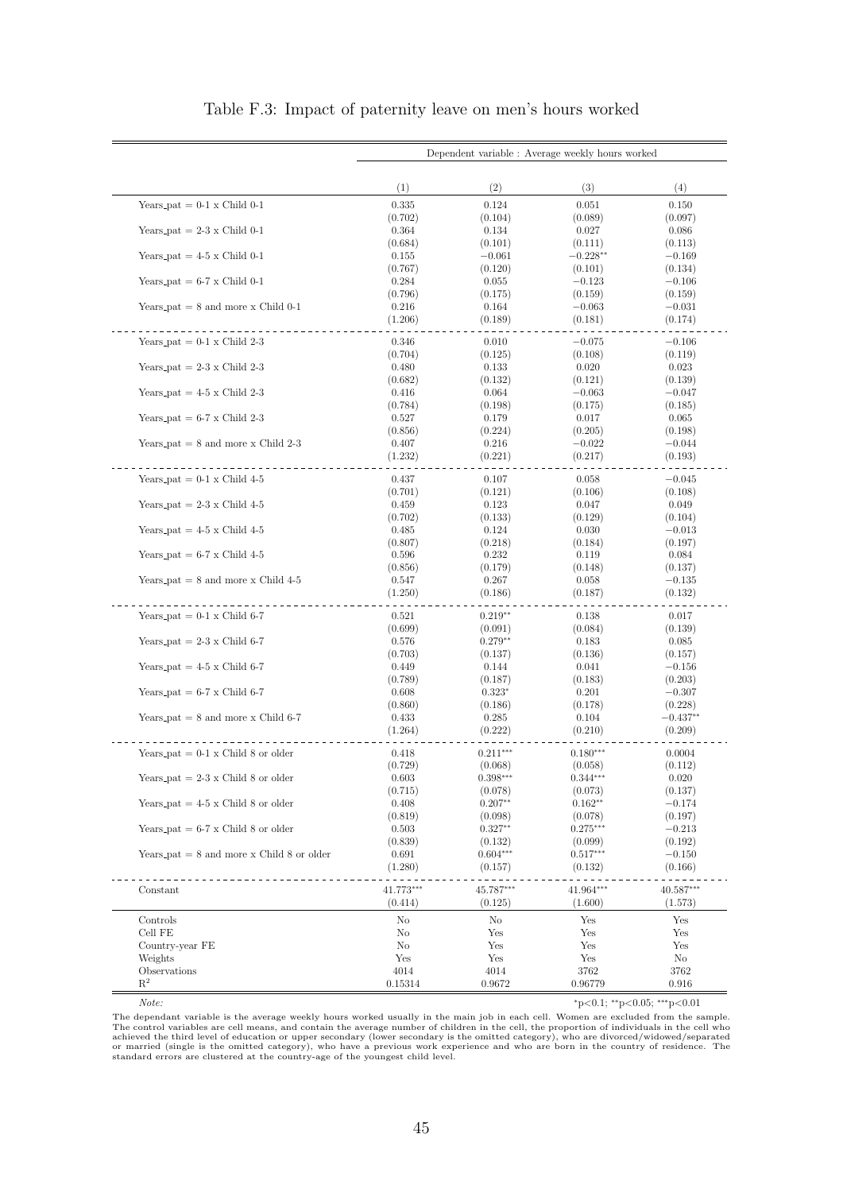# Table F.3: Impact of paternity leave on men's hours worked

| | Dependent variable : Average weekly hours worked | | | |
|---|---|---|---|---|
| | (1) | (2) | (3) | (4) |
| Years_pat = 0-1 x Child 0-1 | 0.335 | 0.124 | 0.051 | 0.150 |
| | (0.702) | (0.104) | (0.089) | (0.097) |
| Years_pat = 2-3 x Child 0-1 | 0.364 | 0.134 | 0.027 | 0.086 |
| | (0.684) | (0.101) | (0.111) | (0.113) |
| Years_pat = 4-5 x Child 0-1 | 0.155 | −0.061 | −0.228** | −0.169 |
| | (0.767) | (0.120) | (0.101) | (0.134) |
| Years_pat = 6-7 x Child 0-1 | 0.284 | 0.055 | −0.123 | −0.106 |
| | (0.796) | (0.175) | (0.159) | (0.159) |
| Years_pat = 8 and more x Child 0-1 | 0.216 | 0.164 | −0.063 | −0.031 |
| | (1.206) | (0.189) | (0.181) | (0.174) |
| Years_pat = 0-1 x Child 2-3 | 0.346 | 0.010 | −0.075 | −0.106 |
| | (0.704) | (0.125) | (0.108) | (0.119) |
| Years_pat = 2-3 x Child 2-3 | 0.480 | 0.133 | 0.020 | 0.023 |
| | (0.682) | (0.132) | (0.121) | (0.139) |
| Years_pat = 4-5 x Child 2-3 | 0.416 | 0.064 | −0.063 | −0.047 |
| | (0.784) | (0.198) | (0.175) | (0.185) |
| Years_pat = 6-7 x Child 2-3 | 0.527 | 0.179 | 0.017 | 0.065 |
| | (0.856) | (0.224) | (0.205) | (0.198) |
| Years_pat = 8 and more x Child 2-3 | 0.407 | 0.216 | −0.022 | −0.044 |
| | (1.232) | (0.221) | (0.217) | (0.193) |
| Years_pat = 0-1 x Child 4-5 | 0.437 | 0.107 | 0.058 | −0.045 |
| | (0.701) | (0.121) | (0.106) | (0.108) |
| Years_pat = 2-3 x Child 4-5 | 0.459 | 0.123 | 0.047 | 0.049 |
| | (0.702) | (0.133) | (0.129) | (0.104) |
| Years_pat = 4-5 x Child 4-5 | 0.485 | 0.124 | 0.030 | −0.013 |
| | (0.807) | (0.218) | (0.184) | (0.197) |
| Years_pat = 6-7 x Child 4-5 | 0.596 | 0.232 | 0.119 | 0.084 |
| | (0.856) | (0.179) | (0.148) | (0.137) |
| Years_pat = 8 and more x Child 4-5 | 0.547 | 0.267 | 0.058 | −0.135 |
| | (1.250) | (0.186) | (0.187) | (0.132) |
| Years_pat = 0-1 x Child 6-7 | 0.521 | 0.219** | 0.138 | 0.017 |
| | (0.699) | (0.091) | (0.084) | (0.139) |
| Years_pat = 2-3 x Child 6-7 | 0.576 | 0.279** | 0.183 | 0.085 |
| | (0.703) | (0.137) | (0.136) | (0.157) |
| Years_pat = 4-5 x Child 6-7 | 0.449 | 0.144 | 0.041 | −0.156 |
| | (0.789) | (0.187) | (0.183) | (0.203) |
| Years_pat = 6-7 x Child 6-7 | 0.608 | 0.323* | 0.201 | −0.307 |
| | (0.860) | (0.186) | (0.178) | (0.228) |
| Years_pat = 8 and more x Child 6-7 | 0.433 | 0.285 | 0.104 | −0.437** |
| | (1.264) | (0.222) | (0.210) | (0.209) |
| Years_pat = 0-1 x Child 8 or older | 0.418 | 0.211*** | 0.180*** | 0.0004 |
| | (0.729) | (0.068) | (0.058) | (0.112) |
| Years_pat = 2-3 x Child 8 or older | 0.603 | 0.398*** | 0.344*** | 0.020 |
| | (0.715) | (0.078) | (0.073) | (0.137) |
| Years_pat = 4-5 x Child 8 or older | 0.408 | 0.207** | 0.162** | −0.174 |
| | (0.819) | (0.098) | (0.078) | (0.197) |
| Years_pat = 6-7 x Child 8 or older | 0.503 | 0.327** | 0.275*** | −0.213 |
| | (0.839) | (0.132) | (0.099) | (0.192) |
| Years_pat = 8 and more x Child 8 or older | 0.691 | 0.604*** | 0.517*** | −0.150 |
| | (1.280) | (0.157) | (0.132) | (0.166) |
| Constant | 41.773*** | 45.787*** | 41.964*** | 40.587*** |
| | (0.414) | (0.125) | (1.600) | (1.573) |
| Controls | No | No | Yes | Yes |
| Cell FE | No | Yes | Yes | Yes |
| Country-year FE | No | Yes | Yes | Yes |
| Weights | Yes | Yes | Yes | No |
| Observations | 4014 | 4014 | 3762 | 3762 |
| $R^2$ | 0.15314 | 0.9672 | 0.96779 | 0.916 |

*Note:* $^{*}$p<0.1; $^{**}$p<0.05; $^{***}$p<0.01

The dependant variable is the average weekly hours worked usually in the main job in each cell. Women are excluded from the sample. The control variables are cell means, and contain the average number of children in the cell, the proportion of individuals in the cell who achieved the third level of education or upper secondary (lower secondary is the omitted category), who are divorced/widowed/separated or married (single is the omitted category), who have a previous work experience and who are born in the country of residence. The standard errors are clustered at the country-age of the youngest child level.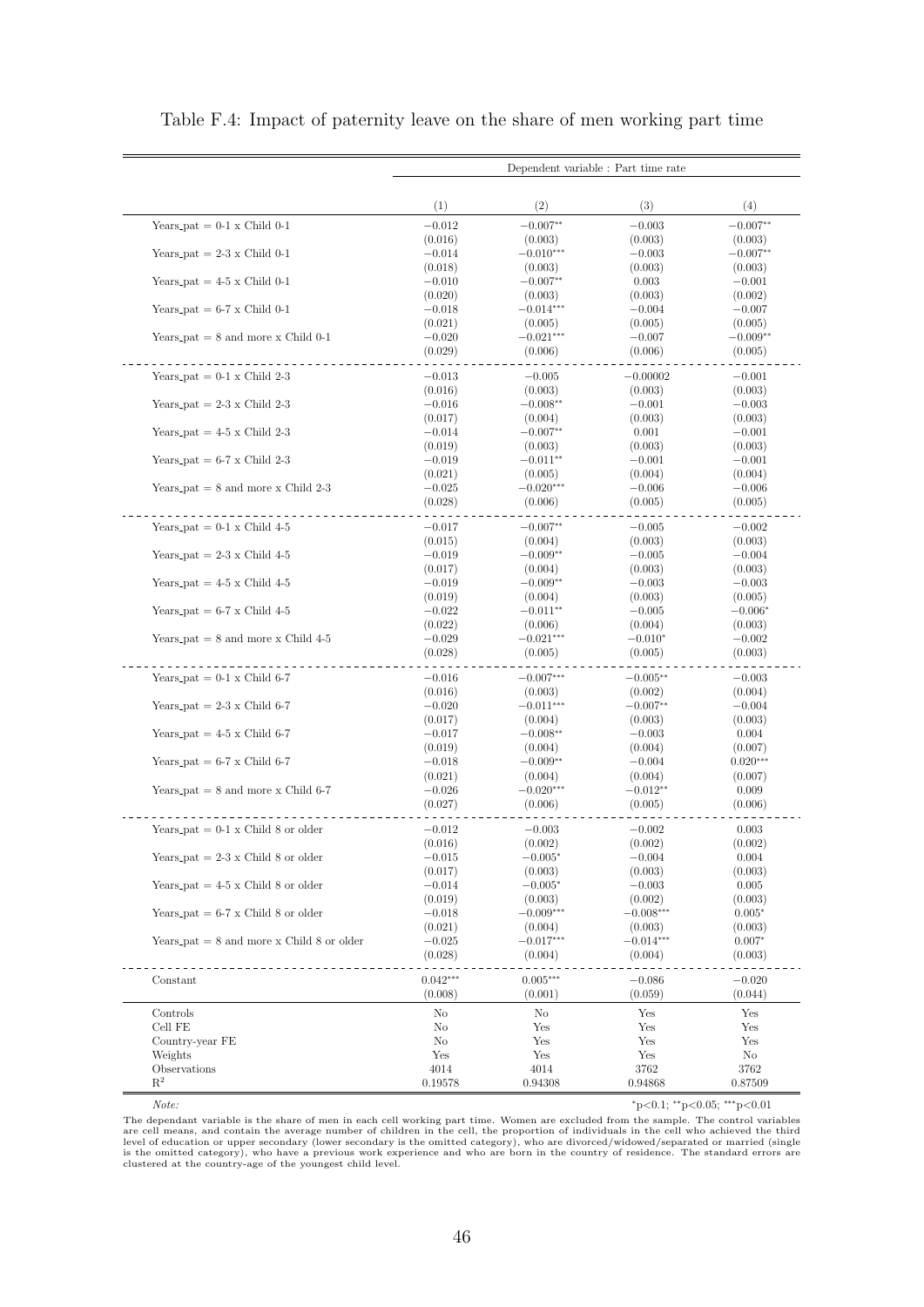Table F.4: Impact of paternity leave on the share of men working part time

| | Dependent variable : Part time rate | | | |
|---|---|---|---|---|
| | (1) | (2) | (3) | (4) |
| Years_pat = 0-1 x Child 0-1 | −0.012 | −0.007** | −0.003 | −0.007** |
| | (0.016) | (0.003) | (0.003) | (0.003) |
| Years_pat = 2-3 x Child 0-1 | −0.014 | −0.010*** | −0.003 | −0.007** |
| | (0.018) | (0.003) | (0.003) | (0.003) |
| Years_pat = 4-5 x Child 0-1 | −0.010 | −0.007** | 0.003 | −0.001 |
| | (0.020) | (0.003) | (0.003) | (0.002) |
| Years_pat = 6-7 x Child 0-1 | −0.018 | −0.014*** | −0.004 | −0.007 |
| | (0.021) | (0.005) | (0.005) | (0.005) |
| Years_pat = 8 and more x Child 0-1 | −0.020 | −0.021*** | −0.007 | −0.009** |
| | (0.029) | (0.006) | (0.006) | (0.005) |
| Years_pat = 0-1 x Child 2-3 | −0.013 | −0.005 | −0.00002 | −0.001 |
| | (0.016) | (0.003) | (0.003) | (0.003) |
| Years_pat = 2-3 x Child 2-3 | −0.016 | −0.008** | −0.001 | −0.003 |
| | (0.017) | (0.004) | (0.003) | (0.003) |
| Years_pat = 4-5 x Child 2-3 | −0.014 | −0.007** | 0.001 | −0.001 |
| | (0.019) | (0.003) | (0.003) | (0.003) |
| Years_pat = 6-7 x Child 2-3 | −0.019 | −0.011** | −0.001 | −0.001 |
| | (0.021) | (0.005) | (0.004) | (0.004) |
| Years_pat = 8 and more x Child 2-3 | −0.025 | −0.020*** | −0.006 | −0.006 |
| | (0.028) | (0.006) | (0.005) | (0.005) |
| Years_pat = 0-1 x Child 4-5 | −0.017 | −0.007** | −0.005 | −0.002 |
| | (0.015) | (0.004) | (0.003) | (0.003) |
| Years_pat = 2-3 x Child 4-5 | −0.019 | −0.009** | −0.005 | −0.004 |
| | (0.017) | (0.004) | (0.003) | (0.003) |
| Years_pat = 4-5 x Child 4-5 | −0.019 | −0.009** | −0.003 | −0.003 |
| | (0.019) | (0.004) | (0.003) | (0.005) |
| Years_pat = 6-7 x Child 4-5 | −0.022 | −0.011** | −0.005 | −0.006* |
| | (0.022) | (0.006) | (0.004) | (0.003) |
| Years_pat = 8 and more x Child 4-5 | −0.029 | −0.021*** | −0.010* | −0.002 |
| | (0.028) | (0.005) | (0.005) | (0.003) |
| Years_pat = 0-1 x Child 6-7 | −0.016 | −0.007*** | −0.005** | −0.003 |
| | (0.016) | (0.003) | (0.002) | (0.004) |
| Years_pat = 2-3 x Child 6-7 | −0.020 | −0.011*** | −0.007** | −0.004 |
| | (0.017) | (0.004) | (0.003) | (0.003) |
| Years_pat = 4-5 x Child 6-7 | −0.017 | −0.008** | −0.003 | 0.004 |
| | (0.019) | (0.004) | (0.004) | (0.007) |
| Years_pat = 6-7 x Child 6-7 | −0.018 | −0.009** | −0.004 | 0.020*** |
| | (0.021) | (0.004) | (0.004) | (0.007) |
| Years_pat = 8 and more x Child 6-7 | −0.026 | −0.020*** | −0.012** | 0.009 |
| | (0.027) | (0.006) | (0.005) | (0.006) |
| Years_pat = 0-1 x Child 8 or older | −0.012 | −0.003 | −0.002 | 0.003 |
| | (0.016) | (0.002) | (0.002) | (0.002) |
| Years_pat = 2-3 x Child 8 or older | −0.015 | −0.005* | −0.004 | 0.004 |
| | (0.017) | (0.003) | (0.003) | (0.003) |
| Years_pat = 4-5 x Child 8 or older | −0.014 | −0.005* | −0.003 | 0.005 |
| | (0.019) | (0.003) | (0.002) | (0.003) |
| Years_pat = 6-7 x Child 8 or older | −0.018 | −0.009*** | −0.008*** | 0.005* |
| | (0.021) | (0.004) | (0.003) | (0.003) |
| Years_pat = 8 and more x Child 8 or older | −0.025 | −0.017*** | −0.014*** | 0.007* |
| | (0.028) | (0.004) | (0.004) | (0.003) |
| Constant | 0.042*** | 0.005*** | −0.086 | −0.020 |
| | (0.008) | (0.001) | (0.059) | (0.044) |
| Controls | No | No | Yes | Yes |
| Cell FE | No | Yes | Yes | Yes |
| Country-year FE | No | Yes | Yes | Yes |
| Weights | Yes | Yes | Yes | No |
| Observations | 4014 | 4014 | 3762 | 3762 |
| $R^2$ | 0.19578 | 0.94308 | 0.94868 | 0.87509 |

*Note:* *p<0.1; **p<0.05; ***p<0.01

The dependant variable is the share of men in each cell working part time. Women are excluded from the sample. The control variables are cell means, and contain the average number of children in the cell, the proportion of individuals in the cell who achieved the third level of education or upper secondary (lower secondary is the omitted category), who are divorced/widowed/separated or married (single is the omitted category), who have a previous work experience and who are born in the country of residence. The standard errors are clustered at the country-age of the youngest child level.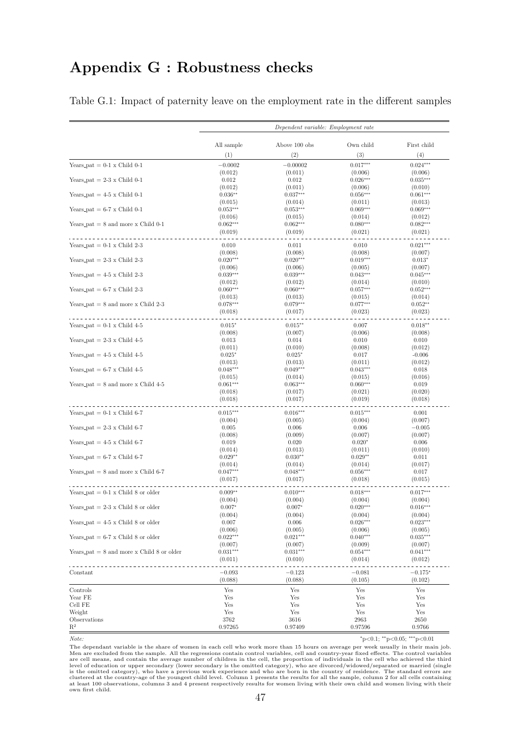# Appendix G : Robustness checks

Table G.1: Impact of paternity leave on the employment rate in the different samples

| | *Dependent variable: Employment rate* | | | |
|---|---|---|---|---|
| | All sample | Above 100 obs | Own child | First child |
| | (1) | (2) | (3) | (4) |
| Years_pat = 0-1 x Child 0-1 | −0.0002 | −0.00002 | 0.017*** | 0.024*** |
| | (0.012) | (0.011) | (0.006) | (0.006) |
| Years_pat = 2-3 x Child 0-1 | 0.012 | 0.012 | 0.026*** | 0.035*** |
| | (0.012) | (0.011) | (0.006) | (0.010) |
| Years_pat = 4-5 x Child 0-1 | 0.036** | 0.037*** | 0.056*** | 0.061*** |
| | (0.015) | (0.014) | (0.011) | (0.013) |
| Years_pat = 6-7 x Child 0-1 | 0.053*** | 0.053*** | 0.069*** | 0.069*** |
| | (0.016) | (0.015) | (0.014) | (0.012) |
| Years_pat = 8 and more x Child 0-1 | 0.062*** | 0.062*** | 0.080*** | 0.082*** |
| | (0.019) | (0.019) | (0.021) | (0.021) |
| Years_pat = 0-1 x Child 2-3 | 0.010 | 0.011 | 0.010 | 0.021*** |
| | (0.008) | (0.008) | (0.008) | (0.007) |
| Years_pat = 2-3 x Child 2-3 | 0.020*** | 0.020*** | 0.019*** | 0.013* |
| | (0.006) | (0.006) | (0.005) | (0.007) |
| Years_pat = 4-5 x Child 2-3 | 0.039*** | 0.039*** | 0.043*** | 0.045*** |
| | (0.012) | (0.012) | (0.014) | (0.010) |
| Years_pat = 6-7 x Child 2-3 | 0.060*** | 0.060*** | 0.057*** | 0.052*** |
| | (0.013) | (0.013) | (0.015) | (0.014) |
| Years_pat = 8 and more x Child 2-3 | 0.078*** | 0.079*** | 0.077*** | 0.052** |
| | (0.018) | (0.017) | (0.023) | (0.023) |
| Years_pat = 0-1 x Child 4-5 | 0.015* | 0.015** | 0.007 | 0.018** |
| | (0.008) | (0.007) | (0.006) | (0.008) |
| Years_pat = 2-3 x Child 4-5 | 0.013 | 0.014 | 0.010 | 0.010 |
| | (0.011) | (0.010) | (0.008) | (0.012) |
| Years_pat = 4-5 x Child 4-5 | 0.025* | 0.025* | 0.017 | -0.006 |
| | (0.013) | (0.013) | (0.011) | (0.012) |
| Years_pat = 6-7 x Child 4-5 | 0.048*** | 0.049*** | 0.043*** | 0.018 |
| | (0.015) | (0.014) | (0.015) | (0.016) |
| Years_pat = 8 and more x Child 4-5 | 0.061*** | 0.063*** | 0.060*** | 0.019 |
| | (0.018) | (0.017) | (0.021) | (0.020) |
| | (0.018) | (0.017) | (0.019) | (0.018) |
| Years_pat = 0-1 x Child 6-7 | 0.015*** | 0.016*** | 0.015*** | 0.001 |
| | (0.004) | (0.005) | (0.004) | (0.007) |
| Years_pat = 2-3 x Child 6-7 | 0.005 | 0.006 | 0.006 | −0.005 |
| | (0.008) | (0.009) | (0.007) | (0.007) |
| Years_pat = 4-5 x Child 6-7 | 0.019 | 0.020 | 0.020* | 0.006 |
| | (0.014) | (0.013) | (0.011) | (0.010) |
| Years_pat = 6-7 x Child 6-7 | 0.029** | 0.030** | 0.029** | 0.011 |
| | (0.014) | (0.014) | (0.014) | (0.017) |
| Years_pat = 8 and more x Child 6-7 | 0.047*** | 0.048*** | 0.056*** | 0.017 |
| | (0.017) | (0.017) | (0.018) | (0.015) |
| Years_pat = 0-1 x Child 8 or older | 0.009** | 0.010*** | 0.018*** | 0.017*** |
| | (0.004) | (0.004) | (0.004) | (0.004) |
| Years_pat = 2-3 x Child 8 or older | 0.007* | 0.007* | 0.020*** | 0.016*** |
| | (0.004) | (0.004) | (0.004) | (0.004) |
| Years_pat = 4-5 x Child 8 or older | 0.007 | 0.006 | 0.026*** | 0.023*** |
| | (0.006) | (0.005) | (0.006) | (0.005) |
| Years_pat = 6-7 x Child 8 or older | 0.022*** | 0.021*** | 0.040*** | 0.035*** |
| | (0.007) | (0.007) | (0.009) | (0.007) |
| Years_pat = 8 and more x Child 8 or older | 0.031*** | 0.031*** | 0.054*** | 0.041*** |
| | (0.011) | (0.010) | (0.014) | (0.012) |
| Constant | −0.093 | −0.123 | −0.081 | −0.175* |
| | (0.088) | (0.088) | (0.105) | (0.102) |
| Controls | Yes | Yes | Yes | Yes |
| Year FE | Yes | Yes | Yes | Yes |
| Cell FE | Yes | Yes | Yes | Yes |
| Weight | Yes | Yes | Yes | Yes |
| Observations | 3762 | 3616 | 2963 | 2650 |
| $R^2$ | 0.97265 | 0.97409 | 0.97596 | 0.9766 |

*Note:* *p<0.1; **p<0.05; ***p<0.01

The dependant variable is the share of women in each cell who work more than 15 hours on average per week usually in their main job. Men are excluded from the sample. All the regressions contain control variables, cell and country-year fixed effects. The control variables are cell means, and contain the average number of children in the cell, the proportion of individuals in the cell who achieved the third level of education or upper secondary (lower secondary is the omitted category), who are divorced/widowed/separated or married (single is the omitted category), who have a previous work experience and who are born in the country of residence. The standard errors are clustered at the country-age of the youngest child level. Column 1 presents the results for all the sample, column 2 for all cells containing at least 100 observations, columns 3 and 4 present respectively results for women living with their own child and women living with their own first child.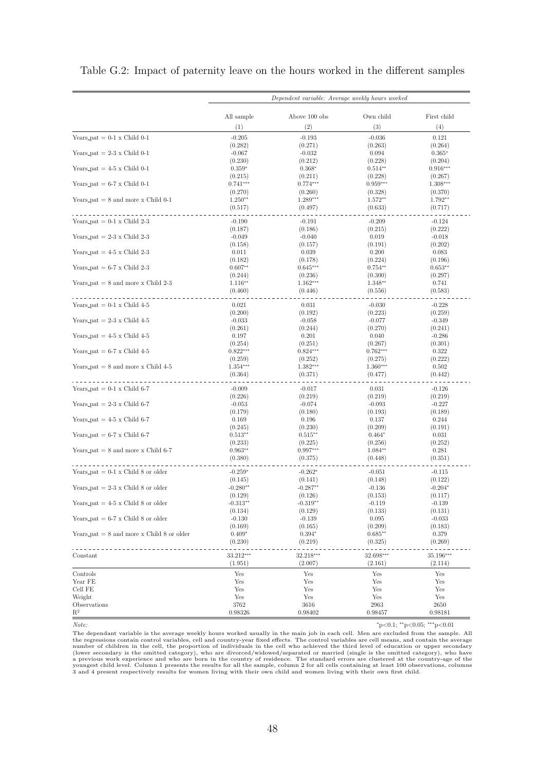Table G.2: Impact of paternity leave on the hours worked in the different samples

| | *Dependent variable: Average weekly hours worked* | | | |
|---|---|---|---|---|
| | All sample | Above 100 obs | Own child | First child |
| | (1) | (2) | (3) | (4) |
| Years_pat = 0-1 x Child 0-1 | -0.205 | -0.193 | -0.036 | 0.121 |
| | (0.282) | (0.271) | (0.263) | (0.264) |
| Years_pat = 2-3 x Child 0-1 | -0.067 | -0.032 | 0.094 | 0.365* |
| | (0.230) | (0.212) | (0.228) | (0.204) |
| Years_pat = 4-5 x Child 0-1 | 0.359* | 0.368* | 0.514** | 0.916*** |
| | (0.215) | (0.211) | (0.228) | (0.267) |
| Years_pat = 6-7 x Child 0-1 | 0.741*** | 0.774*** | 0.959*** | 1.308*** |
| | (0.270) | (0.260) | (0.328) | (0.370) |
| Years_pat = 8 and more x Child 0-1 | 1.250** | 1.289*** | 1.572** | 1.792** |
| | (0.517) | (0.497) | (0.633) | (0.717) |
| Years_pat = 0-1 x Child 2-3 | -0.190 | -0.191 | -0.209 | -0.124 |
| | (0.187) | (0.186) | (0.215) | (0.222) |
| Years_pat = 2-3 x Child 2-3 | -0.049 | -0.040 | 0.019 | -0.018 |
| | (0.158) | (0.157) | (0.191) | (0.202) |
| Years_pat = 4-5 x Child 2-3 | 0.011 | 0.039 | 0.200 | 0.083 |
| | (0.182) | (0.178) | (0.224) | (0.196) |
| Years_pat = 6-7 x Child 2-3 | 0.607** | 0.645*** | 0.754** | 0.653** |
| | (0.244) | (0.236) | (0.300) | (0.297) |
| Years_pat = 8 and more x Child 2-3 | 1.116** | 1.162*** | 1.348** | 0.741 |
| | (0.460) | (0.446) | (0.556) | (0.583) |
| Years_pat = 0-1 x Child 4-5 | 0.021 | 0.031 | -0.030 | -0.228 |
| | (0.200) | (0.192) | (0.223) | (0.259) |
| Years_pat = 2-3 x Child 4-5 | -0.033 | -0.058 | -0.077 | -0.349 |
| | (0.261) | (0.244) | (0.270) | (0.241) |
| Years_pat = 4-5 x Child 4-5 | 0.197 | 0.201 | 0.040 | -0.286 |
| | (0.254) | (0.251) | (0.267) | (0.301) |
| Years_pat = 6-7 x Child 4-5 | 0.822*** | 0.824*** | 0.762*** | 0.322 |
| | (0.259) | (0.252) | (0.275) | (0.222) |
| Years_pat = 8 and more x Child 4-5 | 1.354*** | 1.382*** | 1.360*** | 0.502 |
| | (0.364) | (0.371) | (0.477) | (0.442) |
| Years_pat = 0-1 x Child 6-7 | -0.009 | -0.017 | 0.031 | -0.126 |
| | (0.226) | (0.219) | (0.219) | (0.219) |
| Years_pat = 2-3 x Child 6-7 | -0.053 | -0.074 | -0.093 | -0.227 |
| | (0.179) | (0.180) | (0.193) | (0.189) |
| Years_pat = 4-5 x Child 6-7 | 0.169 | 0.196 | 0.137 | 0.244 |
| | (0.245) | (0.230) | (0.209) | (0.191) |
| Years_pat = 6-7 x Child 6-7 | 0.513** | 0.515** | 0.464* | 0.031 |
| | (0.233) | (0.225) | (0.256) | (0.252) |
| Years_pat = 8 and more x Child 6-7 | 0.963** | 0.997*** | 1.084** | 0.281 |
| | (0.380) | (0.375) | (0.448) | (0.351) |
| Years_pat = 0-1 x Child 8 or older | -0.259* | -0.262* | -0.051 | -0.115 |
| | (0.145) | (0.141) | (0.148) | (0.122) |
| Years_pat = 2-3 x Child 8 or older | -0.280** | -0.287** | -0.136 | -0.204* |
| | (0.129) | (0.126) | (0.153) | (0.117) |
| Years_pat = 4-5 x Child 8 or older | -0.313** | -0.319** | -0.119 | -0.139 |
| | (0.134) | (0.129) | (0.133) | (0.131) |
| Years_pat = 6-7 x Child 8 or older | -0.130 | -0.139 | 0.095 | -0.033 |
| | (0.169) | (0.165) | (0.209) | (0.183) |
| Years_pat = 8 and more x Child 8 or older | 0.409* | 0.394* | 0.685** | 0.379 |
| | (0.230) | (0.219) | (0.325) | (0.269) |
| Constant | 33.212*** | 32.218*** | 32.698*** | 35.196*** |
| | (1.951) | (2.007) | (2.161) | (2.114) |
| Controls | Yes | Yes | Yes | Yes |
| Year FE | Yes | Yes | Yes | Yes |
| Cell FE | Yes | Yes | Yes | Yes |
| Weight | Yes | Yes | Yes | Yes |
| Observations | 3762 | 3616 | 2963 | 2650 |
| $R^2$ | 0.98326 | 0.98402 | 0.98457 | 0.98181 |

*Note:* *p<0.1; **p<0.05; ***p<0.01

The dependant variable is the average weekly hours worked usually in the main job in each cell. Men are excluded from the sample. All the regressions contain control variables, cell and country-year fixed effects. The control variables are cell means, and contain the average number of children in the cell, the proportion of individuals in the cell who achieved the third level of education or upper secondary (lower secondary is the omitted category), who are divorced/widowed/separated or married (single is the omitted category), who have a previous work experience and who are born in the country of residence. The standard errors are clustered at the country-age of the youngest child level. Column 1 presents the results for all the sample, column 2 for all cells containing at least 100 observations, columns 3 and 4 present respectively results for women living with their own child and women living with their own first child.